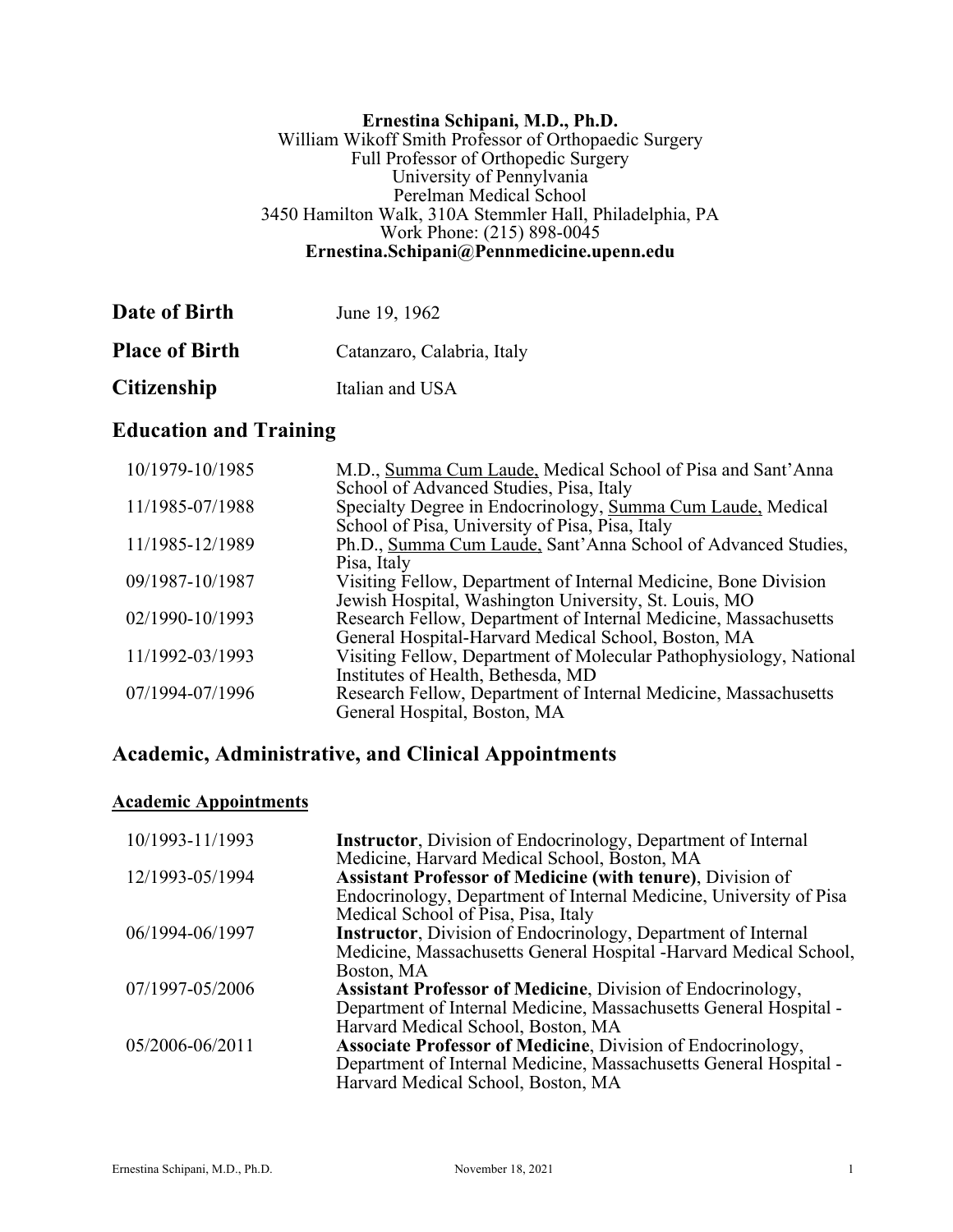**Ernestina Schipani, M.D., Ph.D.**
William Wikoff Smith Professor of Orthopaedic Surgery
Full Professor of Orthopedic Surgery
University of Pennylvania
Perelman Medical School
3450 Hamilton Walk, 310A Stemmler Hall, Philadelphia, PA
Work Phone: (215) 898-0045
**Ernestina.Schipani@Pennmedicine.upenn.edu**

| | |
|---|---|
| **Date of Birth** | June 19, 1962 |
| **Place of Birth** | Catanzaro, Calabria, Italy |
| **Citizenship** | Italian and USA |

## Education and Training

| | |
|---|---|
| 10/1979-10/1985 | M.D., Summa Cum Laude, Medical School of Pisa and Sant'Anna School of Advanced Studies, Pisa, Italy |
| 11/1985-07/1988 | Specialty Degree in Endocrinology, Summa Cum Laude, Medical School of Pisa, University of Pisa, Pisa, Italy |
| 11/1985-12/1989 | Ph.D., Summa Cum Laude, Sant'Anna School of Advanced Studies, Pisa, Italy |
| 09/1987-10/1987 | Visiting Fellow, Department of Internal Medicine, Bone Division Jewish Hospital, Washington University, St. Louis, MO |
| 02/1990-10/1993 | Research Fellow, Department of Internal Medicine, Massachusetts General Hospital-Harvard Medical School, Boston, MA |
| 11/1992-03/1993 | Visiting Fellow, Department of Molecular Pathophysiology, National Institutes of Health, Bethesda, MD |
| 07/1994-07/1996 | Research Fellow, Department of Internal Medicine, Massachusetts General Hospital, Boston, MA |

## Academic, Administrative, and Clinical Appointments

### Academic Appointments

| | |
|---|---|
| 10/1993-11/1993 | **Instructor**, Division of Endocrinology, Department of Internal Medicine, Harvard Medical School, Boston, MA |
| 12/1993-05/1994 | **Assistant Professor of Medicine (with tenure)**, Division of Endocrinology, Department of Internal Medicine, University of Pisa Medical School of Pisa, Pisa, Italy |
| 06/1994-06/1997 | **Instructor**, Division of Endocrinology, Department of Internal Medicine, Massachusetts General Hospital -Harvard Medical School, Boston, MA |
| 07/1997-05/2006 | **Assistant Professor of Medicine**, Division of Endocrinology, Department of Internal Medicine, Massachusetts General Hospital - Harvard Medical School, Boston, MA |
| 05/2006-06/2011 | **Associate Professor of Medicine**, Division of Endocrinology, Department of Internal Medicine, Massachusetts General Hospital - Harvard Medical School, Boston, MA |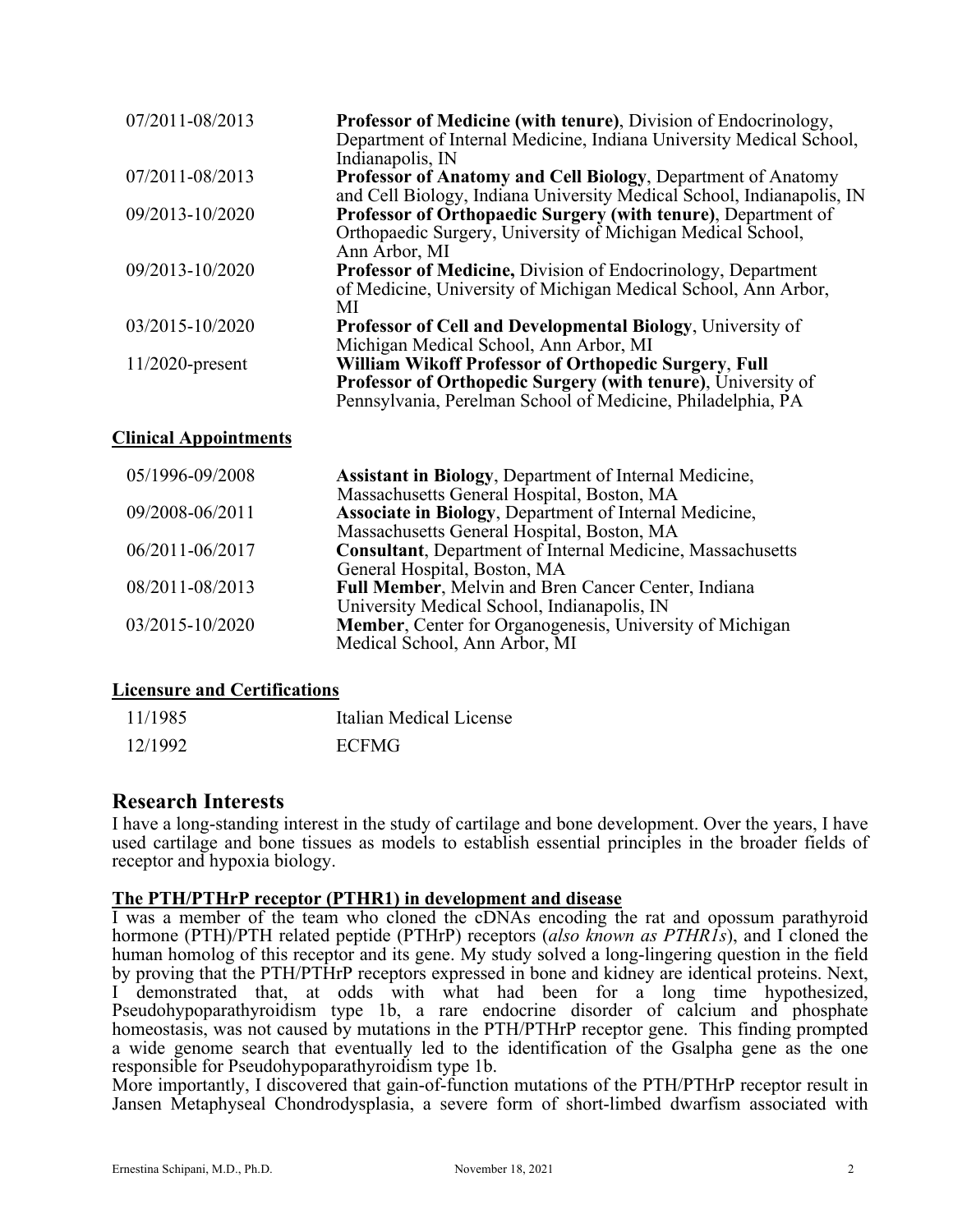| | |
|---|---|
| 07/2011-08/2013 | **Professor of Medicine (with tenure)**, Division of Endocrinology, Department of Internal Medicine, Indiana University Medical School, Indianapolis, IN |
| 07/2011-08/2013 | **Professor of Anatomy and Cell Biology**, Department of Anatomy and Cell Biology, Indiana University Medical School, Indianapolis, IN |
| 09/2013-10/2020 | **Professor of Orthopaedic Surgery (with tenure)**, Department of Orthopaedic Surgery, University of Michigan Medical School, Ann Arbor, MI |
| 09/2013-10/2020 | **Professor of Medicine,** Division of Endocrinology, Department of Medicine, University of Michigan Medical School, Ann Arbor, MI |
| 03/2015-10/2020 | **Professor of Cell and Developmental Biology**, University of Michigan Medical School, Ann Arbor, MI |
| 11/2020-present | **William Wikoff Professor of Orthopedic Surgery**, **Full Professor of Orthopedic Surgery (with tenure)**, University of Pennsylvania, Perelman School of Medicine, Philadelphia, PA |

**Clinical Appointments**

| | |
|---|---|
| 05/1996-09/2008 | **Assistant in Biology**, Department of Internal Medicine, Massachusetts General Hospital, Boston, MA |
| 09/2008-06/2011 | **Associate in Biology**, Department of Internal Medicine, Massachusetts General Hospital, Boston, MA |
| 06/2011-06/2017 | **Consultant**, Department of Internal Medicine, Massachusetts General Hospital, Boston, MA |
| 08/2011-08/2013 | **Full Member**, Melvin and Bren Cancer Center, Indiana University Medical School, Indianapolis, IN |
| 03/2015-10/2020 | **Member**, Center for Organogenesis, University of Michigan Medical School, Ann Arbor, MI |

**Licensure and Certifications**

| | |
|---|---|
| 11/1985 | Italian Medical License |
| 12/1992 | ECFMG |

## Research Interests

I have a long-standing interest in the study of cartilage and bone development. Over the years, I have used cartilage and bone tissues as models to establish essential principles in the broader fields of receptor and hypoxia biology.

**The PTH/PTHrP receptor (PTHR1) in development and disease**

I was a member of the team who cloned the cDNAs encoding the rat and opossum parathyroid hormone (PTH)/PTH related peptide (PTHrP) receptors (*also known as PTHR1s*), and I cloned the human homolog of this receptor and its gene. My study solved a long-lingering question in the field by proving that the PTH/PTHrP receptors expressed in bone and kidney are identical proteins. Next, I demonstrated that, at odds with what had been for a long time hypothesized, Pseudohypoparathyroidism type 1b, a rare endocrine disorder of calcium and phosphate homeostasis, was not caused by mutations in the PTH/PTHrP receptor gene. This finding prompted a wide genome search that eventually led to the identification of the Gsalpha gene as the one responsible for Pseudohypoparathyroidism type 1b.

More importantly, I discovered that gain-of-function mutations of the PTH/PTHrP receptor result in Jansen Metaphyseal Chondrodysplasia, a severe form of short-limbed dwarfism associated with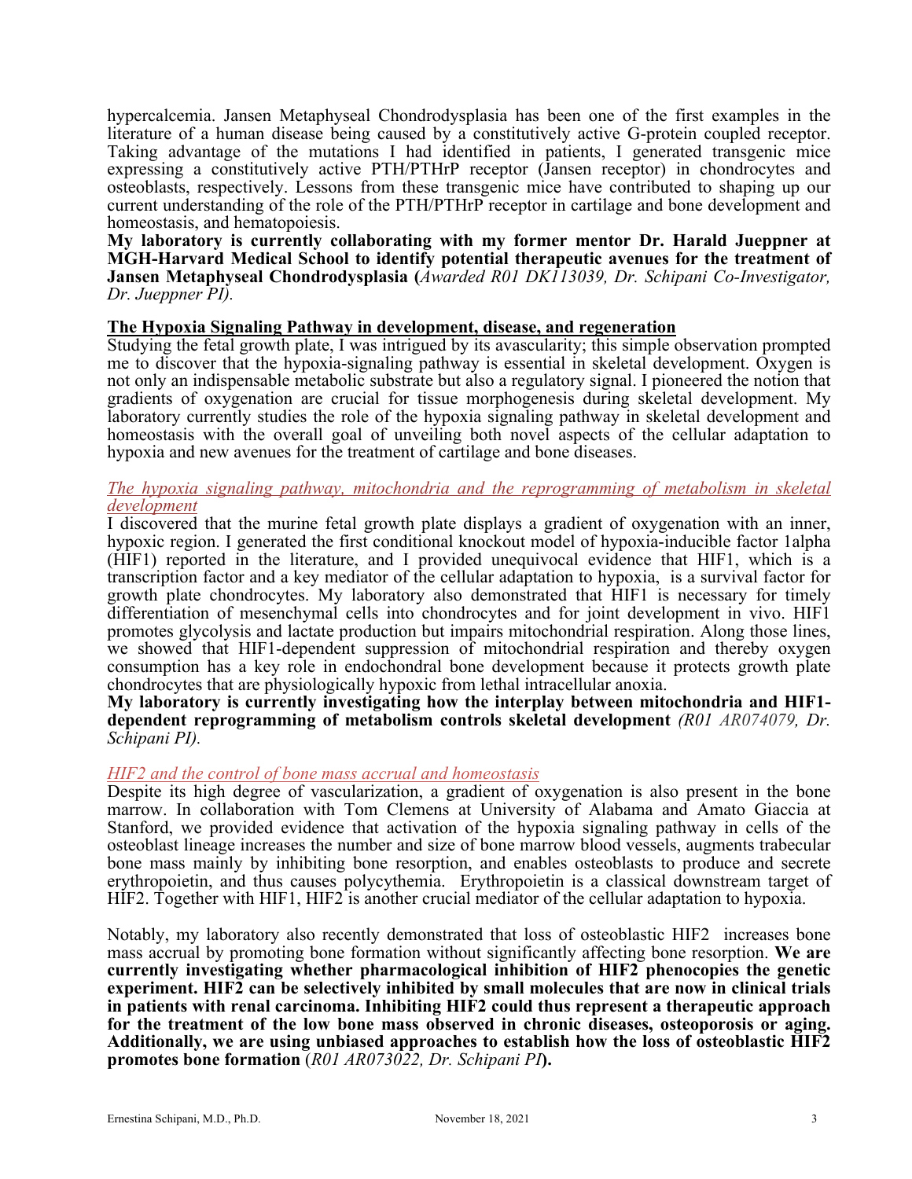hypercalcemia. Jansen Metaphyseal Chondrodysplasia has been one of the first examples in the literature of a human disease being caused by a constitutively active G-protein coupled receptor. Taking advantage of the mutations I had identified in patients, I generated transgenic mice expressing a constitutively active PTH/PTHrP receptor (Jansen receptor) in chondrocytes and osteoblasts, respectively. Lessons from these transgenic mice have contributed to shaping up our current understanding of the role of the PTH/PTHrP receptor in cartilage and bone development and homeostasis, and hematopoiesis.
**My laboratory is currently collaborating with my former mentor Dr. Harald Jueppner at MGH-Harvard Medical School to identify potential therapeutic avenues for the treatment of Jansen Metaphyseal Chondrodysplasia (***Awarded R01 DK113039, Dr. Schipani Co-Investigator, Dr. Jueppner PI).*

**<u>The Hypoxia Signaling Pathway in development, disease, and regeneration</u>**

Studying the fetal growth plate, I was intrigued by its avascularity; this simple observation prompted me to discover that the hypoxia-signaling pathway is essential in skeletal development. Oxygen is not only an indispensable metabolic substrate but also a regulatory signal. I pioneered the notion that gradients of oxygenation are crucial for tissue morphogenesis during skeletal development. My laboratory currently studies the role of the hypoxia signaling pathway in skeletal development and homeostasis with the overall goal of unveiling both novel aspects of the cellular adaptation to hypoxia and new avenues for the treatment of cartilage and bone diseases.

*<u>The hypoxia signaling pathway, mitochondria and the reprogramming of metabolism in skeletal development</u>*

I discovered that the murine fetal growth plate displays a gradient of oxygenation with an inner, hypoxic region. I generated the first conditional knockout model of hypoxia-inducible factor 1alpha (HIF1) reported in the literature, and I provided unequivocal evidence that HIF1, which is a transcription factor and a key mediator of the cellular adaptation to hypoxia, is a survival factor for growth plate chondrocytes. My laboratory also demonstrated that HIF1 is necessary for timely differentiation of mesenchymal cells into chondrocytes and for joint development in vivo. HIF1 promotes glycolysis and lactate production but impairs mitochondrial respiration. Along those lines, we showed that HIF1-dependent suppression of mitochondrial respiration and thereby oxygen consumption has a key role in endochondral bone development because it protects growth plate chondrocytes that are physiologically hypoxic from lethal intracellular anoxia.
**My laboratory is currently investigating how the interplay between mitochondria and HIF1-dependent reprogramming of metabolism controls skeletal development** *(R01 AR074079, Dr. Schipani PI).*

*<u>HIF2 and the control of bone mass accrual and homeostasis</u>*

Despite its high degree of vascularization, a gradient of oxygenation is also present in the bone marrow. In collaboration with Tom Clemens at University of Alabama and Amato Giaccia at Stanford, we provided evidence that activation of the hypoxia signaling pathway in cells of the osteoblast lineage increases the number and size of bone marrow blood vessels, augments trabecular bone mass mainly by inhibiting bone resorption, and enables osteoblasts to produce and secrete erythropoietin, and thus causes polycythemia. Erythropoietin is a classical downstream target of HIF2. Together with HIF1, HIF2 is another crucial mediator of the cellular adaptation to hypoxia.

Notably, my laboratory also recently demonstrated that loss of osteoblastic HIF2 increases bone mass accrual by promoting bone formation without significantly affecting bone resorption. **We are currently investigating whether pharmacological inhibition of HIF2 phenocopies the genetic experiment. HIF2 can be selectively inhibited by small molecules that are now in clinical trials in patients with renal carcinoma. Inhibiting HIF2 could thus represent a therapeutic approach for the treatment of the low bone mass observed in chronic diseases, osteoporosis or aging. Additionally, we are using unbiased approaches to establish how the loss of osteoblastic HIF2 promotes bone formation** (*R01 AR073022, Dr. Schipani PI*)**.**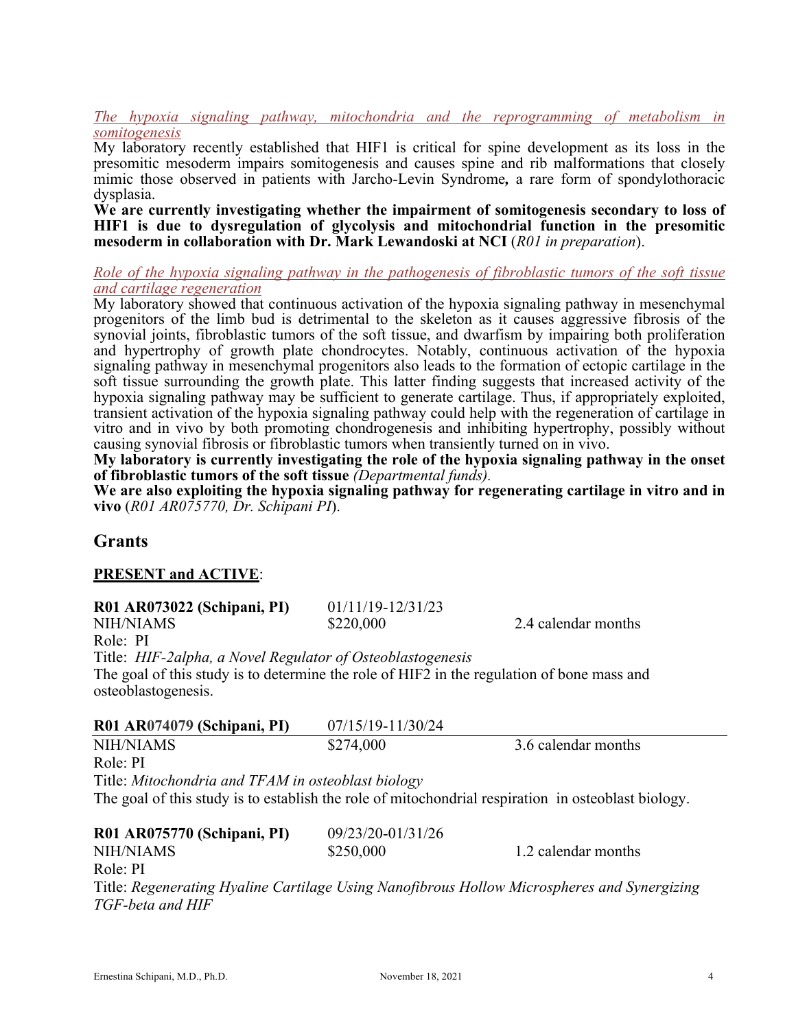*The hypoxia signaling pathway, mitochondria and the reprogramming of metabolism in somitogenesis*

My laboratory recently established that HIF1 is critical for spine development as its loss in the presomitic mesoderm impairs somitogenesis and causes spine and rib malformations that closely mimic those observed in patients with Jarcho-Levin Syndrome**,** a rare form of spondylothoracic dysplasia.

**We are currently investigating whether the impairment of somitogenesis secondary to loss of HIF1 is due to dysregulation of glycolysis and mitochondrial function in the presomitic mesoderm in collaboration with Dr. Mark Lewandoski at NCI** (*R01 in preparation*).

*Role of the hypoxia signaling pathway in the pathogenesis of fibroblastic tumors of the soft tissue and cartilage regeneration*

My laboratory showed that continuous activation of the hypoxia signaling pathway in mesenchymal progenitors of the limb bud is detrimental to the skeleton as it causes aggressive fibrosis of the synovial joints, fibroblastic tumors of the soft tissue, and dwarfism by impairing both proliferation and hypertrophy of growth plate chondrocytes. Notably, continuous activation of the hypoxia signaling pathway in mesenchymal progenitors also leads to the formation of ectopic cartilage in the soft tissue surrounding the growth plate. This latter finding suggests that increased activity of the hypoxia signaling pathway may be sufficient to generate cartilage. Thus, if appropriately exploited, transient activation of the hypoxia signaling pathway could help with the regeneration of cartilage in vitro and in vivo by both promoting chondrogenesis and inhibiting hypertrophy, possibly without causing synovial fibrosis or fibroblastic tumors when transiently turned on in vivo.

**My laboratory is currently investigating the role of the hypoxia signaling pathway in the onset of fibroblastic tumors of the soft tissue** *(Departmental funds).*

**We are also exploiting the hypoxia signaling pathway for regenerating cartilage in vitro and in vivo** (*R01 AR075770, Dr. Schipani PI*).

## Grants

**PRESENT and ACTIVE**:

**R01 AR073022 (Schipani, PI)** 01/11/19-12/31/23
NIH/NIAMS $220,000 2.4 calendar months
Role: PI
Title: *HIF-2alpha, a Novel Regulator of Osteoblastogenesis*
The goal of this study is to determine the role of HIF2 in the regulation of bone mass and osteoblastogenesis.

**R01 AR074079 (Schipani, PI)** 07/15/19-11/30/24
NIH/NIAMS $274,000 3.6 calendar months
Role: PI
Title: *Mitochondria and TFAM in osteoblast biology*
The goal of this study is to establish the role of mitochondrial respiration in osteoblast biology.

**R01 AR075770 (Schipani, PI)** 09/23/20-01/31/26
NIH/NIAMS $250,000 1.2 calendar months
Role: PI
Title: *Regenerating Hyaline Cartilage Using Nanofibrous Hollow Microspheres and Synergizing TGF-beta and HIF*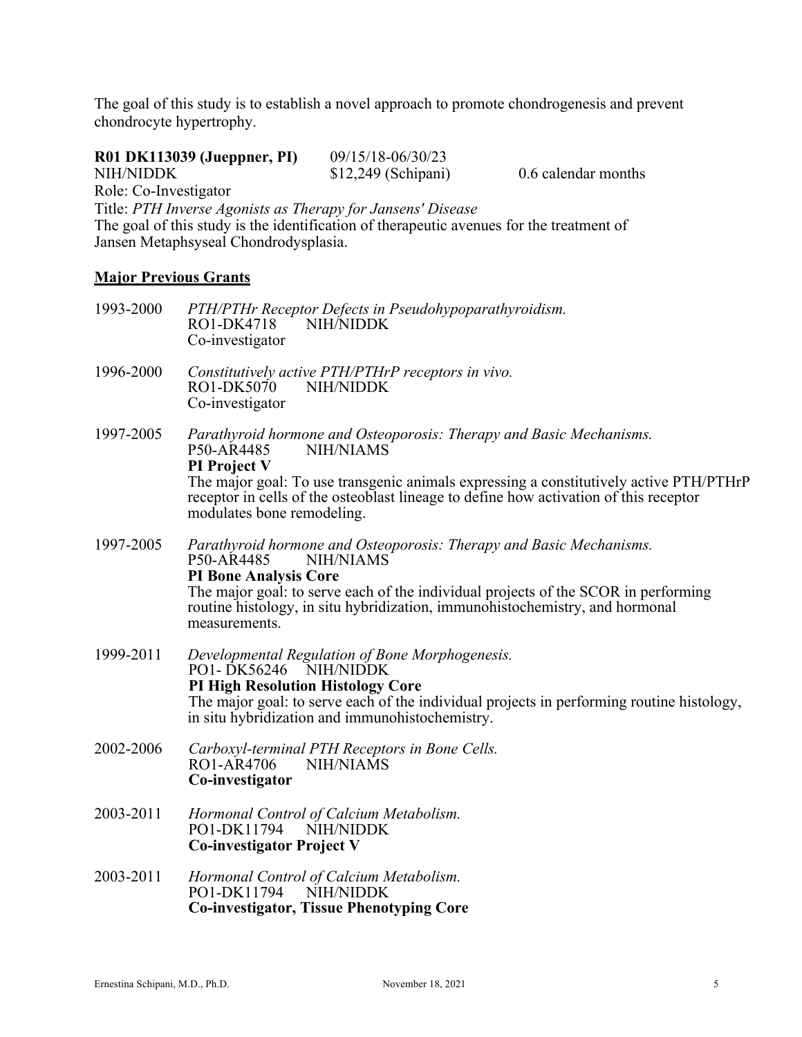The goal of this study is to establish a novel approach to promote chondrogenesis and prevent chondrocyte hypertrophy.

**R01 DK113039 (Jueppner, PI)** 09/15/18-06/30/23
NIH/NIDDK $12,249 (Schipani) 0.6 calendar months
Role: Co-Investigator
Title: *PTH Inverse Agonists as Therapy for Jansens' Disease*
The goal of this study is the identification of therapeutic avenues for the treatment of Jansen Metaphsyseal Chondrodysplasia.

## Major Previous Grants

1993-2000 *PTH/PTHr Receptor Defects in Pseudohypoparathyroidism.*
RO1-DK4718 NIH/NIDDK
Co-investigator

1996-2000 *Constitutively active PTH/PTHrP receptors in vivo.*
RO1-DK5070 NIH/NIDDK
Co-investigator

1997-2005 *Parathyroid hormone and Osteoporosis: Therapy and Basic Mechanisms.*
P50-AR4485 NIH/NIAMS
**PI Project V**
The major goal: To use transgenic animals expressing a constitutively active PTH/PTHrP receptor in cells of the osteoblast lineage to define how activation of this receptor modulates bone remodeling.

1997-2005 *Parathyroid hormone and Osteoporosis: Therapy and Basic Mechanisms.*
P50-AR4485 NIH/NIAMS
**PI Bone Analysis Core**
The major goal: to serve each of the individual projects of the SCOR in performing routine histology, in situ hybridization, immunohistochemistry, and hormonal measurements.

1999-2011 *Developmental Regulation of Bone Morphogenesis.*
PO1- DK56246 NIH/NIDDK
**PI High Resolution Histology Core**
The major goal: to serve each of the individual projects in performing routine histology, in situ hybridization and immunohistochemistry.

2002-2006 *Carboxyl-terminal PTH Receptors in Bone Cells.*
RO1-AR4706 NIH/NIAMS
**Co-investigator**

2003-2011 *Hormonal Control of Calcium Metabolism.*
PO1-DK11794 NIH/NIDDK
**Co-investigator Project V**

2003-2011 *Hormonal Control of Calcium Metabolism.*
PO1-DK11794 NIH/NIDDK
**Co-investigator, Tissue Phenotyping Core**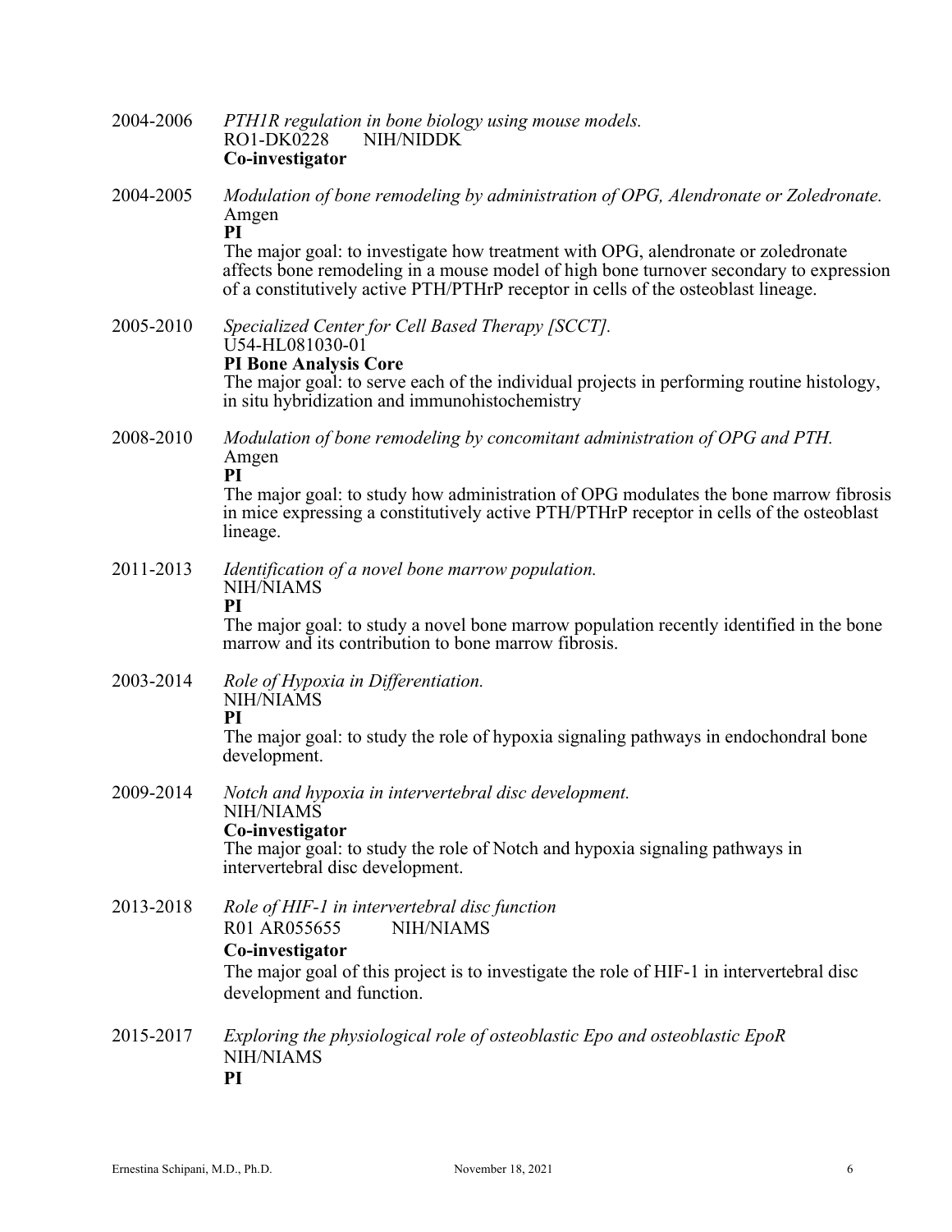2004-2006 *PTH1R regulation in bone biology using mouse models.*
RO1-DK0228 NIH/NIDDK
**Co-investigator**

2004-2005 *Modulation of bone remodeling by administration of OPG, Alendronate or Zoledronate.*
Amgen
**PI**
The major goal: to investigate how treatment with OPG, alendronate or zoledronate affects bone remodeling in a mouse model of high bone turnover secondary to expression of a constitutively active PTH/PTHrP receptor in cells of the osteoblast lineage.

2005-2010 *Specialized Center for Cell Based Therapy [SCCT].*
U54-HL081030-01
**PI Bone Analysis Core**
The major goal: to serve each of the individual projects in performing routine histology, in situ hybridization and immunohistochemistry

2008-2010 *Modulation of bone remodeling by concomitant administration of OPG and PTH.*
Amgen
**PI**
The major goal: to study how administration of OPG modulates the bone marrow fibrosis in mice expressing a constitutively active PTH/PTHrP receptor in cells of the osteoblast lineage.

2011-2013 *Identification of a novel bone marrow population.*
NIH/NIAMS
**PI**
The major goal: to study a novel bone marrow population recently identified in the bone marrow and its contribution to bone marrow fibrosis.

2003-2014 *Role of Hypoxia in Differentiation.*
NIH/NIAMS
**PI**
The major goal: to study the role of hypoxia signaling pathways in endochondral bone development.

2009-2014 *Notch and hypoxia in intervertebral disc development.*
NIH/NIAMS
**Co-investigator**
The major goal: to study the role of Notch and hypoxia signaling pathways in intervertebral disc development.

2013-2018 *Role of HIF-1 in intervertebral disc function*
R01 AR055655 NIH/NIAMS
**Co-investigator**
The major goal of this project is to investigate the role of HIF-1 in intervertebral disc development and function.

2015-2017 *Exploring the physiological role of osteoblastic Epo and osteoblastic EpoR*
NIH/NIAMS
**PI**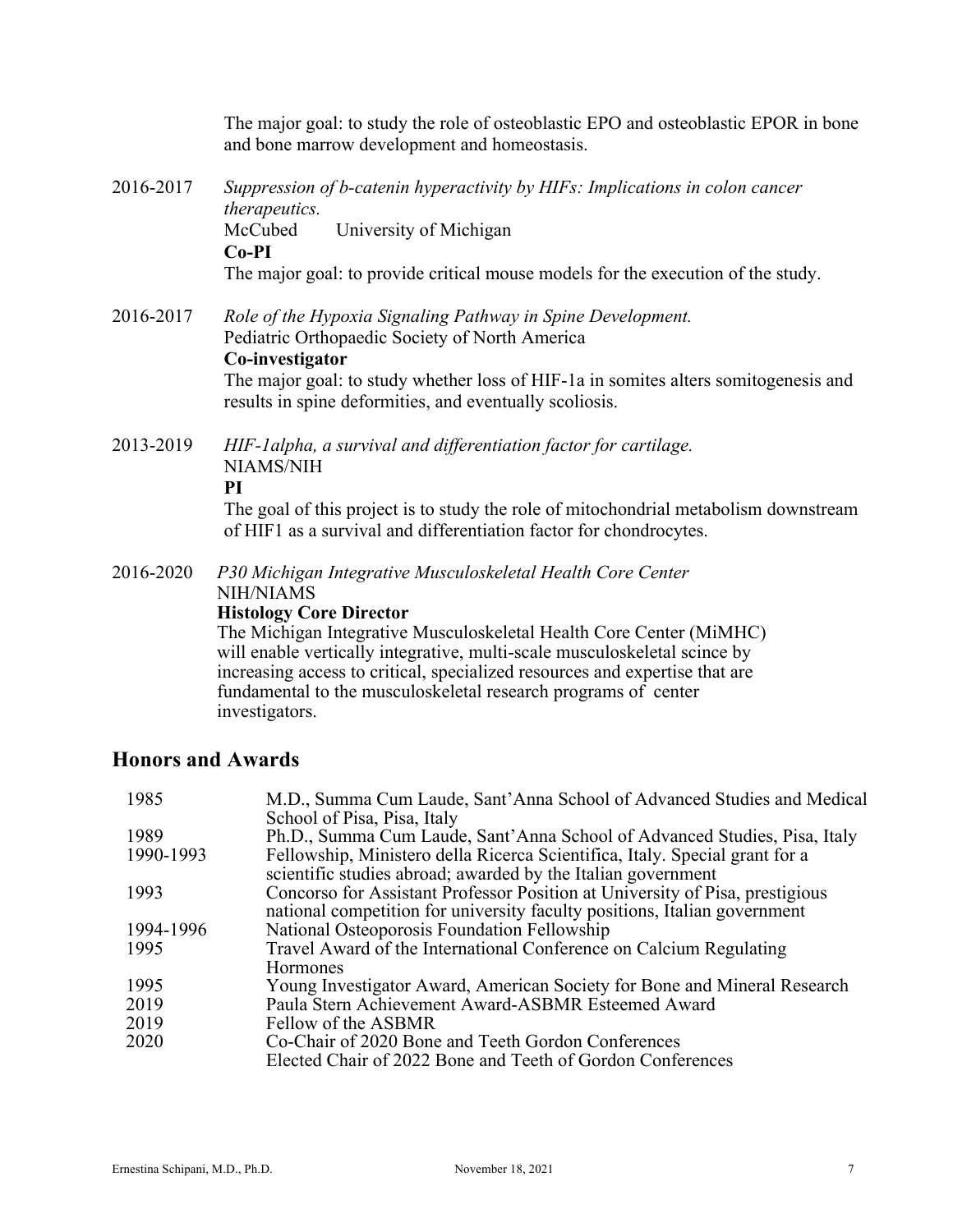The major goal: to study the role of osteoblastic EPO and osteoblastic EPOR in bone and bone marrow development and homeostasis.

2016-2017 *Suppression of b-catenin hyperactivity by HIFs: Implications in colon cancer therapeutics.*
McCubed University of Michigan
**Co-PI**
The major goal: to provide critical mouse models for the execution of the study.

2016-2017 *Role of the Hypoxia Signaling Pathway in Spine Development.*
Pediatric Orthopaedic Society of North America
**Co-investigator**
The major goal: to study whether loss of HIF-1a in somites alters somitogenesis and results in spine deformities, and eventually scoliosis.

2013-2019 *HIF-1alpha, a survival and differentiation factor for cartilage.*
NIAMS/NIH
**PI**
The goal of this project is to study the role of mitochondrial metabolism downstream of HIF1 as a survival and differentiation factor for chondrocytes.

2016-2020 *P30 Michigan Integrative Musculoskeletal Health Core Center*
NIH/NIAMS
**Histology Core Director**
The Michigan Integrative Musculoskeletal Health Core Center (MiMHC) will enable vertically integrative, multi-scale musculoskeletal scince by increasing access to critical, specialized resources and expertise that are fundamental to the musculoskeletal research programs of center investigators.

## Honors and Awards

| | |
|---|---|
| 1985 | M.D., Summa Cum Laude, Sant'Anna School of Advanced Studies and Medical School of Pisa, Pisa, Italy |
| 1989 | Ph.D., Summa Cum Laude, Sant'Anna School of Advanced Studies, Pisa, Italy |
| 1990-1993 | Fellowship, Ministero della Ricerca Scientifica, Italy. Special grant for a scientific studies abroad; awarded by the Italian government |
| 1993 | Concorso for Assistant Professor Position at University of Pisa, prestigious national competition for university faculty positions, Italian government |
| 1994-1996 | National Osteoporosis Foundation Fellowship |
| 1995 | Travel Award of the International Conference on Calcium Regulating Hormones |
| 1995 | Young Investigator Award, American Society for Bone and Mineral Research |
| 2019 | Paula Stern Achievement Award-ASBMR Esteemed Award |
| 2019 | Fellow of the ASBMR |
| 2020 | Co-Chair of 2020 Bone and Teeth Gordon Conferences<br>Elected Chair of 2022 Bone and Teeth of Gordon Conferences |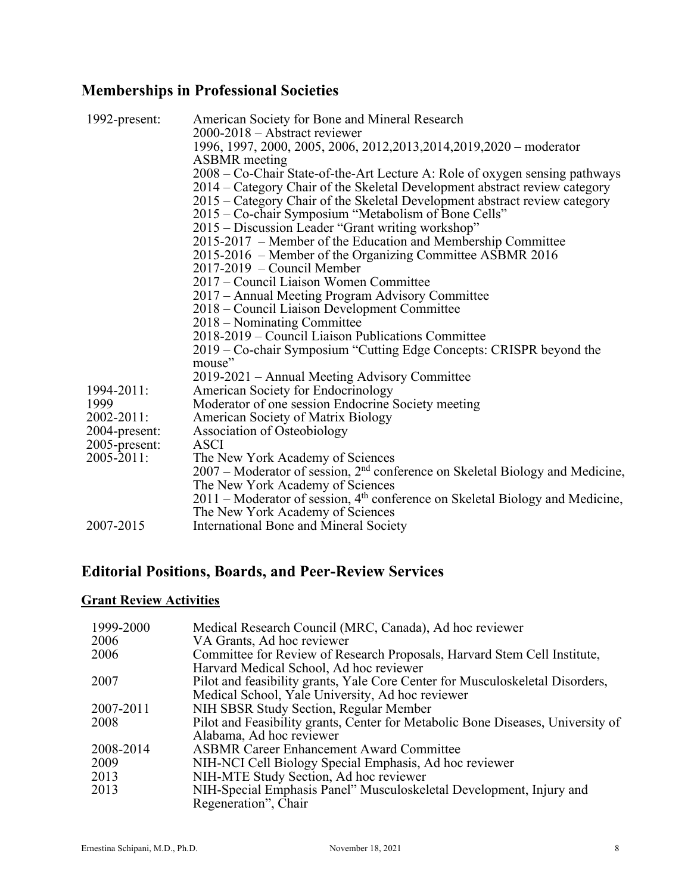## Memberships in Professional Societies

| | |
|---|---|
| 1992-present: | American Society for Bone and Mineral Research |
| | 2000-2018 – Abstract reviewer |
| | 1996, 1997, 2000, 2005, 2006, 2012,2013,2014,2019,2020 – moderator ASBMR meeting |
| | 2008 – Co-Chair State-of-the-Art Lecture A: Role of oxygen sensing pathways |
| | 2014 – Category Chair of the Skeletal Development abstract review category |
| | 2015 – Category Chair of the Skeletal Development abstract review category |
| | 2015 – Co-chair Symposium "Metabolism of Bone Cells" |
| | 2015 – Discussion Leader "Grant writing workshop" |
| | 2015-2017 – Member of the Education and Membership Committee |
| | 2015-2016 – Member of the Organizing Committee ASBMR 2016 |
| | 2017-2019 – Council Member |
| | 2017 – Council Liaison Women Committee |
| | 2017 – Annual Meeting Program Advisory Committee |
| | 2018 – Council Liaison Development Committee |
| | 2018 – Nominating Committee |
| | 2018-2019 – Council Liaison Publications Committee |
| | 2019 – Co-chair Symposium "Cutting Edge Concepts: CRISPR beyond the mouse" |
| | 2019-2021 – Annual Meeting Advisory Committee |
| 1994-2011: | American Society for Endocrinology |
| 1999 | Moderator of one session Endocrine Society meeting |
| 2002-2011: | American Society of Matrix Biology |
| 2004-present: | Association of Osteobiology |
| 2005-present: | ASCI |
| 2005-2011: | The New York Academy of Sciences |
| | 2007 – Moderator of session, 2nd conference on Skeletal Biology and Medicine, The New York Academy of Sciences |
| | 2011 – Moderator of session, 4th conference on Skeletal Biology and Medicine, The New York Academy of Sciences |
| 2007-2015 | International Bone and Mineral Society |

## Editorial Positions, Boards, and Peer-Review Services

### Grant Review Activities

| | |
|---|---|
| 1999-2000 | Medical Research Council (MRC, Canada), Ad hoc reviewer |
| 2006 | VA Grants, Ad hoc reviewer |
| 2006 | Committee for Review of Research Proposals, Harvard Stem Cell Institute, Harvard Medical School, Ad hoc reviewer |
| 2007 | Pilot and feasibility grants, Yale Core Center for Musculoskeletal Disorders, Medical School, Yale University, Ad hoc reviewer |
| 2007-2011 | NIH SBSR Study Section, Regular Member |
| 2008 | Pilot and Feasibility grants, Center for Metabolic Bone Diseases, University of Alabama, Ad hoc reviewer |
| 2008-2014 | ASBMR Career Enhancement Award Committee |
| 2009 | NIH-NCI Cell Biology Special Emphasis, Ad hoc reviewer |
| 2013 | NIH-MTE Study Section, Ad hoc reviewer |
| 2013 | NIH-Special Emphasis Panel" Musculoskeletal Development, Injury and Regeneration", Chair |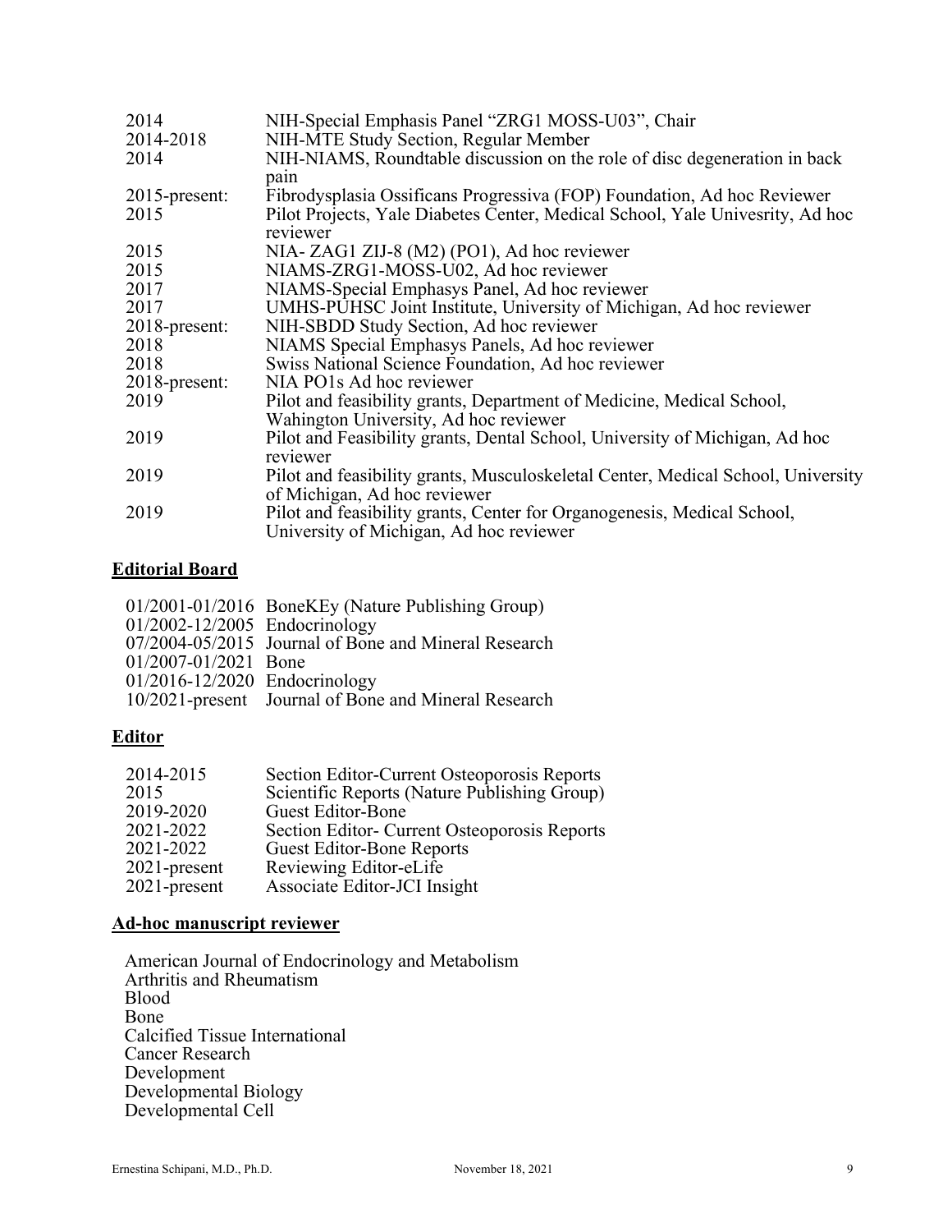| | |
|---|---|
| 2014 | NIH-Special Emphasis Panel "ZRG1 MOSS-U03", Chair |
| 2014-2018 | NIH-MTE Study Section, Regular Member |
| 2014 | NIH-NIAMS, Roundtable discussion on the role of disc degeneration in back pain |
| 2015-present: | Fibrodysplasia Ossificans Progressiva (FOP) Foundation, Ad hoc Reviewer |
| 2015 | Pilot Projects, Yale Diabetes Center, Medical School, Yale Univesrity, Ad hoc reviewer |
| 2015 | NIA- ZAG1 ZIJ-8 (M2) (PO1), Ad hoc reviewer |
| 2015 | NIAMS-ZRG1-MOSS-U02, Ad hoc reviewer |
| 2017 | NIAMS-Special Emphasys Panel, Ad hoc reviewer |
| 2017 | UMHS-PUHSC Joint Institute, University of Michigan, Ad hoc reviewer |
| 2018-present: | NIH-SBDD Study Section, Ad hoc reviewer |
| 2018 | NIAMS Special Emphasys Panels, Ad hoc reviewer |
| 2018 | Swiss National Science Foundation, Ad hoc reviewer |
| 2018-present: | NIA PO1s Ad hoc reviewer |
| 2019 | Pilot and feasibility grants, Department of Medicine, Medical School, Wahington University, Ad hoc reviewer |
| 2019 | Pilot and Feasibility grants, Dental School, University of Michigan, Ad hoc reviewer |
| 2019 | Pilot and feasibility grants, Musculoskeletal Center, Medical School, University of Michigan, Ad hoc reviewer |
| 2019 | Pilot and feasibility grants, Center for Organogenesis, Medical School, University of Michigan, Ad hoc reviewer |

## Editorial Board

| | |
|---|---|
| 01/2001-01/2016 | BoneKEy (Nature Publishing Group) |
| 01/2002-12/2005 | Endocrinology |
| 07/2004-05/2015 | Journal of Bone and Mineral Research |
| 01/2007-01/2021 | Bone |
| 01/2016-12/2020 | Endocrinology |
| 10/2021-present | Journal of Bone and Mineral Research |

## Editor

| | |
|---|---|
| 2014-2015 | Section Editor-Current Osteoporosis Reports |
| 2015 | Scientific Reports (Nature Publishing Group) |
| 2019-2020 | Guest Editor-Bone |
| 2021-2022 | Section Editor- Current Osteoporosis Reports |
| 2021-2022 | Guest Editor-Bone Reports |
| 2021-present | Reviewing Editor-eLife |
| 2021-present | Associate Editor-JCI Insight |

## Ad-hoc manuscript reviewer

American Journal of Endocrinology and Metabolism
Arthritis and Rheumatism
Blood
Bone
Calcified Tissue International
Cancer Research
Development
Developmental Biology
Developmental Cell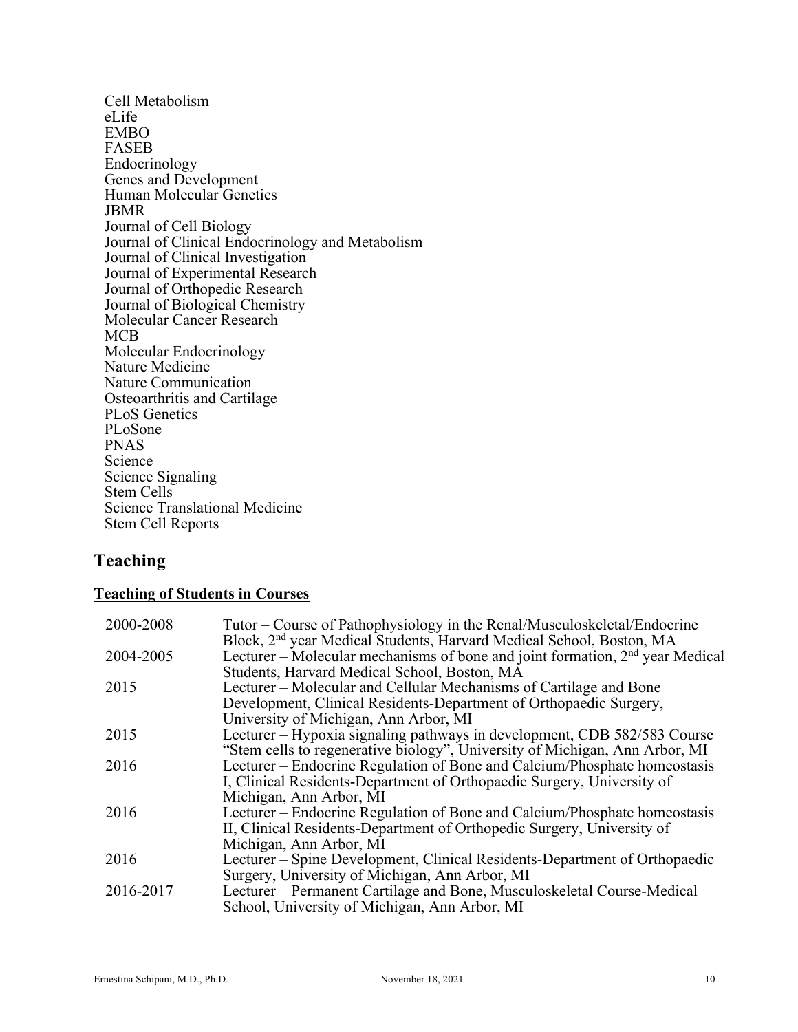Cell Metabolism
eLife
EMBO
FASEB
Endocrinology
Genes and Development
Human Molecular Genetics
JBMR
Journal of Cell Biology
Journal of Clinical Endocrinology and Metabolism
Journal of Clinical Investigation
Journal of Experimental Research
Journal of Orthopedic Research
Journal of Biological Chemistry
Molecular Cancer Research
MCB
Molecular Endocrinology
Nature Medicine
Nature Communication
Osteoarthritis and Cartilage
PLoS Genetics
PLoSone
PNAS
Science
Science Signaling
Stem Cells
Science Translational Medicine
Stem Cell Reports

## Teaching

### Teaching of Students in Courses

| | |
|---|---|
| 2000-2008 | Tutor – Course of Pathophysiology in the Renal/Musculoskeletal/Endocrine Block, 2nd year Medical Students, Harvard Medical School, Boston, MA |
| 2004-2005 | Lecturer – Molecular mechanisms of bone and joint formation, 2nd year Medical Students, Harvard Medical School, Boston, MA |
| 2015 | Lecturer – Molecular and Cellular Mechanisms of Cartilage and Bone Development, Clinical Residents-Department of Orthopaedic Surgery, University of Michigan, Ann Arbor, MI |
| 2015 | Lecturer – Hypoxia signaling pathways in development, CDB 582/583 Course "Stem cells to regenerative biology", University of Michigan, Ann Arbor, MI |
| 2016 | Lecturer – Endocrine Regulation of Bone and Calcium/Phosphate homeostasis I, Clinical Residents-Department of Orthopaedic Surgery, University of Michigan, Ann Arbor, MI |
| 2016 | Lecturer – Endocrine Regulation of Bone and Calcium/Phosphate homeostasis II, Clinical Residents-Department of Orthopedic Surgery, University of Michigan, Ann Arbor, MI |
| 2016 | Lecturer – Spine Development, Clinical Residents-Department of Orthopaedic Surgery, University of Michigan, Ann Arbor, MI |
| 2016-2017 | Lecturer – Permanent Cartilage and Bone, Musculoskeletal Course-Medical School, University of Michigan, Ann Arbor, MI |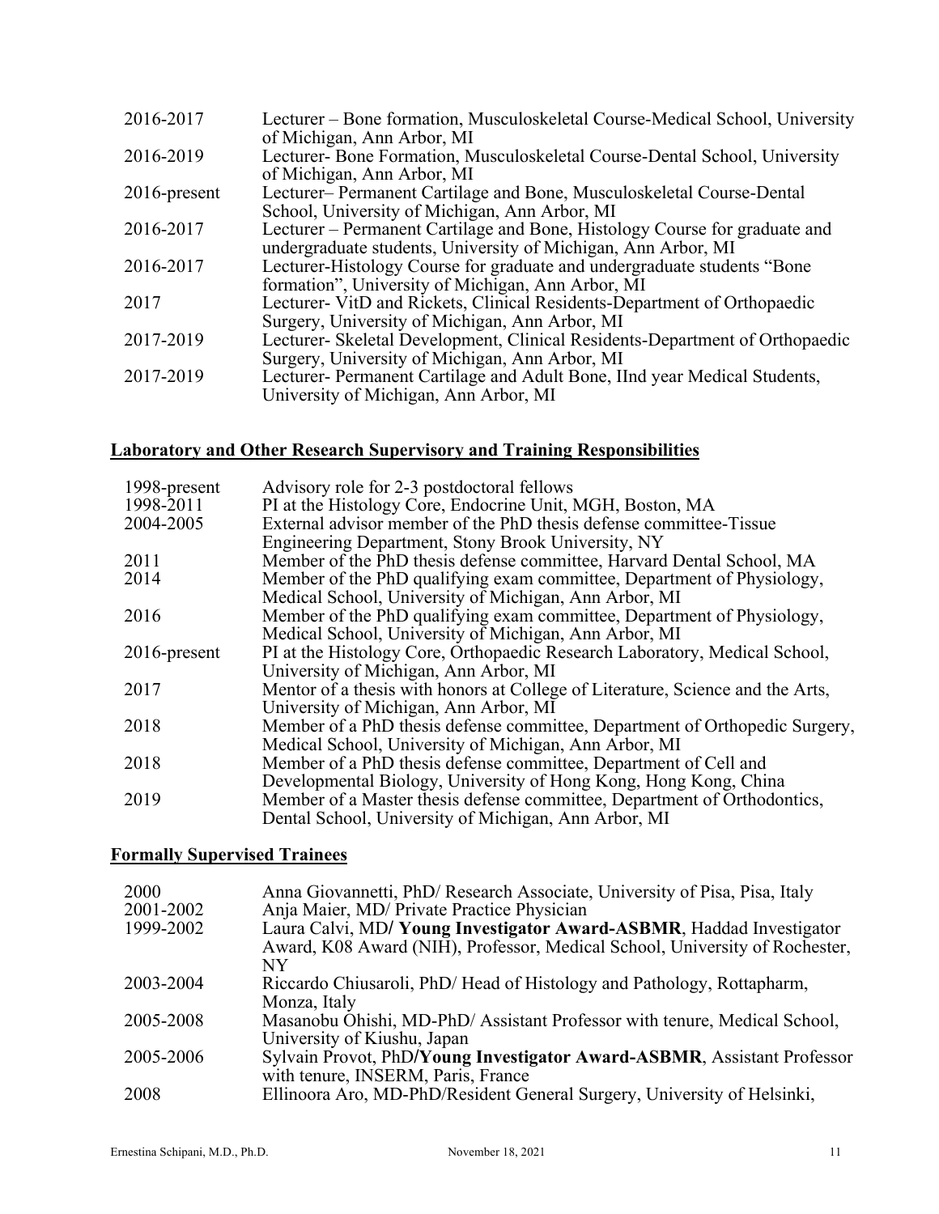| | |
|---|---|
| 2016-2017 | Lecturer – Bone formation, Musculoskeletal Course-Medical School, University of Michigan, Ann Arbor, MI |
| 2016-2019 | Lecturer- Bone Formation, Musculoskeletal Course-Dental School, University of Michigan, Ann Arbor, MI |
| 2016-present | Lecturer– Permanent Cartilage and Bone, Musculoskeletal Course-Dental School, University of Michigan, Ann Arbor, MI |
| 2016-2017 | Lecturer – Permanent Cartilage and Bone, Histology Course for graduate and undergraduate students, University of Michigan, Ann Arbor, MI |
| 2016-2017 | Lecturer-Histology Course for graduate and undergraduate students "Bone formation", University of Michigan, Ann Arbor, MI |
| 2017 | Lecturer- VitD and Rickets, Clinical Residents-Department of Orthopaedic Surgery, University of Michigan, Ann Arbor, MI |
| 2017-2019 | Lecturer- Skeletal Development, Clinical Residents-Department of Orthopaedic Surgery, University of Michigan, Ann Arbor, MI |
| 2017-2019 | Lecturer- Permanent Cartilage and Adult Bone, IInd year Medical Students, University of Michigan, Ann Arbor, MI |

## Laboratory and Other Research Supervisory and Training Responsibilities

| | |
|---|---|
| 1998-present | Advisory role for 2-3 postdoctoral fellows |
| 1998-2011 | PI at the Histology Core, Endocrine Unit, MGH, Boston, MA |
| 2004-2005 | External advisor member of the PhD thesis defense committee-Tissue Engineering Department, Stony Brook University, NY |
| 2011 | Member of the PhD thesis defense committee, Harvard Dental School, MA |
| 2014 | Member of the PhD qualifying exam committee, Department of Physiology, Medical School, University of Michigan, Ann Arbor, MI |
| 2016 | Member of the PhD qualifying exam committee, Department of Physiology, Medical School, University of Michigan, Ann Arbor, MI |
| 2016-present | PI at the Histology Core, Orthopaedic Research Laboratory, Medical School, University of Michigan, Ann Arbor, MI |
| 2017 | Mentor of a thesis with honors at College of Literature, Science and the Arts, University of Michigan, Ann Arbor, MI |
| 2018 | Member of a PhD thesis defense committee, Department of Orthopedic Surgery, Medical School, University of Michigan, Ann Arbor, MI |
| 2018 | Member of a PhD thesis defense committee, Department of Cell and Developmental Biology, University of Hong Kong, Hong Kong, China |
| 2019 | Member of a Master thesis defense committee, Department of Orthodontics, Dental School, University of Michigan, Ann Arbor, MI |

## Formally Supervised Trainees

| | |
|---|---|
| 2000 | Anna Giovannetti, PhD/ Research Associate, University of Pisa, Pisa, Italy |
| 2001-2002 | Anja Maier, MD/ Private Practice Physician |
| 1999-2002 | Laura Calvi, MD**/ Young Investigator Award-ASBMR**, Haddad Investigator Award, K08 Award (NIH), Professor, Medical School, University of Rochester, NY |
| 2003-2004 | Riccardo Chiusaroli, PhD/ Head of Histology and Pathology, Rottapharm, Monza, Italy |
| 2005-2008 | Masanobu Ohishi, MD-PhD/ Assistant Professor with tenure, Medical School, University of Kiushu, Japan |
| 2005-2006 | Sylvain Provot, PhD**/Young Investigator Award-ASBMR**, Assistant Professor with tenure, INSERM, Paris, France |
| 2008 | Ellinoora Aro, MD-PhD/Resident General Surgery, University of Helsinki, |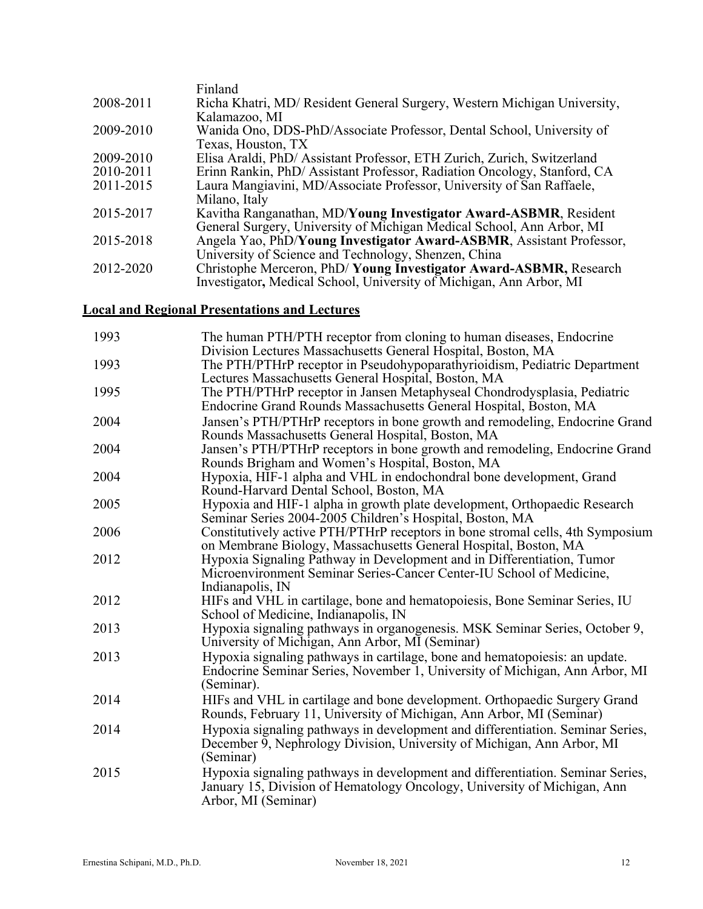| | |
|---|---|
| | Finland |
| 2008-2011 | Richa Khatri, MD/ Resident General Surgery, Western Michigan University, Kalamazoo, MI |
| 2009-2010 | Wanida Ono, DDS-PhD/Associate Professor, Dental School, University of Texas, Houston, TX |
| 2009-2010 | Elisa Araldi, PhD/ Assistant Professor, ETH Zurich, Zurich, Switzerland |
| 2010-2011 | Erinn Rankin, PhD/ Assistant Professor, Radiation Oncology, Stanford, CA |
| 2011-2015 | Laura Mangiavini, MD/Associate Professor, University of San Raffaele, Milano, Italy |
| 2015-2017 | Kavitha Ranganathan, MD/**Young Investigator Award-ASBMR**, Resident General Surgery, University of Michigan Medical School, Ann Arbor, MI |
| 2015-2018 | Angela Yao, PhD/**Young Investigator Award-ASBMR**, Assistant Professor, University of Science and Technology, Shenzen, China |
| 2012-2020 | Christophe Merceron, PhD/ **Young Investigator Award-ASBMR,** Research Investigator**,** Medical School, University of Michigan, Ann Arbor, MI |

## Local and Regional Presentations and Lectures

| | |
|---|---|
| 1993 | The human PTH/PTH receptor from cloning to human diseases, Endocrine Division Lectures Massachusetts General Hospital, Boston, MA |
| 1993 | The PTH/PTHrP receptor in Pseudohypoparathyrioidism, Pediatric Department Lectures Massachusetts General Hospital, Boston, MA |
| 1995 | The PTH/PTHrP receptor in Jansen Metaphyseal Chondrodysplasia, Pediatric Endocrine Grand Rounds Massachusetts General Hospital, Boston, MA |
| 2004 | Jansen's PTH/PTHrP receptors in bone growth and remodeling, Endocrine Grand Rounds Massachusetts General Hospital, Boston, MA |
| 2004 | Jansen's PTH/PTHrP receptors in bone growth and remodeling, Endocrine Grand Rounds Brigham and Women's Hospital, Boston, MA |
| 2004 | Hypoxia, HIF-1 alpha and VHL in endochondral bone development, Grand Round-Harvard Dental School, Boston, MA |
| 2005 | Hypoxia and HIF-1 alpha in growth plate development, Orthopaedic Research Seminar Series 2004-2005 Children's Hospital, Boston, MA |
| 2006 | Constitutively active PTH/PTHrP receptors in bone stromal cells, 4th Symposium on Membrane Biology, Massachusetts General Hospital, Boston, MA |
| 2012 | Hypoxia Signaling Pathway in Development and in Differentiation, Tumor Microenvironment Seminar Series-Cancer Center-IU School of Medicine, Indianapolis, IN |
| 2012 | HIFs and VHL in cartilage, bone and hematopoiesis, Bone Seminar Series, IU School of Medicine, Indianapolis, IN |
| 2013 | Hypoxia signaling pathways in organogenesis. MSK Seminar Series, October 9, University of Michigan, Ann Arbor, MI (Seminar) |
| 2013 | Hypoxia signaling pathways in cartilage, bone and hematopoiesis: an update. Endocrine Seminar Series, November 1, University of Michigan, Ann Arbor, MI (Seminar). |
| 2014 | HIFs and VHL in cartilage and bone development. Orthopaedic Surgery Grand Rounds, February 11, University of Michigan, Ann Arbor, MI (Seminar) |
| 2014 | Hypoxia signaling pathways in development and differentiation. Seminar Series, December 9, Nephrology Division, University of Michigan, Ann Arbor, MI (Seminar) |
| 2015 | Hypoxia signaling pathways in development and differentiation. Seminar Series, January 15, Division of Hematology Oncology, University of Michigan, Ann Arbor, MI (Seminar) |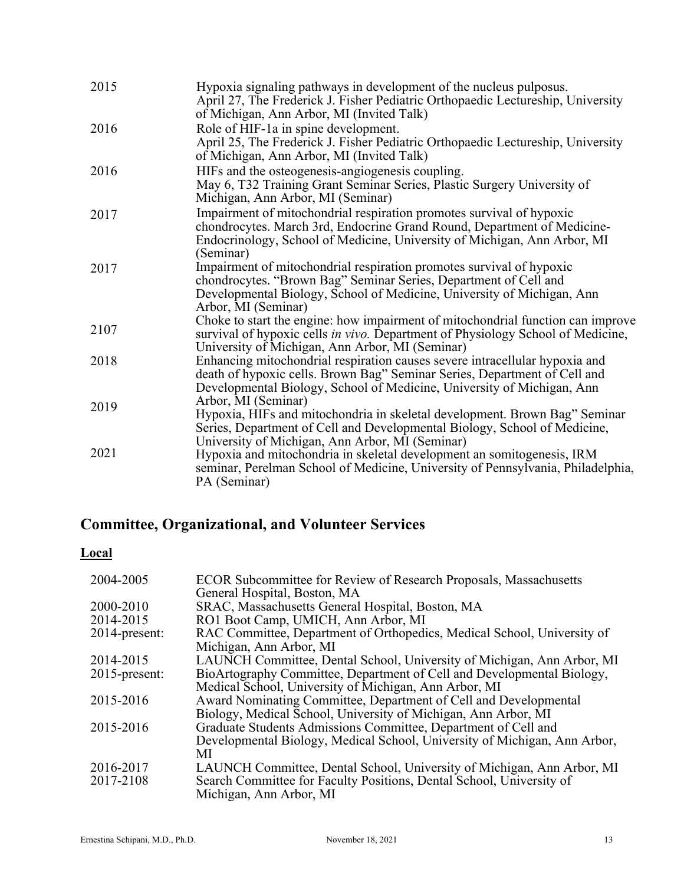| | |
|---|---|
| 2015 | Hypoxia signaling pathways in development of the nucleus pulposus. April 27, The Frederick J. Fisher Pediatric Orthopaedic Lectureship, University of Michigan, Ann Arbor, MI (Invited Talk) |
| 2016 | Role of HIF-1a in spine development. April 25, The Frederick J. Fisher Pediatric Orthopaedic Lectureship, University of Michigan, Ann Arbor, MI (Invited Talk) |
| 2016 | HIFs and the osteogenesis-angiogenesis coupling. May 6, T32 Training Grant Seminar Series, Plastic Surgery University of Michigan, Ann Arbor, MI (Seminar) |
| 2017 | Impairment of mitochondrial respiration promotes survival of hypoxic chondrocytes. March 3rd, Endocrine Grand Round, Department of Medicine-Endocrinology, School of Medicine, University of Michigan, Ann Arbor, MI (Seminar) |
| 2017 | Impairment of mitochondrial respiration promotes survival of hypoxic chondrocytes. "Brown Bag" Seminar Series, Department of Cell and Developmental Biology, School of Medicine, University of Michigan, Ann Arbor, MI (Seminar) |
| 2107 | Choke to start the engine: how impairment of mitochondrial function can improve survival of hypoxic cells *in vivo.* Department of Physiology School of Medicine, University of Michigan, Ann Arbor, MI (Seminar) |
| 2018 | Enhancing mitochondrial respiration causes severe intracellular hypoxia and death of hypoxic cells. Brown Bag" Seminar Series, Department of Cell and Developmental Biology, School of Medicine, University of Michigan, Ann Arbor, MI (Seminar) |
| 2019 | Hypoxia, HIFs and mitochondria in skeletal development. Brown Bag" Seminar Series, Department of Cell and Developmental Biology, School of Medicine, University of Michigan, Ann Arbor, MI (Seminar) |
| 2021 | Hypoxia and mitochondria in skeletal development an somitogenesis, IRM seminar, Perelman School of Medicine, University of Pennsylvania, Philadelphia, PA (Seminar) |

## Committee, Organizational, and Volunteer Services

### Local

| | |
|---|---|
| 2004-2005 | ECOR Subcommittee for Review of Research Proposals, Massachusetts General Hospital, Boston, MA |
| 2000-2010 | SRAC, Massachusetts General Hospital, Boston, MA |
| 2014-2015 | RO1 Boot Camp, UMICH, Ann Arbor, MI |
| 2014-present: | RAC Committee, Department of Orthopedics, Medical School, University of Michigan, Ann Arbor, MI |
| 2014-2015 | LAUNCH Committee, Dental School, University of Michigan, Ann Arbor, MI |
| 2015-present: | BioArtography Committee, Department of Cell and Developmental Biology, Medical School, University of Michigan, Ann Arbor, MI |
| 2015-2016 | Award Nominating Committee, Department of Cell and Developmental Biology, Medical School, University of Michigan, Ann Arbor, MI |
| 2015-2016 | Graduate Students Admissions Committee, Department of Cell and Developmental Biology, Medical School, University of Michigan, Ann Arbor, MI |
| 2016-2017 | LAUNCH Committee, Dental School, University of Michigan, Ann Arbor, MI |
| 2017-2108 | Search Committee for Faculty Positions, Dental School, University of Michigan, Ann Arbor, MI |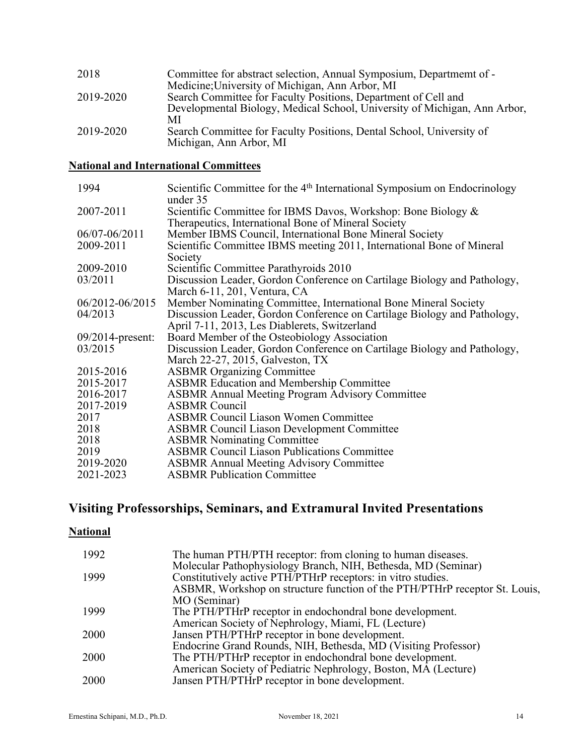| | |
|---|---|
| 2018 | Committee for abstract selection, Annual Symposium, Departmemt of -Medicine;University of Michigan, Ann Arbor, MI |
| 2019-2020 | Search Committee for Faculty Positions, Department of Cell and Developmental Biology, Medical School, University of Michigan, Ann Arbor, MI |
| 2019-2020 | Search Committee for Faculty Positions, Dental School, University of Michigan, Ann Arbor, MI |

### National and International Committees

| | |
|---|---|
| 1994 | Scientific Committee for the 4th International Symposium on Endocrinology under 35 |
| 2007-2011 | Scientific Committee for IBMS Davos, Workshop: Bone Biology & Therapeutics, International Bone of Mineral Society |
| 06/07-06/2011 | Member IBMS Council, International Bone Mineral Society |
| 2009-2011 | Scientific Committee IBMS meeting 2011, International Bone of Mineral Society |
| 2009-2010 | Scientific Committee Parathyroids 2010 |
| 03/2011 | Discussion Leader, Gordon Conference on Cartilage Biology and Pathology, March 6-11, 201, Ventura, CA |
| 06/2012-06/2015 | Member Nominating Committee, International Bone Mineral Society |
| 04/2013 | Discussion Leader, Gordon Conference on Cartilage Biology and Pathology, April 7-11, 2013, Les Diablerets, Switzerland |
| 09/2014-present: | Board Member of the Osteobiology Association |
| 03/2015 | Discussion Leader, Gordon Conference on Cartilage Biology and Pathology, March 22-27, 2015, Galveston, TX |
| 2015-2016 | ASBMR Organizing Committee |
| 2015-2017 | ASBMR Education and Membership Committee |
| 2016-2017 | ASBMR Annual Meeting Program Advisory Committee |
| 2017-2019 | ASBMR Council |
| 2017 | ASBMR Council Liason Women Committee |
| 2018 | ASBMR Council Liason Development Committee |
| 2018 | ASBMR Nominating Committee |
| 2019 | ASBMR Council Liason Publications Committee |
| 2019-2020 | ASBMR Annual Meeting Advisory Committee |
| 2021-2023 | ASBMR Publication Committee |

## Visiting Professorships, Seminars, and Extramural Invited Presentations

### National

| | |
|---|---|
| 1992 | The human PTH/PTH receptor: from cloning to human diseases. Molecular Pathophysiology Branch, NIH, Bethesda, MD (Seminar) |
| 1999 | Constitutively active PTH/PTHrP receptors: in vitro studies. ASBMR, Workshop on structure function of the PTH/PTHrP receptor St. Louis, MO (Seminar) |
| 1999 | The PTH/PTHrP receptor in endochondral bone development. American Society of Nephrology, Miami, FL (Lecture) |
| 2000 | Jansen PTH/PTHrP receptor in bone development. Endocrine Grand Rounds, NIH, Bethesda, MD (Visiting Professor) |
| 2000 | The PTH/PTHrP receptor in endochondral bone development. American Society of Pediatric Nephrology, Boston, MA (Lecture) |
| 2000 | Jansen PTH/PTHrP receptor in bone development. |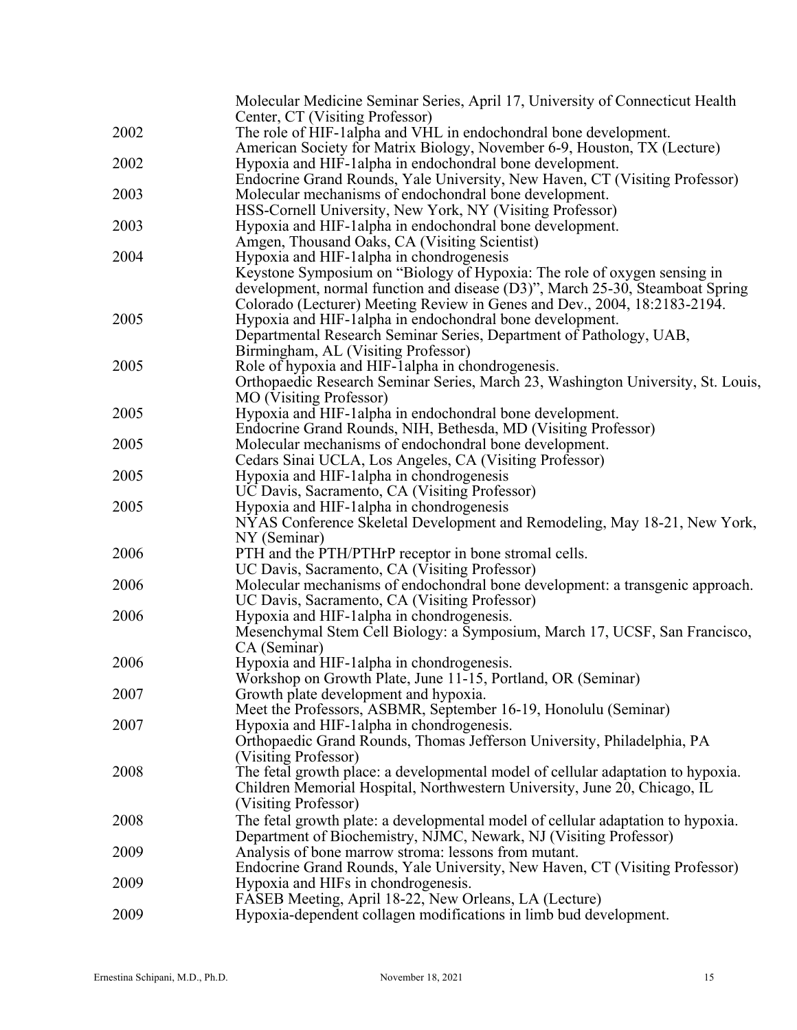| | |
|---|---|
| | Molecular Medicine Seminar Series, April 17, University of Connecticut Health Center, CT (Visiting Professor) |
| 2002 | The role of HIF-1alpha and VHL in endochondral bone development. American Society for Matrix Biology, November 6-9, Houston, TX (Lecture) |
| 2002 | Hypoxia and HIF-1alpha in endochondral bone development. Endocrine Grand Rounds, Yale University, New Haven, CT (Visiting Professor) |
| 2003 | Molecular mechanisms of endochondral bone development. HSS-Cornell University, New York, NY (Visiting Professor) |
| 2003 | Hypoxia and HIF-1alpha in endochondral bone development. Amgen, Thousand Oaks, CA (Visiting Scientist) |
| 2004 | Hypoxia and HIF-1alpha in chondrogenesis Keystone Symposium on "Biology of Hypoxia: The role of oxygen sensing in development, normal function and disease (D3)", March 25-30, Steamboat Spring Colorado (Lecturer) Meeting Review in Genes and Dev., 2004, 18:2183-2194. |
| 2005 | Hypoxia and HIF-1alpha in endochondral bone development. Departmental Research Seminar Series, Department of Pathology, UAB, Birmingham, AL (Visiting Professor) |
| 2005 | Role of hypoxia and HIF-1alpha in chondrogenesis. Orthopaedic Research Seminar Series, March 23, Washington University, St. Louis, MO (Visiting Professor) |
| 2005 | Hypoxia and HIF-1alpha in endochondral bone development. Endocrine Grand Rounds, NIH, Bethesda, MD (Visiting Professor) |
| 2005 | Molecular mechanisms of endochondral bone development. Cedars Sinai UCLA, Los Angeles, CA (Visiting Professor) |
| 2005 | Hypoxia and HIF-1alpha in chondrogenesis UC Davis, Sacramento, CA (Visiting Professor) |
| 2005 | Hypoxia and HIF-1alpha in chondrogenesis NYAS Conference Skeletal Development and Remodeling, May 18-21, New York, NY (Seminar) |
| 2006 | PTH and the PTH/PTHrP receptor in bone stromal cells. UC Davis, Sacramento, CA (Visiting Professor) |
| 2006 | Molecular mechanisms of endochondral bone development: a transgenic approach. UC Davis, Sacramento, CA (Visiting Professor) |
| 2006 | Hypoxia and HIF-1alpha in chondrogenesis. Mesenchymal Stem Cell Biology: a Symposium, March 17, UCSF, San Francisco, CA (Seminar) |
| 2006 | Hypoxia and HIF-1alpha in chondrogenesis. Workshop on Growth Plate, June 11-15, Portland, OR (Seminar) |
| 2007 | Growth plate development and hypoxia. Meet the Professors, ASBMR, September 16-19, Honolulu (Seminar) |
| 2007 | Hypoxia and HIF-1alpha in chondrogenesis. Orthopaedic Grand Rounds, Thomas Jefferson University, Philadelphia, PA (Visiting Professor) |
| 2008 | The fetal growth place: a developmental model of cellular adaptation to hypoxia. Children Memorial Hospital, Northwestern University, June 20, Chicago, IL (Visiting Professor) |
| 2008 | The fetal growth plate: a developmental model of cellular adaptation to hypoxia. Department of Biochemistry, NJMC, Newark, NJ (Visiting Professor) |
| 2009 | Analysis of bone marrow stroma: lessons from mutant. Endocrine Grand Rounds, Yale University, New Haven, CT (Visiting Professor) |
| 2009 | Hypoxia and HIFs in chondrogenesis. FASEB Meeting, April 18-22, New Orleans, LA (Lecture) |
| 2009 | Hypoxia-dependent collagen modifications in limb bud development. |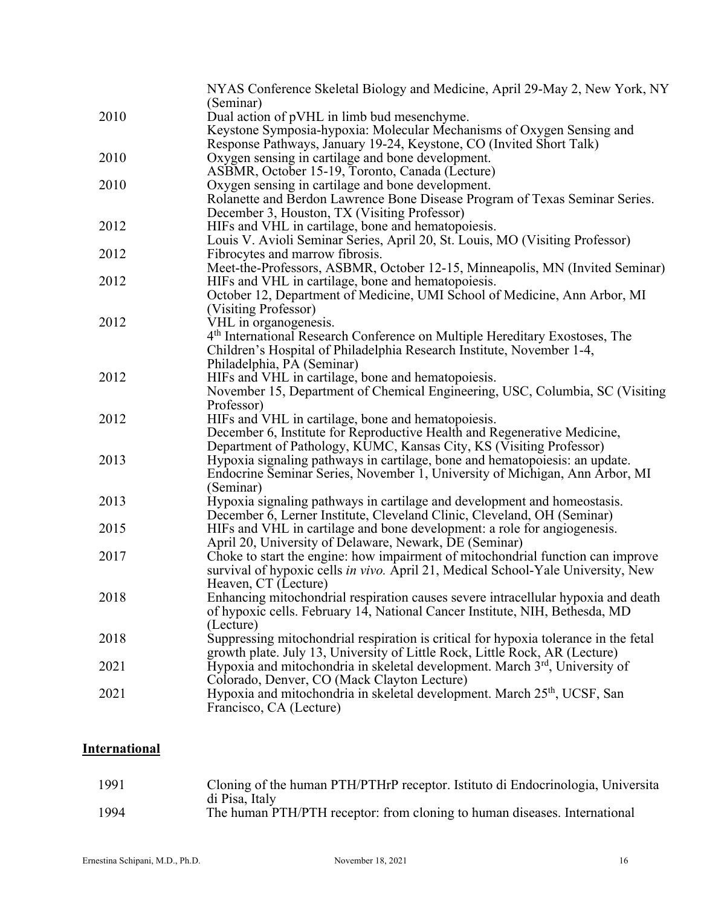| | |
|---|---|
| | NYAS Conference Skeletal Biology and Medicine, April 29-May 2, New York, NY (Seminar) |
| 2010 | Dual action of pVHL in limb bud mesenchyme.<br>Keystone Symposia-hypoxia: Molecular Mechanisms of Oxygen Sensing and Response Pathways, January 19-24, Keystone, CO (Invited Short Talk) |
| 2010 | Oxygen sensing in cartilage and bone development.<br>ASBMR, October 15-19, Toronto, Canada (Lecture) |
| 2010 | Oxygen sensing in cartilage and bone development.<br>Rolanette and Berdon Lawrence Bone Disease Program of Texas Seminar Series. December 3, Houston, TX (Visiting Professor) |
| 2012 | HIFs and VHL in cartilage, bone and hematopoiesis.<br>Louis V. Avioli Seminar Series, April 20, St. Louis, MO (Visiting Professor) |
| 2012 | Fibrocytes and marrow fibrosis.<br>Meet-the-Professors, ASBMR, October 12-15, Minneapolis, MN (Invited Seminar) |
| 2012 | HIFs and VHL in cartilage, bone and hematopoiesis.<br>October 12, Department of Medicine, UMI School of Medicine, Ann Arbor, MI (Visiting Professor) |
| 2012 | VHL in organogenesis.<br>4th International Research Conference on Multiple Hereditary Exostoses, The Children's Hospital of Philadelphia Research Institute, November 1-4, Philadelphia, PA (Seminar) |
| 2012 | HIFs and VHL in cartilage, bone and hematopoiesis.<br>November 15, Department of Chemical Engineering, USC, Columbia, SC (Visiting Professor) |
| 2012 | HIFs and VHL in cartilage, bone and hematopoiesis.<br>December 6, Institute for Reproductive Health and Regenerative Medicine, Department of Pathology, KUMC, Kansas City, KS (Visiting Professor) |
| 2013 | Hypoxia signaling pathways in cartilage, bone and hematopoiesis: an update.<br>Endocrine Seminar Series, November 1, University of Michigan, Ann Arbor, MI (Seminar) |
| 2013 | Hypoxia signaling pathways in cartilage and development and homeostasis.<br>December 6, Lerner Institute, Cleveland Clinic, Cleveland, OH (Seminar) |
| 2015 | HIFs and VHL in cartilage and bone development: a role for angiogenesis.<br>April 20, University of Delaware, Newark, DE (Seminar) |
| 2017 | Choke to start the engine: how impairment of mitochondrial function can improve survival of hypoxic cells *in vivo.* April 21, Medical School-Yale University, New Heaven, CT (Lecture) |
| 2018 | Enhancing mitochondrial respiration causes severe intracellular hypoxia and death of hypoxic cells. February 14, National Cancer Institute, NIH, Bethesda, MD (Lecture) |
| 2018 | Suppressing mitochondrial respiration is critical for hypoxia tolerance in the fetal growth plate. July 13, University of Little Rock, Little Rock, AR (Lecture) |
| 2021 | Hypoxia and mitochondria in skeletal development. March 3rd, University of Colorado, Denver, CO (Mack Clayton Lecture) |
| 2021 | Hypoxia and mitochondria in skeletal development. March 25th, UCSF, San Francisco, CA (Lecture) |

**International**

| | |
|---|---|
| 1991 | Cloning of the human PTH/PTHrP receptor. Istituto di Endocrinologia, Universita di Pisa, Italy |
| 1994 | The human PTH/PTH receptor: from cloning to human diseases. International |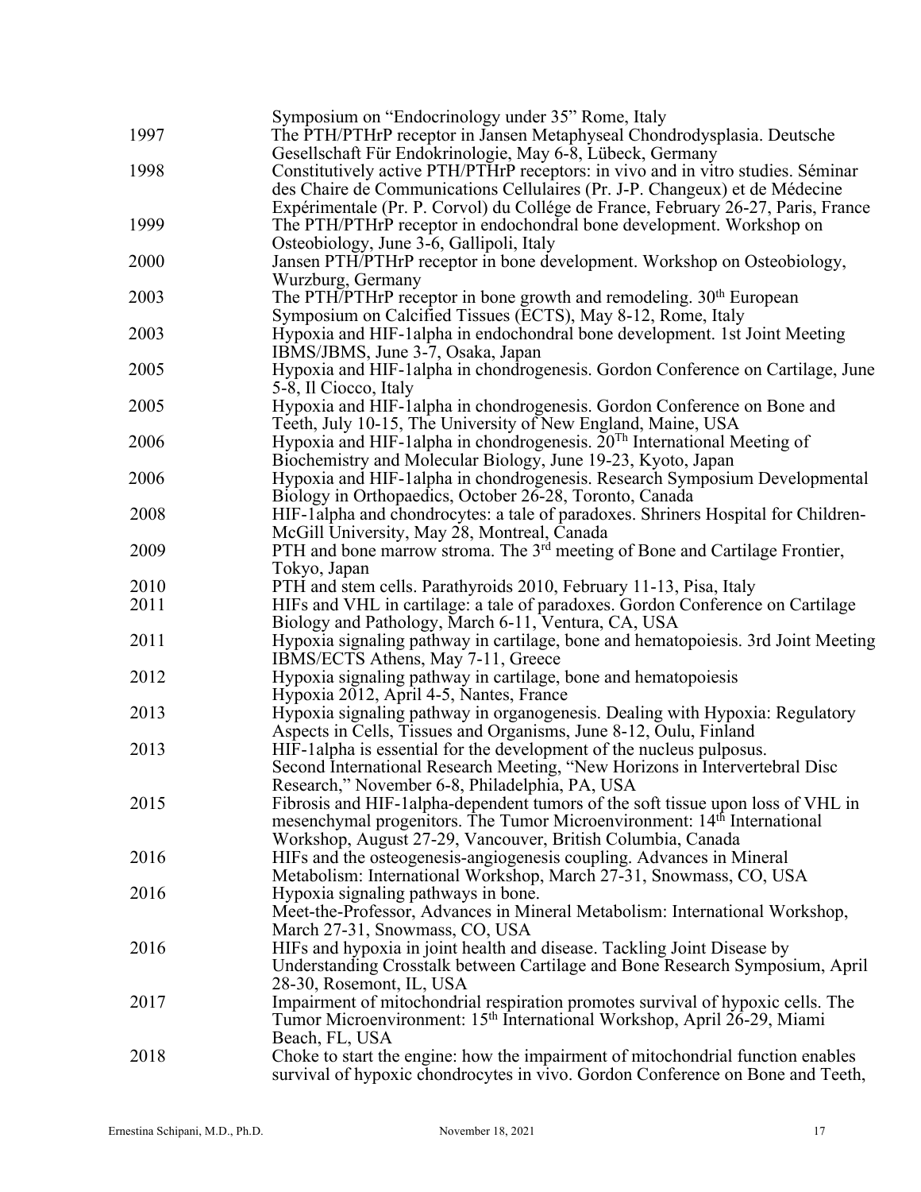| | |
|---|---|
| | Symposium on "Endocrinology under 35" Rome, Italy |
| 1997 | The PTH/PTHrP receptor in Jansen Metaphyseal Chondrodysplasia. Deutsche Gesellschaft Für Endokrinologie, May 6-8, Lübeck, Germany |
| 1998 | Constitutively active PTH/PTHrP receptors: in vivo and in vitro studies. Séminar des Chaire de Communications Cellulaires (Pr. J-P. Changeux) et de Médecine Expérimentale (Pr. P. Corvol) du Collége de France, February 26-27, Paris, France |
| 1999 | The PTH/PTHrP receptor in endochondral bone development. Workshop on Osteobiology, June 3-6, Gallipoli, Italy |
| 2000 | Jansen PTH/PTHrP receptor in bone development. Workshop on Osteobiology, Wurzburg, Germany |
| 2003 | The PTH/PTHrP receptor in bone growth and remodeling. 30th European Symposium on Calcified Tissues (ECTS), May 8-12, Rome, Italy |
| 2003 | Hypoxia and HIF-1alpha in endochondral bone development. 1st Joint Meeting IBMS/JBMS, June 3-7, Osaka, Japan |
| 2005 | Hypoxia and HIF-1alpha in chondrogenesis. Gordon Conference on Cartilage, June 5-8, Il Ciocco, Italy |
| 2005 | Hypoxia and HIF-1alpha in chondrogenesis. Gordon Conference on Bone and Teeth, July 10-15, The University of New England, Maine, USA |
| 2006 | Hypoxia and HIF-1alpha in chondrogenesis. 20Th International Meeting of Biochemistry and Molecular Biology, June 19-23, Kyoto, Japan |
| 2006 | Hypoxia and HIF-1alpha in chondrogenesis. Research Symposium Developmental Biology in Orthopaedics, October 26-28, Toronto, Canada |
| 2008 | HIF-1alpha and chondrocytes: a tale of paradoxes. Shriners Hospital for Children-McGill University, May 28, Montreal, Canada |
| 2009 | PTH and bone marrow stroma. The 3rd meeting of Bone and Cartilage Frontier, Tokyo, Japan |
| 2010 | PTH and stem cells. Parathyroids 2010, February 11-13, Pisa, Italy |
| 2011 | HIFs and VHL in cartilage: a tale of paradoxes. Gordon Conference on Cartilage Biology and Pathology, March 6-11, Ventura, CA, USA |
| 2011 | Hypoxia signaling pathway in cartilage, bone and hematopoiesis. 3rd Joint Meeting IBMS/ECTS Athens, May 7-11, Greece |
| 2012 | Hypoxia signaling pathway in cartilage, bone and hematopoiesis Hypoxia 2012, April 4-5, Nantes, France |
| 2013 | Hypoxia signaling pathway in organogenesis. Dealing with Hypoxia: Regulatory Aspects in Cells, Tissues and Organisms, June 8-12, Oulu, Finland |
| 2013 | HIF-1alpha is essential for the development of the nucleus pulposus. Second International Research Meeting, "New Horizons in Intervertebral Disc Research," November 6-8, Philadelphia, PA, USA |
| 2015 | Fibrosis and HIF-1alpha-dependent tumors of the soft tissue upon loss of VHL in mesenchymal progenitors. The Tumor Microenvironment: 14th International Workshop, August 27-29, Vancouver, British Columbia, Canada |
| 2016 | HIFs and the osteogenesis-angiogenesis coupling. Advances in Mineral Metabolism: International Workshop, March 27-31, Snowmass, CO, USA |
| 2016 | Hypoxia signaling pathways in bone. Meet-the-Professor, Advances in Mineral Metabolism: International Workshop, March 27-31, Snowmass, CO, USA |
| 2016 | HIFs and hypoxia in joint health and disease. Tackling Joint Disease by Understanding Crosstalk between Cartilage and Bone Research Symposium, April 28-30, Rosemont, IL, USA |
| 2017 | Impairment of mitochondrial respiration promotes survival of hypoxic cells. The Tumor Microenvironment: 15th International Workshop, April 26-29, Miami Beach, FL, USA |
| 2018 | Choke to start the engine: how the impairment of mitochondrial function enables survival of hypoxic chondrocytes in vivo. Gordon Conference on Bone and Teeth, |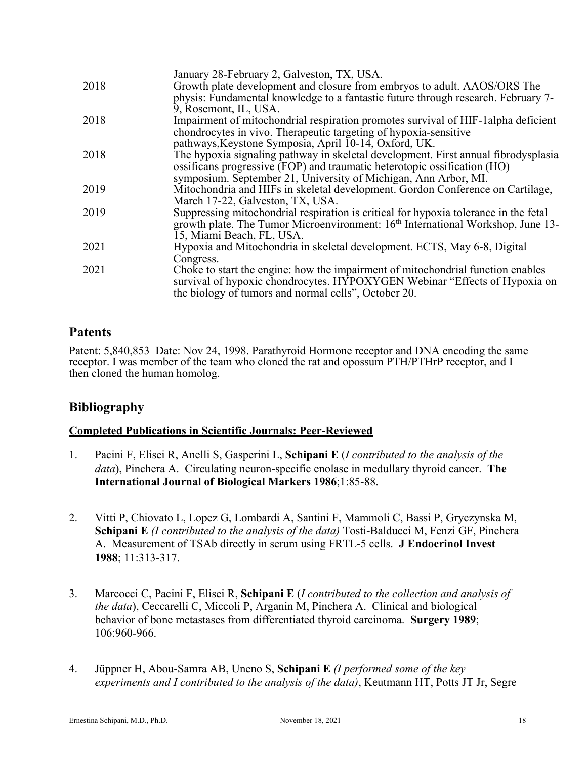| | |
|---|---|
| | January 28-February 2, Galveston, TX, USA. |
| 2018 | Growth plate development and closure from embryos to adult. AAOS/ORS The physis: Fundamental knowledge to a fantastic future through research. February 7-9, Rosemont, IL, USA. |
| 2018 | Impairment of mitochondrial respiration promotes survival of HIF-1alpha deficient chondrocytes in vivo. Therapeutic targeting of hypoxia-sensitive pathways,Keystone Symposia, April 10-14, Oxford, UK. |
| 2018 | The hypoxia signaling pathway in skeletal development. First annual fibrodysplasia ossificans progressive (FOP) and traumatic heterotopic ossification (HO) symposium. September 21, University of Michigan, Ann Arbor, MI. |
| 2019 | Mitochondria and HIFs in skeletal development. Gordon Conference on Cartilage, March 17-22, Galveston, TX, USA. |
| 2019 | Suppressing mitochondrial respiration is critical for hypoxia tolerance in the fetal growth plate. The Tumor Microenvironment: 16th International Workshop, June 13-15, Miami Beach, FL, USA. |
| 2021 | Hypoxia and Mitochondria in skeletal development. ECTS, May 6-8, Digital Congress. |
| 2021 | Choke to start the engine: how the impairment of mitochondrial function enables survival of hypoxic chondrocytes. HYPOXYGEN Webinar "Effects of Hypoxia on the biology of tumors and normal cells", October 20. |

## Patents

Patent: 5,840,853 Date: Nov 24, 1998. Parathyroid Hormone receptor and DNA encoding the same receptor. I was member of the team who cloned the rat and opossum PTH/PTHrP receptor, and I then cloned the human homolog.

## Bibliography

### Completed Publications in Scientific Journals: Peer-Reviewed

1. Pacini F, Elisei R, Anelli S, Gasperini L, **Schipani E** (*I contributed to the analysis of the data*), Pinchera A. Circulating neuron-specific enolase in medullary thyroid cancer. **The International Journal of Biological Markers 1986**;1:85-88.

2. Vitti P, Chiovato L, Lopez G, Lombardi A, Santini F, Mammoli C, Bassi P, Gryczynska M, **Schipani E** *(I contributed to the analysis of the data)* Tosti-Balducci M, Fenzi GF, Pinchera A. Measurement of TSAb directly in serum using FRTL-5 cells. **J Endocrinol Invest 1988**; 11:313-317.

3. Marcocci C, Pacini F, Elisei R, **Schipani E** (*I contributed to the collection and analysis of the data*), Ceccarelli C, Miccoli P, Arganin M, Pinchera A. Clinical and biological behavior of bone metastases from differentiated thyroid carcinoma. **Surgery 1989**; 106:960-966.

4. Jüppner H, Abou-Samra AB, Uneno S, **Schipani E** *(I performed some of the key experiments and I contributed to the analysis of the data)*, Keutmann HT, Potts JT Jr, Segre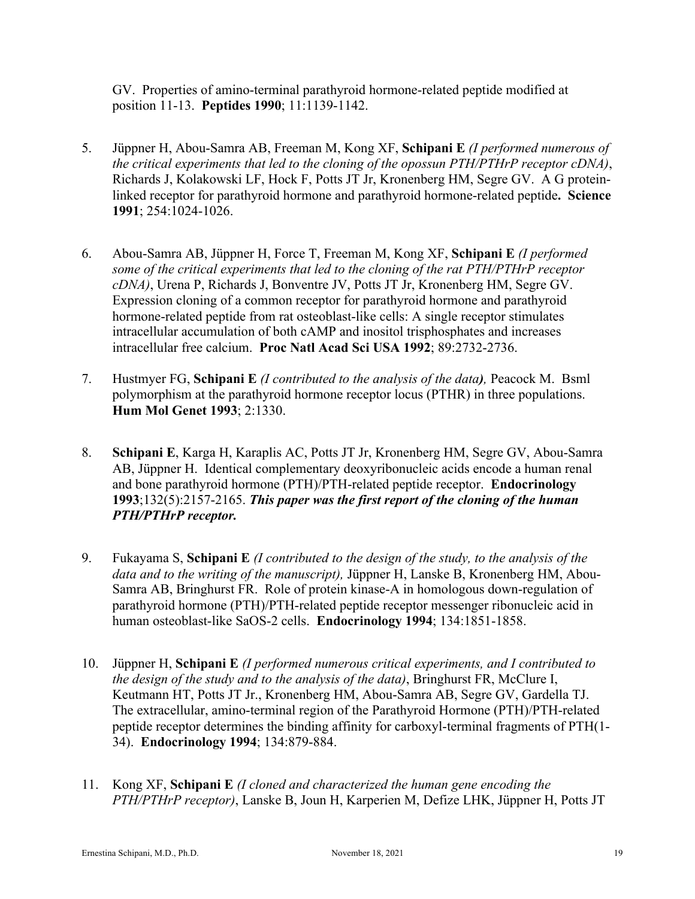GV. Properties of amino-terminal parathyroid hormone-related peptide modified at position 11-13. **Peptides 1990**; 11:1139-1142.

5. Jüppner H, Abou-Samra AB, Freeman M, Kong XF, **Schipani E** *(I performed numerous of the critical experiments that led to the cloning of the opossun PTH/PTHrP receptor cDNA)*, Richards J, Kolakowski LF, Hock F, Potts JT Jr, Kronenberg HM, Segre GV. A G protein-linked receptor for parathyroid hormone and parathyroid hormone-related peptide**. Science 1991**; 254:1024-1026.

6. Abou-Samra AB, Jüppner H, Force T, Freeman M, Kong XF, **Schipani E** *(I performed some of the critical experiments that led to the cloning of the rat PTH/PTHrP receptor cDNA)*, Urena P, Richards J, Bonventre JV, Potts JT Jr, Kronenberg HM, Segre GV. Expression cloning of a common receptor for parathyroid hormone and parathyroid hormone-related peptide from rat osteoblast-like cells: A single receptor stimulates intracellular accumulation of both cAMP and inositol trisphosphates and increases intracellular free calcium. **Proc Natl Acad Sci USA 1992**; 89:2732-2736.

7. Hustmyer FG, **Schipani E** *(I contributed to the analysis of the data),* Peacock M. Bsml polymorphism at the parathyroid hormone receptor locus (PTHR) in three populations. **Hum Mol Genet 1993**; 2:1330.

8. **Schipani E**, Karga H, Karaplis AC, Potts JT Jr, Kronenberg HM, Segre GV, Abou-Samra AB, Jüppner H. Identical complementary deoxyribonucleic acids encode a human renal and bone parathyroid hormone (PTH)/PTH-related peptide receptor. **Endocrinology 1993**;132(5):2157-2165. ***This paper was the first report of the cloning of the human PTH/PTHrP receptor.***

9. Fukayama S, **Schipani E** *(I contributed to the design of the study, to the analysis of the data and to the writing of the manuscript),* Jüppner H, Lanske B, Kronenberg HM, Abou-Samra AB, Bringhurst FR. Role of protein kinase-A in homologous down-regulation of parathyroid hormone (PTH)/PTH-related peptide receptor messenger ribonucleic acid in human osteoblast-like SaOS-2 cells. **Endocrinology 1994**; 134:1851-1858.

10. Jüppner H, **Schipani E** *(I performed numerous critical experiments, and I contributed to the design of the study and to the analysis of the data)*, Bringhurst FR, McClure I, Keutmann HT, Potts JT Jr., Kronenberg HM, Abou-Samra AB, Segre GV, Gardella TJ. The extracellular, amino-terminal region of the Parathyroid Hormone (PTH)/PTH-related peptide receptor determines the binding affinity for carboxyl-terminal fragments of PTH(1-34). **Endocrinology 1994**; 134:879-884.

11. Kong XF, **Schipani E** *(I cloned and characterized the human gene encoding the PTH/PTHrP receptor)*, Lanske B, Joun H, Karperien M, Defize LHK, Jüppner H, Potts JT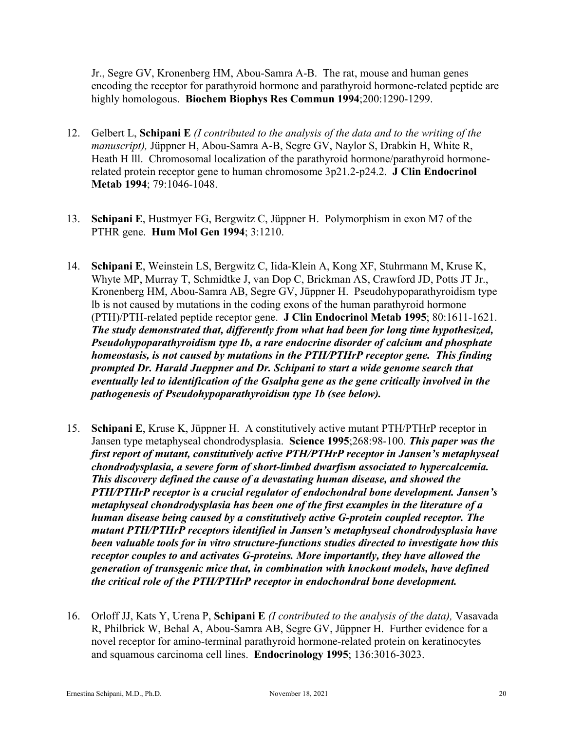Jr., Segre GV, Kronenberg HM, Abou-Samra A-B. The rat, mouse and human genes encoding the receptor for parathyroid hormone and parathyroid hormone-related peptide are highly homologous. **Biochem Biophys Res Commun 1994**;200:1290-1299.

12. Gelbert L, **Schipani E** *(I contributed to the analysis of the data and to the writing of the manuscript),* Jüppner H, Abou-Samra A-B, Segre GV, Naylor S, Drabkin H, White R, Heath H lll. Chromosomal localization of the parathyroid hormone/parathyroid hormone-related protein receptor gene to human chromosome 3p21.2-p24.2. **J Clin Endocrinol Metab 1994**; 79:1046-1048.

13. **Schipani E**, Hustmyer FG, Bergwitz C, Jüppner H. Polymorphism in exon M7 of the PTHR gene. **Hum Mol Gen 1994**; 3:1210.

14. **Schipani E**, Weinstein LS, Bergwitz C, Iida-Klein A, Kong XF, Stuhrmann M, Kruse K, Whyte MP, Murray T, Schmidtke J, van Dop C, Brickman AS, Crawford JD, Potts JT Jr., Kronenberg HM, Abou-Samra AB, Segre GV, Jüppner H. Pseudohypoparathyroidism type lb is not caused by mutations in the coding exons of the human parathyroid hormone (PTH)/PTH-related peptide receptor gene. **J Clin Endocrinol Metab 1995**; 80:1611-1621. ***The study demonstrated that, differently from what had been for long time hypothesized, Pseudohypoparathyroidism type Ib, a rare endocrine disorder of calcium and phosphate homeostasis, is not caused by mutations in the PTH/PTHrP receptor gene. This finding prompted Dr. Harald Jueppner and Dr. Schipani to start a wide genome search that eventually led to identification of the Gsalpha gene as the gene critically involved in the pathogenesis of Pseudohypoparathyroidism type 1b (see below).***

15. **Schipani E**, Kruse K, Jüppner H. A constitutively active mutant PTH/PTHrP receptor in Jansen type metaphyseal chondrodysplasia. **Science 1995**;268:98-100. ***This paper was the first report of mutant, constitutively active PTH/PTHrP receptor in Jansen's metaphyseal chondrodysplasia, a severe form of short-limbed dwarfism associated to hypercalcemia. This discovery defined the cause of a devastating human disease, and showed the PTH/PTHrP receptor is a crucial regulator of endochondral bone development. Jansen's metaphyseal chondrodysplasia has been one of the first examples in the literature of a human disease being caused by a constitutively active G-protein coupled receptor. The mutant PTH/PTHrP receptors identified in Jansen's metaphyseal chondrodysplasia have been valuable tools for in vitro structure-functions studies directed to investigate how this receptor couples to and activates G-proteins. More importantly, they have allowed the generation of transgenic mice that, in combination with knockout models, have defined the critical role of the PTH/PTHrP receptor in endochondral bone development.***

16. Orloff JJ, Kats Y, Urena P, **Schipani E** *(I contributed to the analysis of the data),* Vasavada R, Philbrick W, Behal A, Abou-Samra AB, Segre GV, Jüppner H. Further evidence for a novel receptor for amino-terminal parathyroid hormone-related protein on keratinocytes and squamous carcinoma cell lines. **Endocrinology 1995**; 136:3016-3023.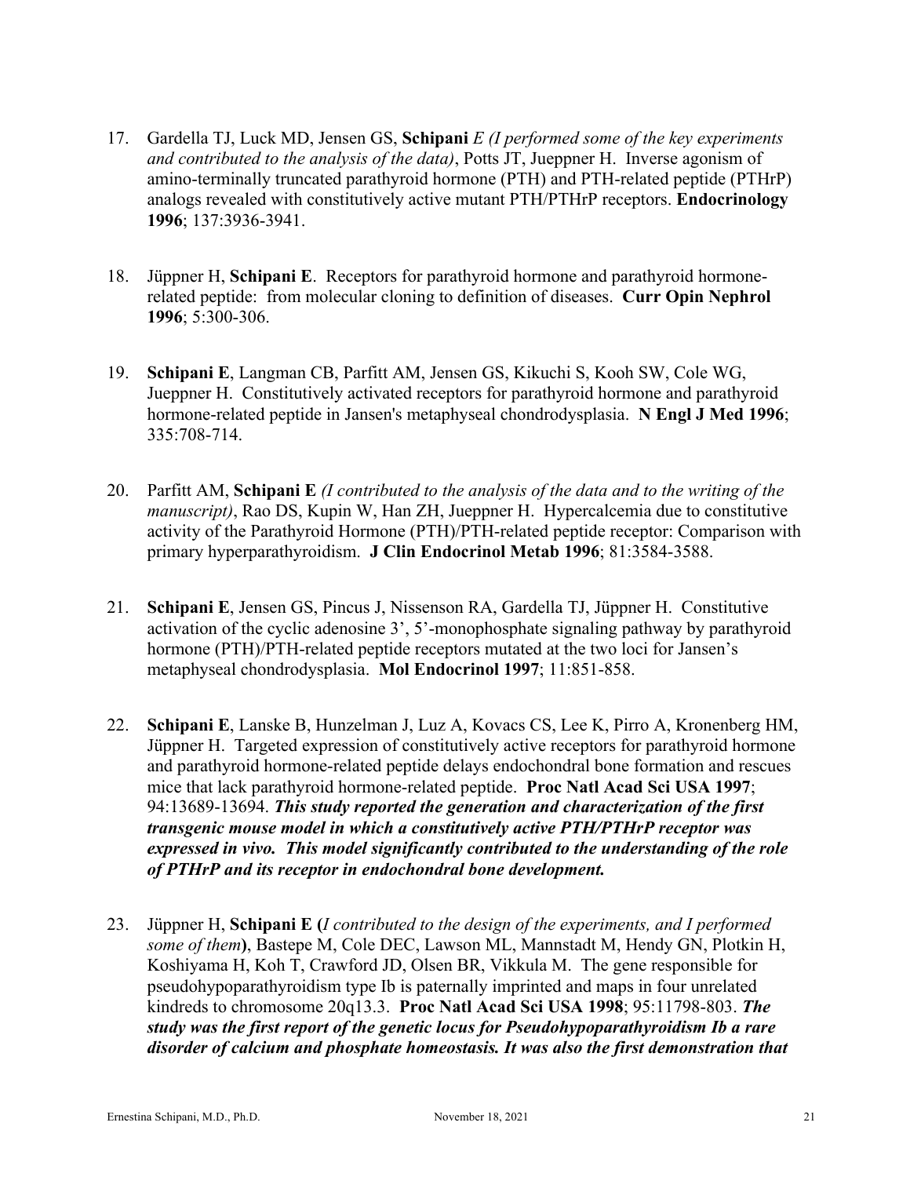17. Gardella TJ, Luck MD, Jensen GS, **Schipani** *E (I performed some of the key experiments and contributed to the analysis of the data)*, Potts JT, Jueppner H. Inverse agonism of amino-terminally truncated parathyroid hormone (PTH) and PTH-related peptide (PTHrP) analogs revealed with constitutively active mutant PTH/PTHrP receptors. **Endocrinology 1996**; 137:3936-3941.

18. Jüppner H, **Schipani E**. Receptors for parathyroid hormone and parathyroid hormone-related peptide: from molecular cloning to definition of diseases. **Curr Opin Nephrol 1996**; 5:300-306.

19. **Schipani E**, Langman CB, Parfitt AM, Jensen GS, Kikuchi S, Kooh SW, Cole WG, Jueppner H. Constitutively activated receptors for parathyroid hormone and parathyroid hormone-related peptide in Jansen's metaphyseal chondrodysplasia. **N Engl J Med 1996**; 335:708-714.

20. Parfitt AM, **Schipani E** *(I contributed to the analysis of the data and to the writing of the manuscript)*, Rao DS, Kupin W, Han ZH, Jueppner H. Hypercalcemia due to constitutive activity of the Parathyroid Hormone (PTH)/PTH-related peptide receptor: Comparison with primary hyperparathyroidism. **J Clin Endocrinol Metab 1996**; 81:3584-3588.

21. **Schipani E**, Jensen GS, Pincus J, Nissenson RA, Gardella TJ, Jüppner H. Constitutive activation of the cyclic adenosine 3', 5'-monophosphate signaling pathway by parathyroid hormone (PTH)/PTH-related peptide receptors mutated at the two loci for Jansen's metaphyseal chondrodysplasia. **Mol Endocrinol 1997**; 11:851-858.

22. **Schipani E**, Lanske B, Hunzelman J, Luz A, Kovacs CS, Lee K, Pirro A, Kronenberg HM, Jüppner H. Targeted expression of constitutively active receptors for parathyroid hormone and parathyroid hormone-related peptide delays endochondral bone formation and rescues mice that lack parathyroid hormone-related peptide. **Proc Natl Acad Sci USA 1997**; 94:13689-13694. ***This study reported the generation and characterization of the first transgenic mouse model in which a constitutively active PTH/PTHrP receptor was expressed in vivo. This model significantly contributed to the understanding of the role of PTHrP and its receptor in endochondral bone development.***

23. Jüppner H, **Schipani E (***I contributed to the design of the experiments, and I performed some of them***)**, Bastepe M, Cole DEC, Lawson ML, Mannstadt M, Hendy GN, Plotkin H, Koshiyama H, Koh T, Crawford JD, Olsen BR, Vikkula M. The gene responsible for pseudohypoparathyroidism type Ib is paternally imprinted and maps in four unrelated kindreds to chromosome 20q13.3. **Proc Natl Acad Sci USA 1998**; 95:11798-803. ***The study was the first report of the genetic locus for Pseudohypoparathyroidism Ib a rare disorder of calcium and phosphate homeostasis. It was also the first demonstration that***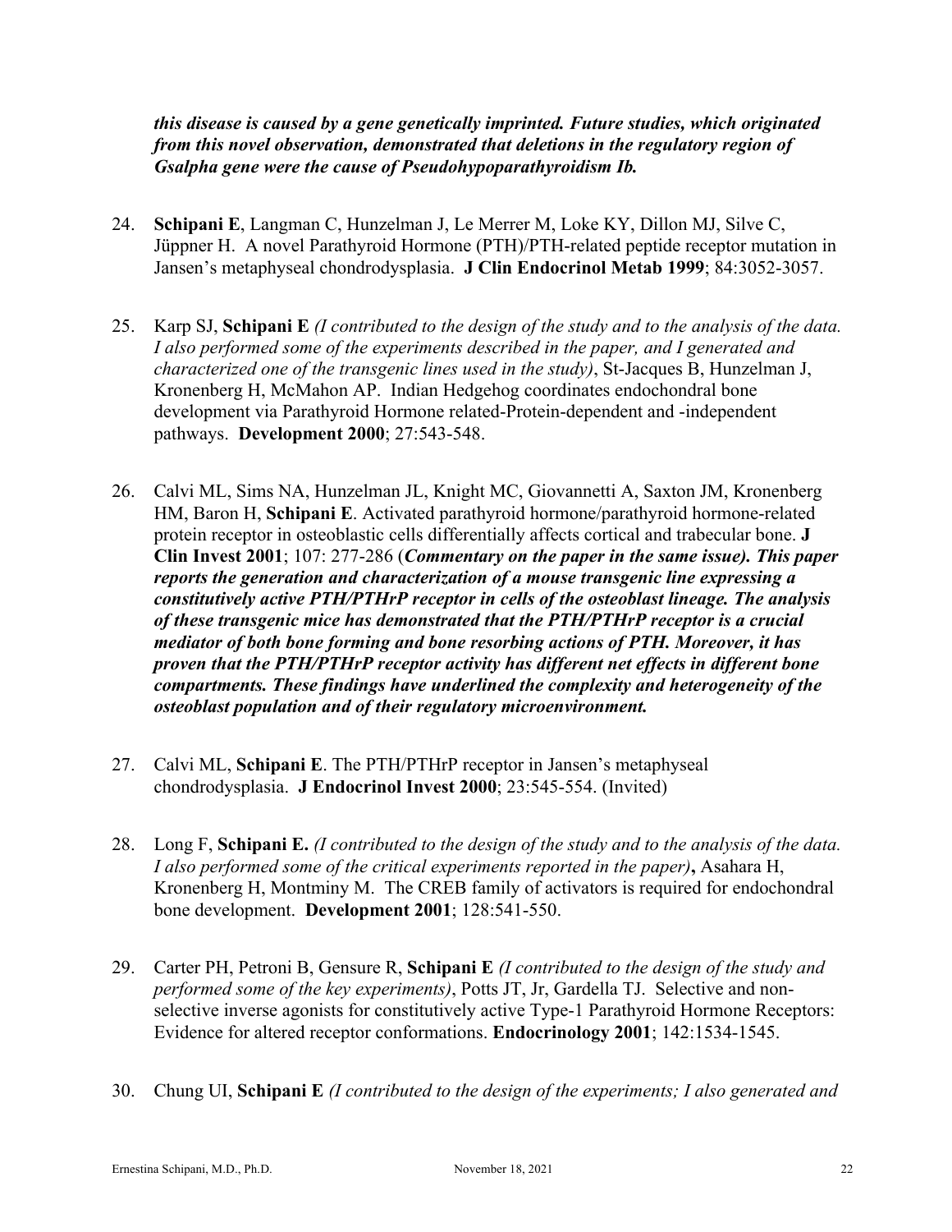***this disease is caused by a gene genetically imprinted. Future studies, which originated from this novel observation, demonstrated that deletions in the regulatory region of Gsalpha gene were the cause of Pseudohypoparathyroidism Ib.***

24. **Schipani E**, Langman C, Hunzelman J, Le Merrer M, Loke KY, Dillon MJ, Silve C, Jüppner H. A novel Parathyroid Hormone (PTH)/PTH-related peptide receptor mutation in Jansen's metaphyseal chondrodysplasia. **J Clin Endocrinol Metab 1999**; 84:3052-3057.

25. Karp SJ, **Schipani E** *(I contributed to the design of the study and to the analysis of the data. I also performed some of the experiments described in the paper, and I generated and characterized one of the transgenic lines used in the study)*, St-Jacques B, Hunzelman J, Kronenberg H, McMahon AP. Indian Hedgehog coordinates endochondral bone development via Parathyroid Hormone related-Protein-dependent and -independent pathways. **Development 2000**; 27:543-548.

26. Calvi ML, Sims NA, Hunzelman JL, Knight MC, Giovannetti A, Saxton JM, Kronenberg HM, Baron H, **Schipani E**. Activated parathyroid hormone/parathyroid hormone-related protein receptor in osteoblastic cells differentially affects cortical and trabecular bone. **J Clin Invest 2001**; 107: 277-286 (***Commentary on the paper in the same issue). This paper reports the generation and characterization of a mouse transgenic line expressing a constitutively active PTH/PTHrP receptor in cells of the osteoblast lineage. The analysis of these transgenic mice has demonstrated that the PTH/PTHrP receptor is a crucial mediator of both bone forming and bone resorbing actions of PTH. Moreover, it has proven that the PTH/PTHrP receptor activity has different net effects in different bone compartments. These findings have underlined the complexity and heterogeneity of the osteoblast population and of their regulatory microenvironment.***

27. Calvi ML, **Schipani E**. The PTH/PTHrP receptor in Jansen's metaphyseal chondrodysplasia. **J Endocrinol Invest 2000**; 23:545-554. (Invited)

28. Long F, **Schipani E.** *(I contributed to the design of the study and to the analysis of the data. I also performed some of the critical experiments reported in the paper)***,** Asahara H, Kronenberg H, Montminy M. The CREB family of activators is required for endochondral bone development. **Development 2001**; 128:541-550.

29. Carter PH, Petroni B, Gensure R, **Schipani E** *(I contributed to the design of the study and performed some of the key experiments)*, Potts JT, Jr, Gardella TJ. Selective and non-selective inverse agonists for constitutively active Type-1 Parathyroid Hormone Receptors: Evidence for altered receptor conformations. **Endocrinology 2001**; 142:1534-1545.

30. Chung UI, **Schipani E** *(I contributed to the design of the experiments; I also generated and*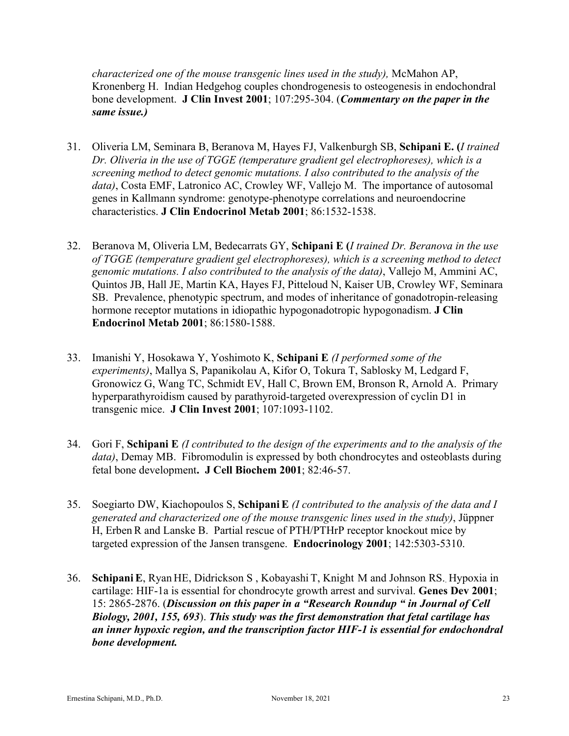*characterized one of the mouse transgenic lines used in the study),* McMahon AP, Kronenberg H. Indian Hedgehog couples chondrogenesis to osteogenesis in endochondral bone development. **J Clin Invest 2001**; 107:295-304. (***Commentary on the paper in the same issue.)***

31. Oliveria LM, Seminara B, Beranova M, Hayes FJ, Valkenburgh SB, **Schipani E. (***I trained Dr. Oliveria in the use of TGGE (temperature gradient gel electrophoreses), which is a screening method to detect genomic mutations. I also contributed to the analysis of the data)*, Costa EMF, Latronico AC, Crowley WF, Vallejo M. The importance of autosomal genes in Kallmann syndrome: genotype-phenotype correlations and neuroendocrine characteristics. **J Clin Endocrinol Metab 2001**; 86:1532-1538.

32. Beranova M, Oliveria LM, Bedecarrats GY, **Schipani E (***I trained Dr. Beranova in the use of TGGE (temperature gradient gel electrophoreses), which is a screening method to detect genomic mutations. I also contributed to the analysis of the data)*, Vallejo M, Ammini AC, Quintos JB, Hall JE, Martin KA, Hayes FJ, Pitteloud N, Kaiser UB, Crowley WF, Seminara SB. Prevalence, phenotypic spectrum, and modes of inheritance of gonadotropin-releasing hormone receptor mutations in idiopathic hypogonadotropic hypogonadism. **J Clin Endocrinol Metab 2001**; 86:1580-1588.

33. Imanishi Y, Hosokawa Y, Yoshimoto K, **Schipani E** *(I performed some of the experiments)*, Mallya S, Papanikolau A, Kifor O, Tokura T, Sablosky M, Ledgard F, Gronowicz G, Wang TC, Schmidt EV, Hall C, Brown EM, Bronson R, Arnold A. Primary hyperparathyroidism caused by parathyroid-targeted overexpression of cyclin D1 in transgenic mice. **J Clin Invest 2001**; 107:1093-1102.

34. Gori F, **Schipani E** *(I contributed to the design of the experiments and to the analysis of the data)*, Demay MB. Fibromodulin is expressed by both chondrocytes and osteoblasts during fetal bone development**. J Cell Biochem 2001**; 82:46-57.

35. Soegiarto DW, Kiachopoulos S, **Schipani E** *(I contributed to the analysis of the data and I generated and characterized one of the mouse transgenic lines used in the study)*, Jüppner H, Erben R and Lanske B. Partial rescue of PTH/PTHrP receptor knockout mice by targeted expression of the Jansen transgene. **Endocrinology 2001**; 142:5303-5310.

36. **Schipani E**, Ryan HE, Didrickson S , Kobayashi T, Knight M and Johnson RS. Hypoxia in cartilage: HIF-1a is essential for chondrocyte growth arrest and survival. **Genes Dev 2001**; 15: 2865-2876. (***Discussion on this paper in a "Research Roundup " in Journal of Cell Biology, 2001, 155, 693***). ***This study was the first demonstration that fetal cartilage has an inner hypoxic region, and the transcription factor HIF-1 is essential for endochondral bone development.***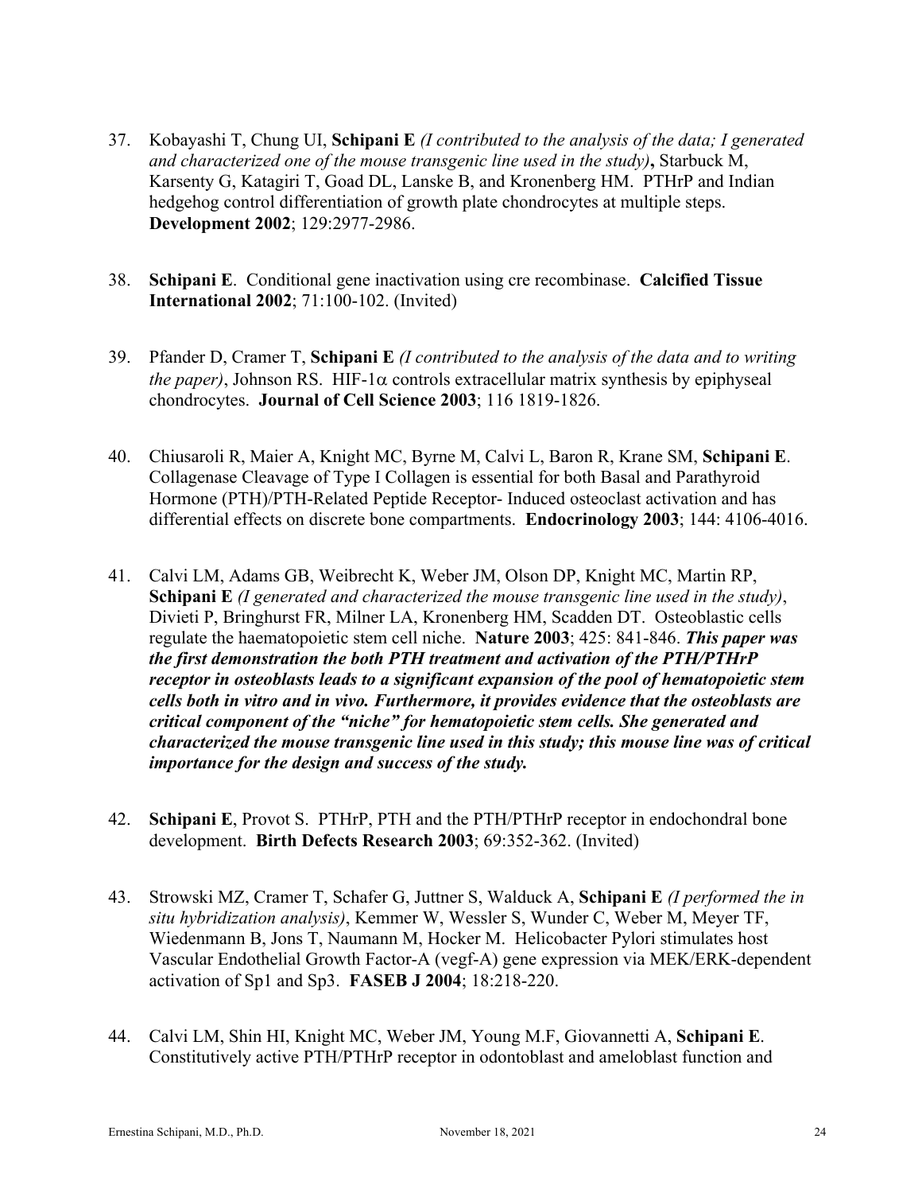37. Kobayashi T, Chung UI, **Schipani E** *(I contributed to the analysis of the data; I generated and characterized one of the mouse transgenic line used in the study)***,** Starbuck M, Karsenty G, Katagiri T, Goad DL, Lanske B, and Kronenberg HM. PTHrP and Indian hedgehog control differentiation of growth plate chondrocytes at multiple steps. **Development 2002**; 129:2977-2986.

38. **Schipani E**. Conditional gene inactivation using cre recombinase. **Calcified Tissue International 2002**; 71:100-102. (Invited)

39. Pfander D, Cramer T, **Schipani E** *(I contributed to the analysis of the data and to writing the paper)*, Johnson RS. HIF-1$\alpha$ controls extracellular matrix synthesis by epiphyseal chondrocytes. **Journal of Cell Science 2003**; 116 1819-1826.

40. Chiusaroli R, Maier A, Knight MC, Byrne M, Calvi L, Baron R, Krane SM, **Schipani E**. Collagenase Cleavage of Type I Collagen is essential for both Basal and Parathyroid Hormone (PTH)/PTH-Related Peptide Receptor- Induced osteoclast activation and has differential effects on discrete bone compartments. **Endocrinology 2003**; 144: 4106-4016.

41. Calvi LM, Adams GB, Weibrecht K, Weber JM, Olson DP, Knight MC, Martin RP, **Schipani E** *(I generated and characterized the mouse transgenic line used in the study)*, Divieti P, Bringhurst FR, Milner LA, Kronenberg HM, Scadden DT. Osteoblastic cells regulate the haematopoietic stem cell niche. **Nature 2003**; 425: 841-846. ***This paper was the first demonstration the both PTH treatment and activation of the PTH/PTHrP receptor in osteoblasts leads to a significant expansion of the pool of hematopoietic stem cells both in vitro and in vivo. Furthermore, it provides evidence that the osteoblasts are critical component of the "niche" for hematopoietic stem cells. She generated and characterized the mouse transgenic line used in this study; this mouse line was of critical importance for the design and success of the study.***

42. **Schipani E**, Provot S. PTHrP, PTH and the PTH/PTHrP receptor in endochondral bone development. **Birth Defects Research 2003**; 69:352-362. (Invited)

43. Strowski MZ, Cramer T, Schafer G, Juttner S, Walduck A, **Schipani E** *(I performed the in situ hybridization analysis)*, Kemmer W, Wessler S, Wunder C, Weber M, Meyer TF, Wiedenmann B, Jons T, Naumann M, Hocker M. Helicobacter Pylori stimulates host Vascular Endothelial Growth Factor-A (vegf-A) gene expression via MEK/ERK-dependent activation of Sp1 and Sp3. **FASEB J 2004**; 18:218-220.

44. Calvi LM, Shin HI, Knight MC, Weber JM, Young M.F, Giovannetti A, **Schipani E**. Constitutively active PTH/PTHrP receptor in odontoblast and ameloblast function and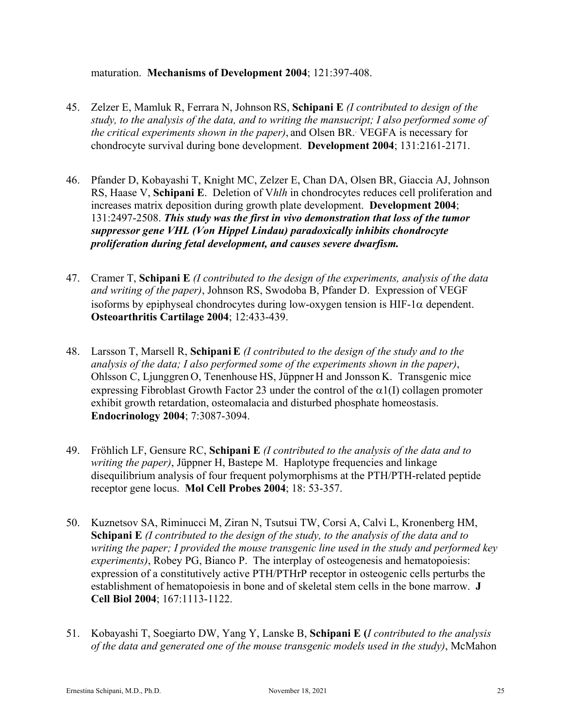maturation. **Mechanisms of Development 2004**; 121:397-408.

45. Zelzer E, Mamluk R, Ferrara N, Johnson RS, **Schipani E** *(I contributed to design of the study, to the analysis of the data, and to writing the mansucript; I also performed some of the critical experiments shown in the paper)*, and Olsen BR.. VEGFA is necessary for chondrocyte survival during bone development. **Development 2004**; 131:2161-2171.

46. Pfander D, Kobayashi T, Knight MC, Zelzer E, Chan DA, Olsen BR, Giaccia AJ, Johnson RS, Haase V, **Schipani E**. Deletion of V*hlh* in chondrocytes reduces cell proliferation and increases matrix deposition during growth plate development. **Development 2004**; 131:2497-2508. ***This study was the first in vivo demonstration that loss of the tumor suppressor gene VHL (Von Hippel Lindau) paradoxically inhibits chondrocyte proliferation during fetal development, and causes severe dwarfism.***

47. Cramer T, **Schipani E** *(I contributed to the design of the experiments, analysis of the data and writing of the paper)*, Johnson RS, Swodoba B, Pfander D. Expression of VEGF isoforms by epiphyseal chondrocytes during low-oxygen tension is HIF-1$\alpha$ dependent. **Osteoarthritis Cartilage 2004**; 12:433-439.

48. Larsson T, Marsell R, **Schipani E** *(I contributed to the design of the study and to the analysis of the data; I also performed some of the experiments shown in the paper)*, Ohlsson C, Ljunggren O, Tenenhouse HS, Jüppner H and Jonsson K. Transgenic mice expressing Fibroblast Growth Factor 23 under the control of the $\alpha$1(I) collagen promoter exhibit growth retardation, osteomalacia and disturbed phosphate homeostasis. **Endocrinology 2004**; 7:3087-3094.

49. Fröhlich LF, Gensure RC, **Schipani E** *(I contributed to the analysis of the data and to writing the paper)*, Jüppner H, Bastepe M. Haplotype frequencies and linkage disequilibrium analysis of four frequent polymorphisms at the PTH/PTH-related peptide receptor gene locus. **Mol Cell Probes 2004**; 18: 53-357.

50. Kuznetsov SA, Riminucci M, Ziran N, Tsutsui TW, Corsi A, Calvi L, Kronenberg HM, **Schipani E** *(I contributed to the design of the study, to the analysis of the data and to writing the paper; I provided the mouse transgenic line used in the study and performed key experiments)*, Robey PG, Bianco P. The interplay of osteogenesis and hematopoiesis: expression of a constitutively active PTH/PTHrP receptor in osteogenic cells perturbs the establishment of hematopoiesis in bone and of skeletal stem cells in the bone marrow. **J Cell Biol 2004**; 167:1113-1122.

51. Kobayashi T, Soegiarto DW, Yang Y, Lanske B, **Schipani E (***I contributed to the analysis of the data and generated one of the mouse transgenic models used in the study)*, McMahon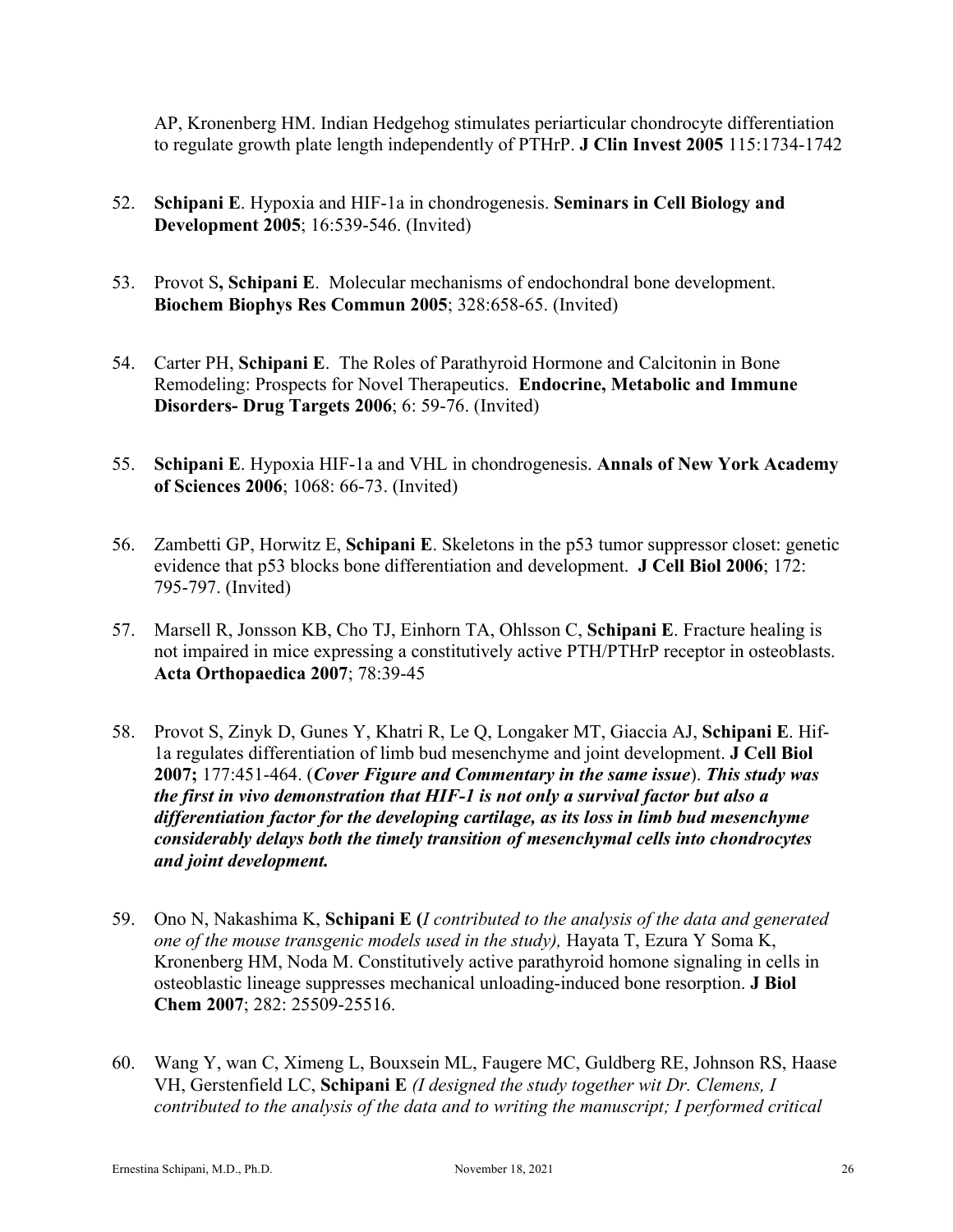AP, Kronenberg HM. Indian Hedgehog stimulates periarticular chondrocyte differentiation to regulate growth plate length independently of PTHrP. **J Clin Invest 2005** 115:1734-1742

52. **Schipani E**. Hypoxia and HIF-1a in chondrogenesis. **Seminars in Cell Biology and Development 2005**; 16:539-546. (Invited)

53. Provot S**, Schipani E**. Molecular mechanisms of endochondral bone development. **Biochem Biophys Res Commun 2005**; 328:658-65. (Invited)

54. Carter PH, **Schipani E**. The Roles of Parathyroid Hormone and Calcitonin in Bone Remodeling: Prospects for Novel Therapeutics. **Endocrine, Metabolic and Immune Disorders- Drug Targets 2006**; 6: 59-76. (Invited)

55. **Schipani E**. Hypoxia HIF-1a and VHL in chondrogenesis. **Annals of New York Academy of Sciences 2006**; 1068: 66-73. (Invited)

56. Zambetti GP, Horwitz E, **Schipani E**. Skeletons in the p53 tumor suppressor closet: genetic evidence that p53 blocks bone differentiation and development. **J Cell Biol 2006**; 172: 795-797. (Invited)

57. Marsell R, Jonsson KB, Cho TJ, Einhorn TA, Ohlsson C, **Schipani E**. Fracture healing is not impaired in mice expressing a constitutively active PTH/PTHrP receptor in osteoblasts. **Acta Orthopaedica 2007**; 78:39-45

58. Provot S, Zinyk D, Gunes Y, Khatri R, Le Q, Longaker MT, Giaccia AJ, **Schipani E**. Hif-1a regulates differentiation of limb bud mesenchyme and joint development. **J Cell Biol 2007;** 177:451-464. (***Cover Figure and Commentary in the same issue***). ***This study was the first in vivo demonstration that HIF-1 is not only a survival factor but also a differentiation factor for the developing cartilage, as its loss in limb bud mesenchyme considerably delays both the timely transition of mesenchymal cells into chondrocytes and joint development.***

59. Ono N, Nakashima K, **Schipani E (***I contributed to the analysis of the data and generated one of the mouse transgenic models used in the study),* Hayata T, Ezura Y Soma K, Kronenberg HM, Noda M. Constitutively active parathyroid homone signaling in cells in osteoblastic lineage suppresses mechanical unloading-induced bone resorption. **J Biol Chem 2007**; 282: 25509-25516.

60. Wang Y, wan C, Ximeng L, Bouxsein ML, Faugere MC, Guldberg RE, Johnson RS, Haase VH, Gerstenfield LC, **Schipani E** *(I designed the study together wit Dr. Clemens, I contributed to the analysis of the data and to writing the manuscript; I performed critical*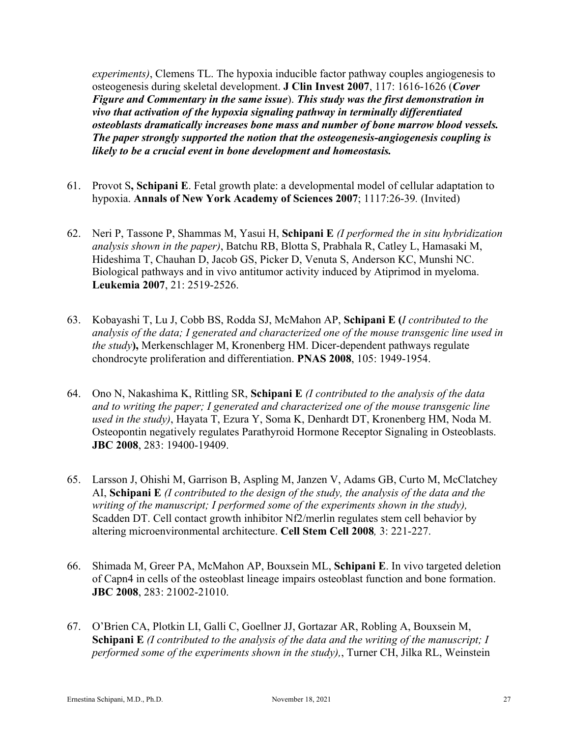*experiments)*, Clemens TL. The hypoxia inducible factor pathway couples angiogenesis to osteogenesis during skeletal development. **J Clin Invest 2007**, 117: 1616-1626 (***Cover Figure and Commentary in the same issue***). ***This study was the first demonstration in vivo that activation of the hypoxia signaling pathway in terminally differentiated osteoblasts dramatically increases bone mass and number of bone marrow blood vessels. The paper strongly supported the notion that the osteogenesis-angiogenesis coupling is likely to be a crucial event in bone development and homeostasis.***

61. Provot S**, Schipani E**. Fetal growth plate: a developmental model of cellular adaptation to hypoxia. **Annals of New York Academy of Sciences 2007**; 1117:26-39*.* (Invited)

62. Neri P, Tassone P, Shammas M, Yasui H, **Schipani E** *(I performed the in situ hybridization analysis shown in the paper)*, Batchu RB, Blotta S, Prabhala R, Catley L, Hamasaki M, Hideshima T, Chauhan D, Jacob GS, Picker D, Venuta S, Anderson KC, Munshi NC. Biological pathways and in vivo antitumor activity induced by Atiprimod in myeloma. **Leukemia 2007**, 21: 2519-2526.

63. Kobayashi T, Lu J, Cobb BS, Rodda SJ, McMahon AP, **Schipani E (***I contributed to the analysis of the data; I generated and characterized one of the mouse transgenic line used in the study***),** Merkenschlager M, Kronenberg HM. Dicer-dependent pathways regulate chondrocyte proliferation and differentiation. **PNAS 2008**, 105: 1949-1954.

64. Ono N, Nakashima K, Rittling SR, **Schipani E** *(I contributed to the analysis of the data and to writing the paper; I generated and characterized one of the mouse transgenic line used in the study)*, Hayata T, Ezura Y, Soma K, Denhardt DT, Kronenberg HM, Noda M. Osteopontin negatively regulates Parathyroid Hormone Receptor Signaling in Osteoblasts. **JBC 2008**, 283: 19400-19409.

65. Larsson J, Ohishi M, Garrison B, Aspling M, Janzen V, Adams GB, Curto M, McClatchey AI, **Schipani E** *(I contributed to the design of the study, the analysis of the data and the writing of the manuscript; I performed some of the experiments shown in the study),* Scadden DT. Cell contact growth inhibitor Nf2/merlin regulates stem cell behavior by altering microenvironmental architecture. **Cell Stem Cell 2008***,* 3: 221-227.

66. Shimada M, Greer PA, McMahon AP, Bouxsein ML, **Schipani E**. In vivo targeted deletion of Capn4 in cells of the osteoblast lineage impairs osteoblast function and bone formation. **JBC 2008**, 283: 21002-21010.

67. O'Brien CA, Plotkin LI, Galli C, Goellner JJ, Gortazar AR, Robling A, Bouxsein M, **Schipani E** *(I contributed to the analysis of the data and the writing of the manuscript; I performed some of the experiments shown in the study),*, Turner CH, Jilka RL, Weinstein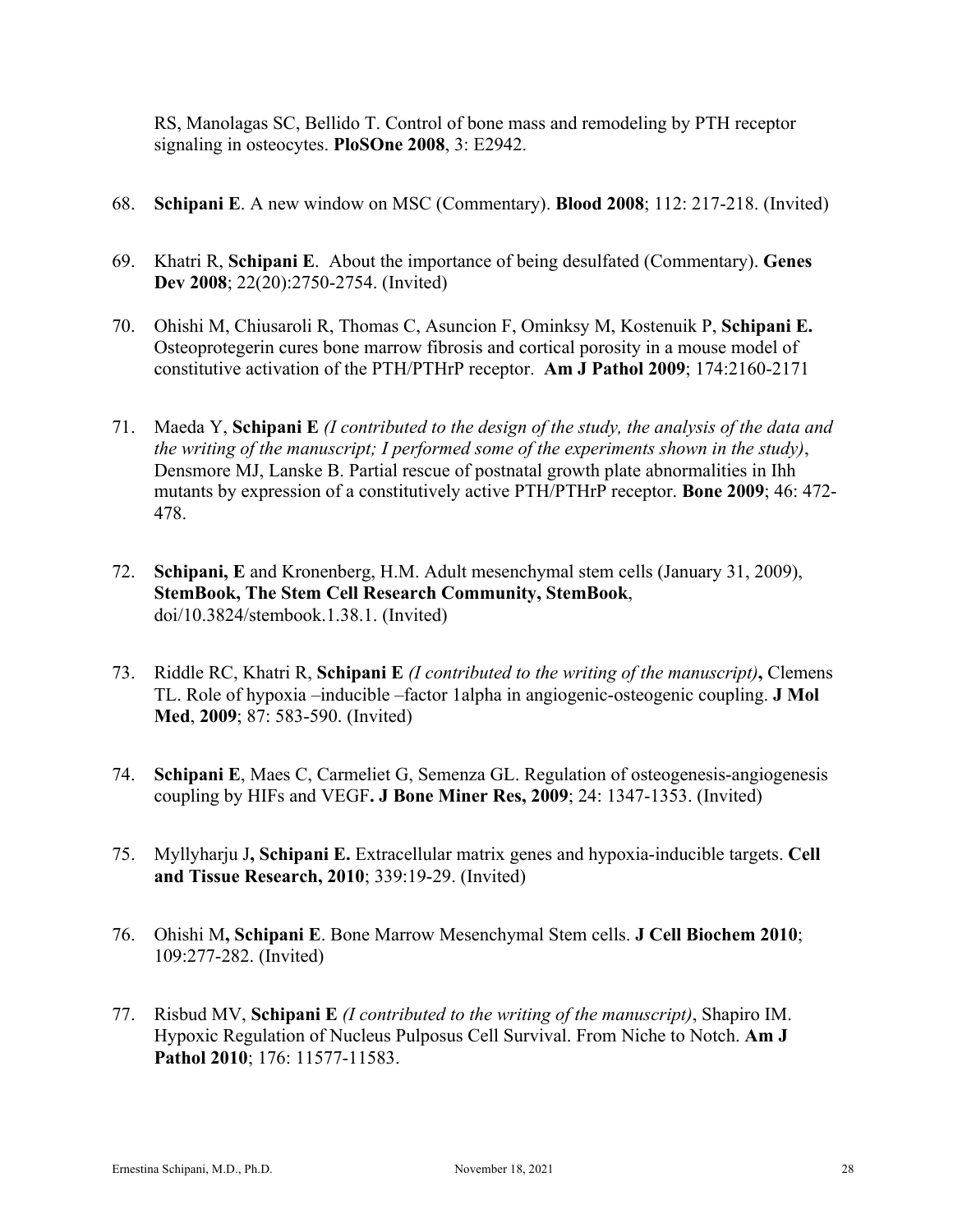RS, Manolagas SC, Bellido T. Control of bone mass and remodeling by PTH receptor signaling in osteocytes. **PloSOne 2008**, 3: E2942.

68. **Schipani E**. A new window on MSC (Commentary). **Blood 2008**; 112: 217-218. (Invited)

69. Khatri R, **Schipani E**. About the importance of being desulfated (Commentary). **Genes Dev 2008**; 22(20):2750-2754. (Invited)

70. Ohishi M, Chiusaroli R, Thomas C, Asuncion F, Ominksy M, Kostenuik P, **Schipani E.** Osteoprotegerin cures bone marrow fibrosis and cortical porosity in a mouse model of constitutive activation of the PTH/PTHrP receptor. **Am J Pathol 2009**; 174:2160-2171

71. Maeda Y, **Schipani E** *(I contributed to the design of the study, the analysis of the data and the writing of the manuscript; I performed some of the experiments shown in the study)*, Densmore MJ, Lanske B. Partial rescue of postnatal growth plate abnormalities in Ihh mutants by expression of a constitutively active PTH/PTHrP receptor. **Bone 2009**; 46: 472-478.

72. **Schipani, E** and Kronenberg, H.M. Adult mesenchymal stem cells (January 31, 2009), **StemBook, The Stem Cell Research Community, StemBook**, doi/10.3824/stembook.1.38.1. (Invited)

73. Riddle RC, Khatri R, **Schipani E** *(I contributed to the writing of the manuscript)***,** Clemens TL. Role of hypoxia –inducible –factor 1alpha in angiogenic-osteogenic coupling. **J Mol Med**, **2009**; 87: 583-590. (Invited)

74. **Schipani E**, Maes C, Carmeliet G, Semenza GL. Regulation of osteogenesis-angiogenesis coupling by HIFs and VEGF**. J Bone Miner Res, 2009**; 24: 1347-1353. (Invited)

75. Myllyharju J**, Schipani E.** Extracellular matrix genes and hypoxia-inducible targets. **Cell and Tissue Research, 2010**; 339:19-29. (Invited)

76. Ohishi M**, Schipani E**. Bone Marrow Mesenchymal Stem cells. **J Cell Biochem 2010**; 109:277-282. (Invited)

77. Risbud MV, **Schipani E** *(I contributed to the writing of the manuscript)*, Shapiro IM. Hypoxic Regulation of Nucleus Pulposus Cell Survival. From Niche to Notch. **Am J Pathol 2010**; 176: 11577-11583.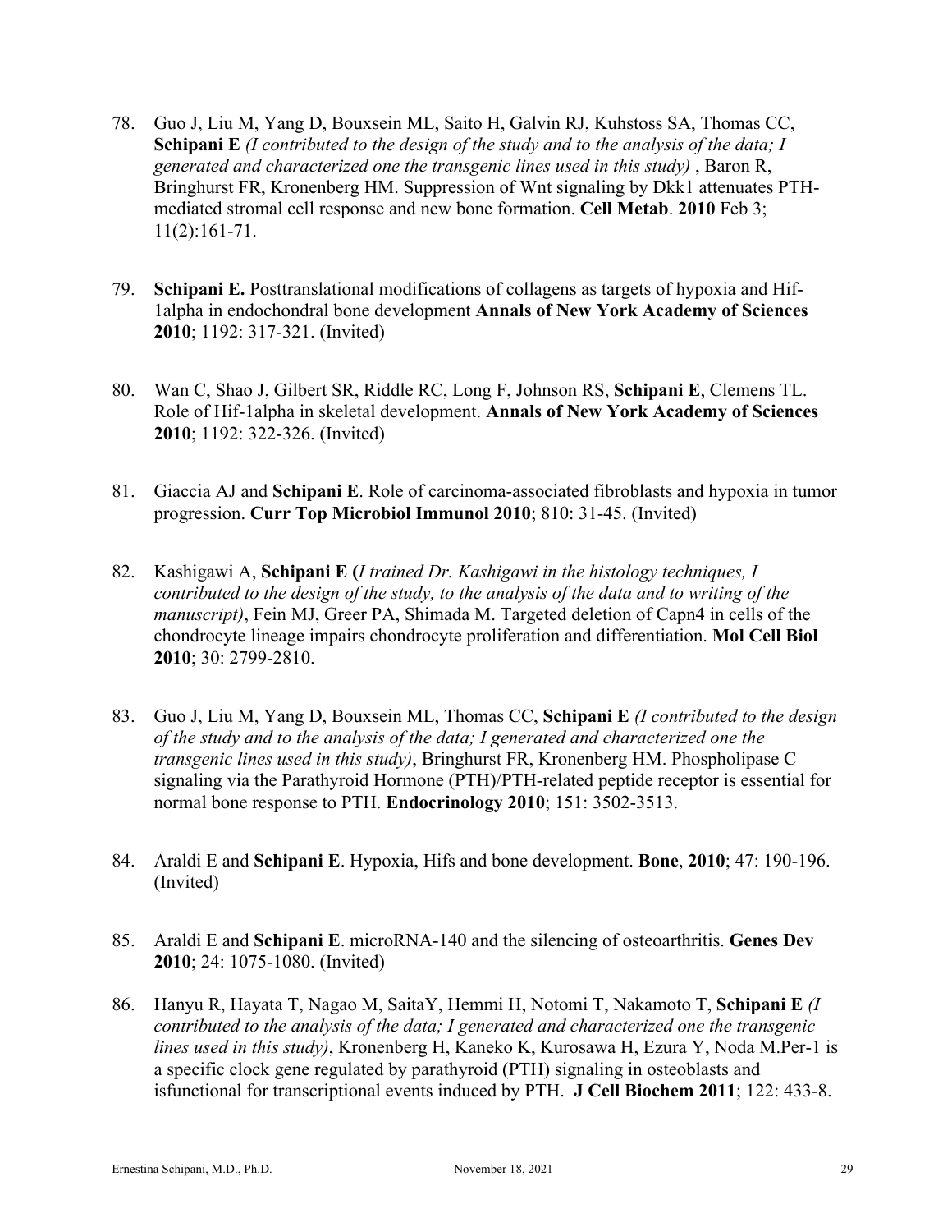78. Guo J, Liu M, Yang D, Bouxsein ML, Saito H, Galvin RJ, Kuhstoss SA, Thomas CC, **Schipani E** *(I contributed to the design of the study and to the analysis of the data; I generated and characterized one the transgenic lines used in this study)* , Baron R, Bringhurst FR, Kronenberg HM. Suppression of Wnt signaling by Dkk1 attenuates PTH-mediated stromal cell response and new bone formation. **Cell Metab**. **2010** Feb 3; 11(2):161-71.

79. **Schipani E.** Posttranslational modifications of collagens as targets of hypoxia and Hif-1alpha in endochondral bone development **Annals of New York Academy of Sciences 2010**; 1192: 317-321. (Invited)

80. Wan C, Shao J, Gilbert SR, Riddle RC, Long F, Johnson RS, **Schipani E**, Clemens TL. Role of Hif-1alpha in skeletal development. **Annals of New York Academy of Sciences 2010**; 1192: 322-326. (Invited)

81. Giaccia AJ and **Schipani E**. Role of carcinoma-associated fibroblasts and hypoxia in tumor progression. **Curr Top Microbiol Immunol 2010**; 810: 31-45. (Invited)

82. Kashigawi A, **Schipani E (***I trained Dr. Kashigawi in the histology techniques, I contributed to the design of the study, to the analysis of the data and to writing of the manuscript)*, Fein MJ, Greer PA, Shimada M. Targeted deletion of Capn4 in cells of the chondrocyte lineage impairs chondrocyte proliferation and differentiation. **Mol Cell Biol 2010**; 30: 2799-2810.

83. Guo J, Liu M, Yang D, Bouxsein ML, Thomas CC, **Schipani E** *(I contributed to the design of the study and to the analysis of the data; I generated and characterized one the transgenic lines used in this study)*, Bringhurst FR, Kronenberg HM. Phospholipase C signaling via the Parathyroid Hormone (PTH)/PTH-related peptide receptor is essential for normal bone response to PTH. **Endocrinology 2010**; 151: 3502-3513.

84. Araldi E and **Schipani E**. Hypoxia, Hifs and bone development. **Bone**, **2010**; 47: 190-196. (Invited)

85. Araldi E and **Schipani E**. microRNA-140 and the silencing of osteoarthritis. **Genes Dev 2010**; 24: 1075-1080. (Invited)

86. Hanyu R, Hayata T, Nagao M, SaitaY, Hemmi H, Notomi T, Nakamoto T, **Schipani E** *(I contributed to the analysis of the data; I generated and characterized one the transgenic lines used in this study)*, Kronenberg H, Kaneko K, Kurosawa H, Ezura Y, Noda M.Per-1 is a specific clock gene regulated by parathyroid (PTH) signaling in osteoblasts and isfunctional for transcriptional events induced by PTH. **J Cell Biochem 2011**; 122: 433-8.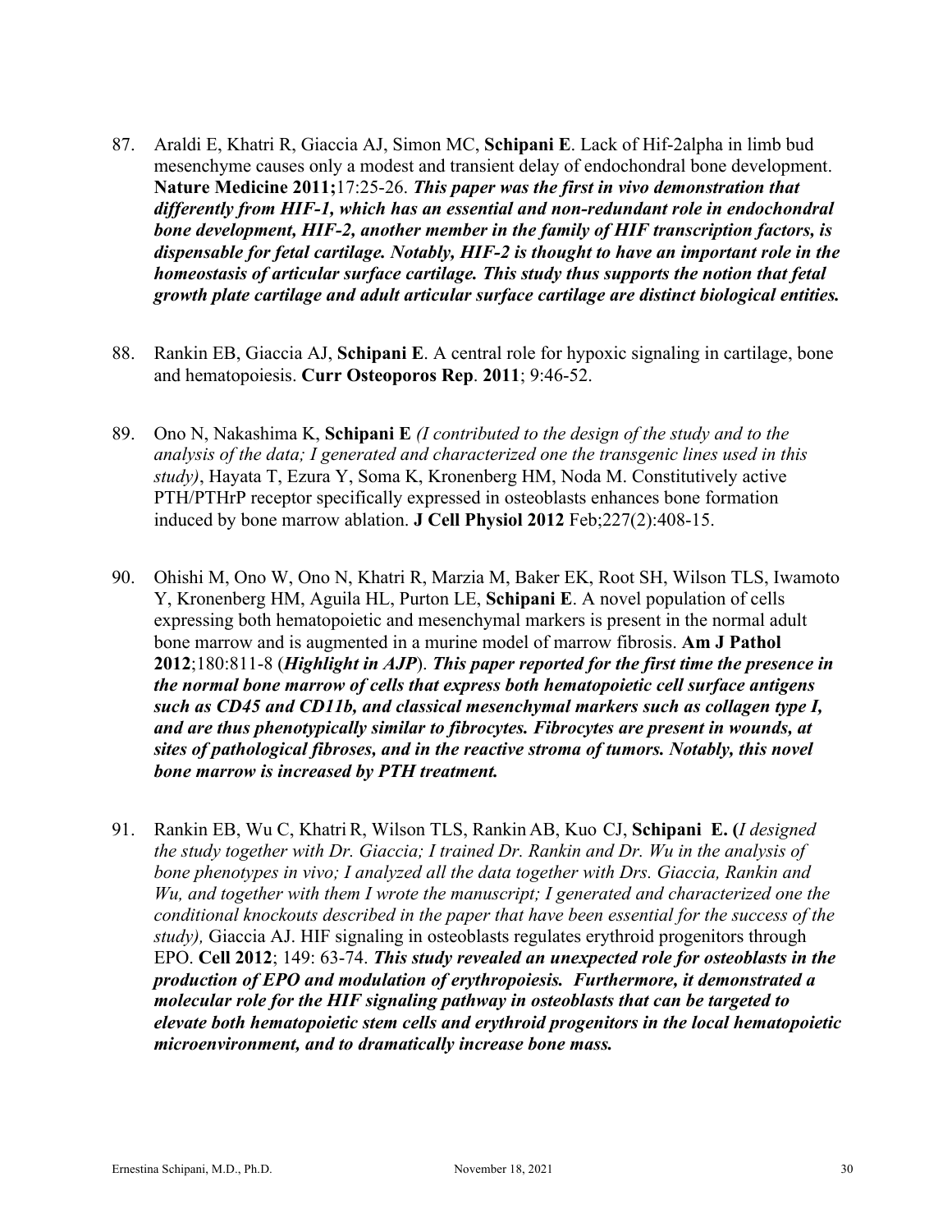87. Araldi E, Khatri R, Giaccia AJ, Simon MC, **Schipani E**. Lack of Hif-2alpha in limb bud mesenchyme causes only a modest and transient delay of endochondral bone development. **Nature Medicine 2011;**17:25-26. ***This paper was the first in vivo demonstration that differently from HIF-1, which has an essential and non-redundant role in endochondral bone development, HIF-2, another member in the family of HIF transcription factors, is dispensable for fetal cartilage. Notably, HIF-2 is thought to have an important role in the homeostasis of articular surface cartilage. This study thus supports the notion that fetal growth plate cartilage and adult articular surface cartilage are distinct biological entities.***

88. Rankin EB, Giaccia AJ, **Schipani E**. A central role for hypoxic signaling in cartilage, bone and hematopoiesis. **Curr Osteoporos Rep**. **2011**; 9:46-52.

89. Ono N, Nakashima K, **Schipani E** *(I contributed to the design of the study and to the analysis of the data; I generated and characterized one the transgenic lines used in this study)*, Hayata T, Ezura Y, Soma K, Kronenberg HM, Noda M. Constitutively active PTH/PTHrP receptor specifically expressed in osteoblasts enhances bone formation induced by bone marrow ablation. **J Cell Physiol 2012** Feb;227(2):408-15.

90. Ohishi M, Ono W, Ono N, Khatri R, Marzia M, Baker EK, Root SH, Wilson TLS, Iwamoto Y, Kronenberg HM, Aguila HL, Purton LE, **Schipani E**. A novel population of cells expressing both hematopoietic and mesenchymal markers is present in the normal adult bone marrow and is augmented in a murine model of marrow fibrosis. **Am J Pathol 2012**;180:811-8 (***Highlight in AJP***). ***This paper reported for the first time the presence in the normal bone marrow of cells that express both hematopoietic cell surface antigens such as CD45 and CD11b, and classical mesenchymal markers such as collagen type I, and are thus phenotypically similar to fibrocytes. Fibrocytes are present in wounds, at sites of pathological fibroses, and in the reactive stroma of tumors. Notably, this novel bone marrow is increased by PTH treatment.***

91. Rankin EB, Wu C, Khatri R, Wilson TLS, Rankin AB, Kuo CJ, **Schipani E. (***I designed the study together with Dr. Giaccia; I trained Dr. Rankin and Dr. Wu in the analysis of bone phenotypes in vivo; I analyzed all the data together with Drs. Giaccia, Rankin and Wu, and together with them I wrote the manuscript; I generated and characterized one the conditional knockouts described in the paper that have been essential for the success of the study),* Giaccia AJ. HIF signaling in osteoblasts regulates erythroid progenitors through EPO. **Cell 2012**; 149: 63-74. ***This study revealed an unexpected role for osteoblasts in the production of EPO and modulation of erythropoiesis. Furthermore, it demonstrated a molecular role for the HIF signaling pathway in osteoblasts that can be targeted to elevate both hematopoietic stem cells and erythroid progenitors in the local hematopoietic microenvironment, and to dramatically increase bone mass.***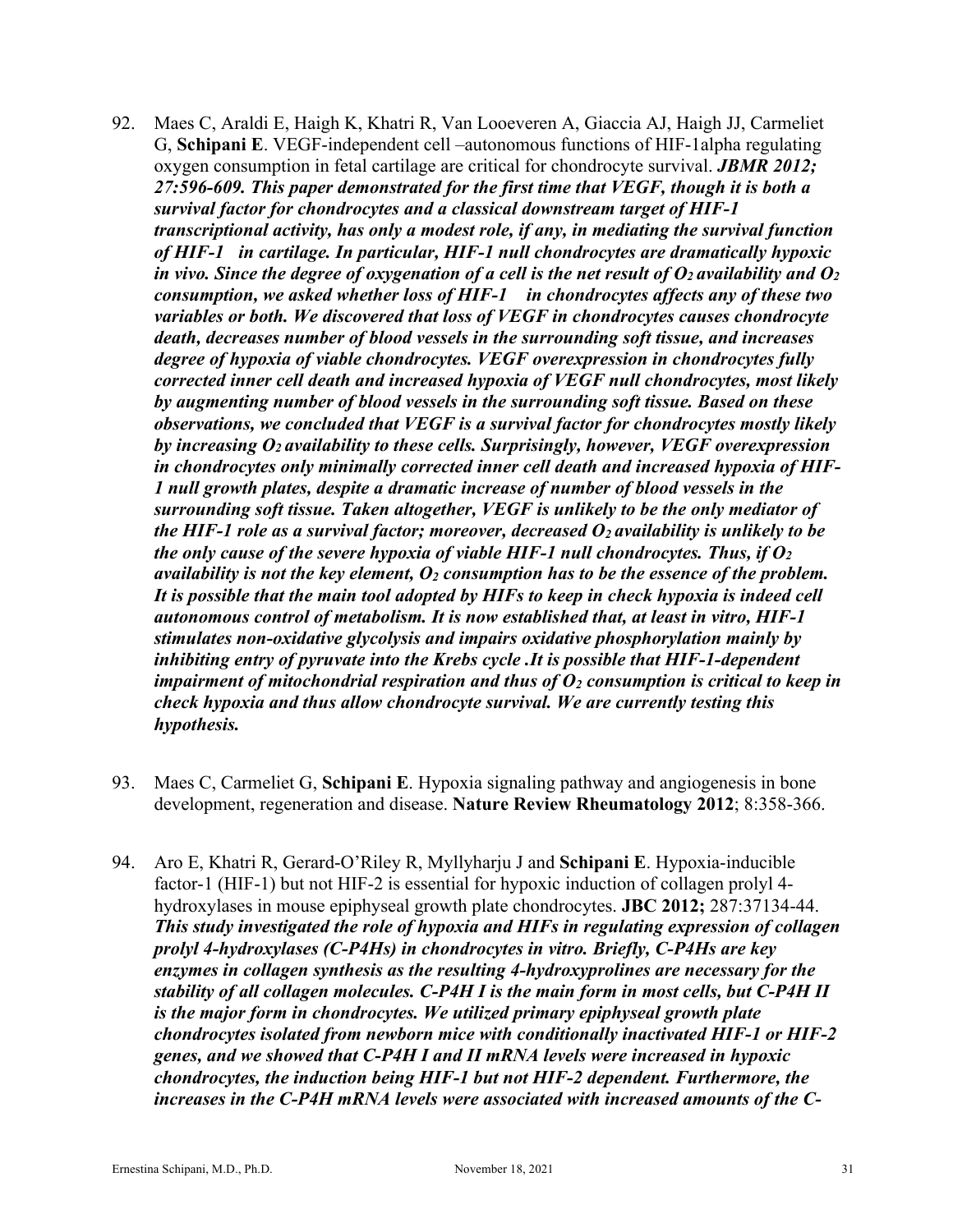92. Maes C, Araldi E, Haigh K, Khatri R, Van Looeveren A, Giaccia AJ, Haigh JJ, Carmeliet G, **Schipani E**. VEGF-independent cell –autonomous functions of HIF-1alpha regulating oxygen consumption in fetal cartilage are critical for chondrocyte survival. ***JBMR 2012; 27:596-609. This paper demonstrated for the first time that VEGF, though it is both a survival factor for chondrocytes and a classical downstream target of HIF-1 transcriptional activity, has only a modest role, if any, in mediating the survival function of HIF-1 in cartilage. In particular, HIF-1 null chondrocytes are dramatically hypoxic in vivo. Since the degree of oxygenation of a cell is the net result of $O_2$ availability and $O_2$ consumption, we asked whether loss of HIF-1 in chondrocytes affects any of these two variables or both. We discovered that loss of VEGF in chondrocytes causes chondrocyte death, decreases number of blood vessels in the surrounding soft tissue, and increases degree of hypoxia of viable chondrocytes. VEGF overexpression in chondrocytes fully corrected inner cell death and increased hypoxia of VEGF null chondrocytes, most likely by augmenting number of blood vessels in the surrounding soft tissue. Based on these observations, we concluded that VEGF is a survival factor for chondrocytes mostly likely by increasing $O_2$ availability to these cells. Surprisingly, however, VEGF overexpression in chondrocytes only minimally corrected inner cell death and increased hypoxia of HIF-1 null growth plates, despite a dramatic increase of number of blood vessels in the surrounding soft tissue. Taken altogether, VEGF is unlikely to be the only mediator of the HIF-1 role as a survival factor; moreover, decreased $O_2$ availability is unlikely to be the only cause of the severe hypoxia of viable HIF-1 null chondrocytes. Thus, if $O_2$ availability is not the key element, $O_2$ consumption has to be the essence of the problem. It is possible that the main tool adopted by HIFs to keep in check hypoxia is indeed cell autonomous control of metabolism. It is now established that, at least in vitro, HIF-1 stimulates non-oxidative glycolysis and impairs oxidative phosphorylation mainly by inhibiting entry of pyruvate into the Krebs cycle .It is possible that HIF-1-dependent impairment of mitochondrial respiration and thus of $O_2$ consumption is critical to keep in check hypoxia and thus allow chondrocyte survival. We are currently testing this hypothesis.***

93. Maes C, Carmeliet G, **Schipani E**. Hypoxia signaling pathway and angiogenesis in bone development, regeneration and disease. **Nature Review Rheumatology 2012**; 8:358-366.

94. Aro E, Khatri R, Gerard-O'Riley R, Myllyharju J and **Schipani E**. Hypoxia-inducible factor-1 (HIF-1) but not HIF-2 is essential for hypoxic induction of collagen prolyl 4-hydroxylases in mouse epiphyseal growth plate chondrocytes. **JBC 2012;** 287:37134-44. ***This study investigated the role of hypoxia and HIFs in regulating expression of collagen prolyl 4-hydroxylases (C-P4Hs) in chondrocytes in vitro. Briefly, C-P4Hs are key enzymes in collagen synthesis as the resulting 4-hydroxyprolines are necessary for the stability of all collagen molecules. C-P4H I is the main form in most cells, but C-P4H II is the major form in chondrocytes. We utilized primary epiphyseal growth plate chondrocytes isolated from newborn mice with conditionally inactivated HIF-1 or HIF-2 genes, and we showed that C-P4H I and II mRNA levels were increased in hypoxic chondrocytes, the induction being HIF-1 but not HIF-2 dependent. Furthermore, the increases in the C-P4H mRNA levels were associated with increased amounts of the C-***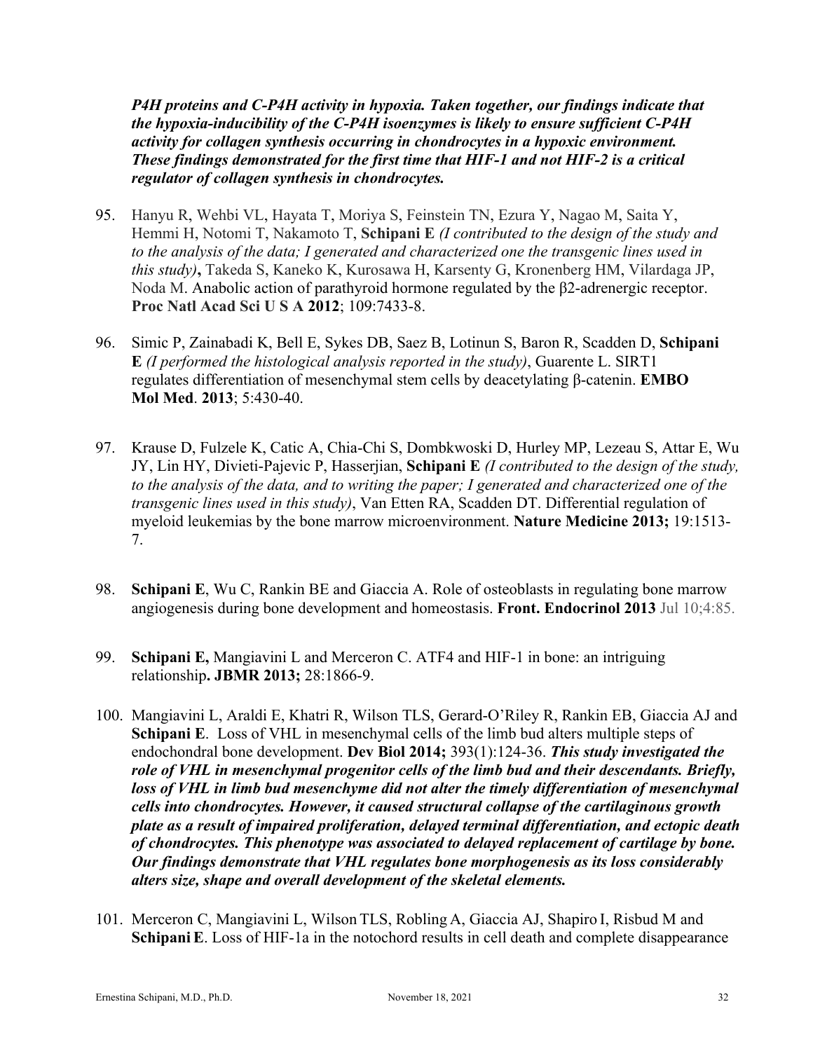***P4H proteins and C-P4H activity in hypoxia. Taken together, our findings indicate that the hypoxia-inducibility of the C-P4H isoenzymes is likely to ensure sufficient C-P4H activity for collagen synthesis occurring in chondrocytes in a hypoxic environment. These findings demonstrated for the first time that HIF-1 and not HIF-2 is a critical regulator of collagen synthesis in chondrocytes.***

95. Hanyu R, Wehbi VL, Hayata T, Moriya S, Feinstein TN, Ezura Y, Nagao M, Saita Y, Hemmi H, Notomi T, Nakamoto T, **Schipani E** *(I contributed to the design of the study and to the analysis of the data; I generated and characterized one the transgenic lines used in this study)***,** Takeda S, Kaneko K, Kurosawa H, Karsenty G, Kronenberg HM, Vilardaga JP, Noda M. Anabolic action of parathyroid hormone regulated by the β2-adrenergic receptor. **Proc Natl Acad Sci U S A 2012**; 109:7433-8.

96. Simic P, Zainabadi K, Bell E, Sykes DB, Saez B, Lotinun S, Baron R, Scadden D, **Schipani E** *(I performed the histological analysis reported in the study)*, Guarente L. SIRT1 regulates differentiation of mesenchymal stem cells by deacetylating β-catenin. **EMBO Mol Med**. **2013**; 5:430-40.

97. Krause D, Fulzele K, Catic A, Chia-Chi S, Dombkwoski D, Hurley MP, Lezeau S, Attar E, Wu JY, Lin HY, Divieti-Pajevic P, Hasserjian, **Schipani E** *(I contributed to the design of the study, to the analysis of the data, and to writing the paper; I generated and characterized one of the transgenic lines used in this study)*, Van Etten RA, Scadden DT. Differential regulation of myeloid leukemias by the bone marrow microenvironment. **Nature Medicine 2013;** 19:1513-7.

98. **Schipani E**, Wu C, Rankin BE and Giaccia A. Role of osteoblasts in regulating bone marrow angiogenesis during bone development and homeostasis. **Front. Endocrinol 2013** Jul 10;4:85.

99. **Schipani E,** Mangiavini L and Merceron C. ATF4 and HIF-1 in bone: an intriguing relationship**. JBMR 2013;** 28:1866-9.

100. Mangiavini L, Araldi E, Khatri R, Wilson TLS, Gerard-O'Riley R, Rankin EB, Giaccia AJ and **Schipani E**. Loss of VHL in mesenchymal cells of the limb bud alters multiple steps of endochondral bone development. **Dev Biol 2014;** 393(1):124-36. ***This study investigated the role of VHL in mesenchymal progenitor cells of the limb bud and their descendants. Briefly, loss of VHL in limb bud mesenchyme did not alter the timely differentiation of mesenchymal cells into chondrocytes. However, it caused structural collapse of the cartilaginous growth plate as a result of impaired proliferation, delayed terminal differentiation, and ectopic death of chondrocytes. This phenotype was associated to delayed replacement of cartilage by bone. Our findings demonstrate that VHL regulates bone morphogenesis as its loss considerably alters size, shape and overall development of the skeletal elements.***

101. Merceron C, Mangiavini L, Wilson TLS, Robling A, Giaccia AJ, Shapiro I, Risbud M and **Schipani E**. Loss of HIF-1a in the notochord results in cell death and complete disappearance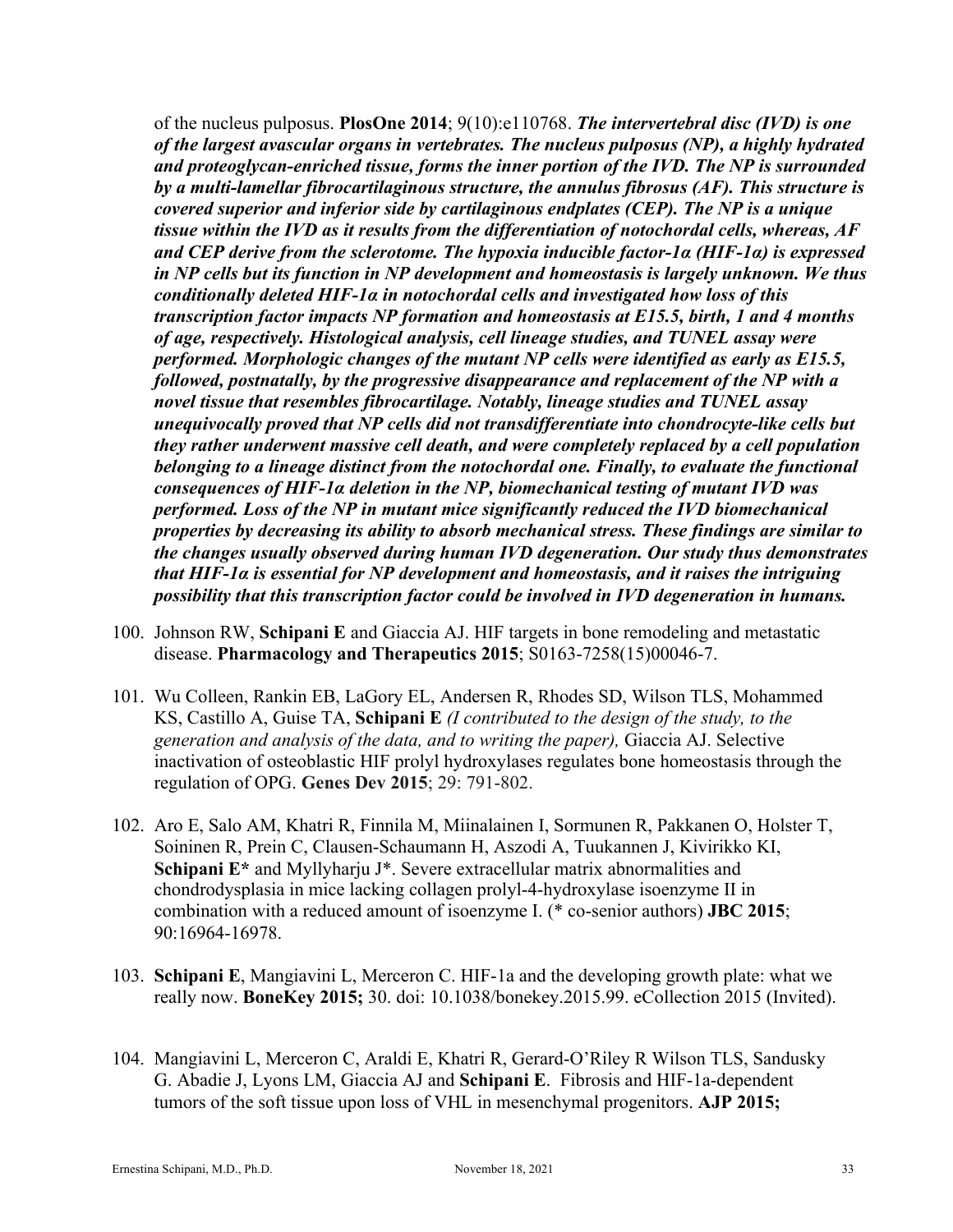of the nucleus pulposus. **PlosOne 2014**; 9(10):e110768. ***The intervertebral disc (IVD) is one of the largest avascular organs in vertebrates. The nucleus pulposus (NP), a highly hydrated and proteoglycan-enriched tissue, forms the inner portion of the IVD. The NP is surrounded by a multi-lamellar fibrocartilaginous structure, the annulus fibrosus (AF). This structure is covered superior and inferior side by cartilaginous endplates (CEP). The NP is a unique tissue within the IVD as it results from the differentiation of notochordal cells, whereas, AF and CEP derive from the sclerotome. The hypoxia inducible factor-1α (HIF-1α) is expressed in NP cells but its function in NP development and homeostasis is largely unknown. We thus conditionally deleted HIF-1α in notochordal cells and investigated how loss of this transcription factor impacts NP formation and homeostasis at E15.5, birth, 1 and 4 months of age, respectively. Histological analysis, cell lineage studies, and TUNEL assay were performed. Morphologic changes of the mutant NP cells were identified as early as E15.5, followed, postnatally, by the progressive disappearance and replacement of the NP with a novel tissue that resembles fibrocartilage. Notably, lineage studies and TUNEL assay unequivocally proved that NP cells did not transdifferentiate into chondrocyte-like cells but they rather underwent massive cell death, and were completely replaced by a cell population belonging to a lineage distinct from the notochordal one. Finally, to evaluate the functional consequences of HIF-1α deletion in the NP, biomechanical testing of mutant IVD was performed. Loss of the NP in mutant mice significantly reduced the IVD biomechanical properties by decreasing its ability to absorb mechanical stress. These findings are similar to the changes usually observed during human IVD degeneration. Our study thus demonstrates that HIF-1α is essential for NP development and homeostasis, and it raises the intriguing possibility that this transcription factor could be involved in IVD degeneration in humans.***

100. Johnson RW, **Schipani E** and Giaccia AJ. HIF targets in bone remodeling and metastatic disease. **Pharmacology and Therapeutics 2015**; S0163-7258(15)00046-7.

101. Wu Colleen, Rankin EB, LaGory EL, Andersen R, Rhodes SD, Wilson TLS, Mohammed KS, Castillo A, Guise TA, **Schipani E** *(I contributed to the design of the study, to the generation and analysis of the data, and to writing the paper),* Giaccia AJ. Selective inactivation of osteoblastic HIF prolyl hydroxylases regulates bone homeostasis through the regulation of OPG. **Genes Dev 2015**; 29: 791-802.

102. Aro E, Salo AM, Khatri R, Finnila M, Miinalainen I, Sormunen R, Pakkanen O, Holster T, Soininen R, Prein C, Clausen-Schaumann H, Aszodi A, Tuukannen J, Kivirikko KI, **Schipani E*** and Myllyharju J*. Severe extracellular matrix abnormalities and chondrodysplasia in mice lacking collagen prolyl-4-hydroxylase isoenzyme II in combination with a reduced amount of isoenzyme I. (* co-senior authors) **JBC 2015**; 90:16964-16978.

103. **Schipani E**, Mangiavini L, Merceron C. HIF-1a and the developing growth plate: what we really now. **BoneKey 2015;** 30. doi: 10.1038/bonekey.2015.99. eCollection 2015 (Invited).

104. Mangiavini L, Merceron C, Araldi E, Khatri R, Gerard-O'Riley R Wilson TLS, Sandusky G. Abadie J, Lyons LM, Giaccia AJ and **Schipani E**. Fibrosis and HIF-1a-dependent tumors of the soft tissue upon loss of VHL in mesenchymal progenitors. **AJP 2015;**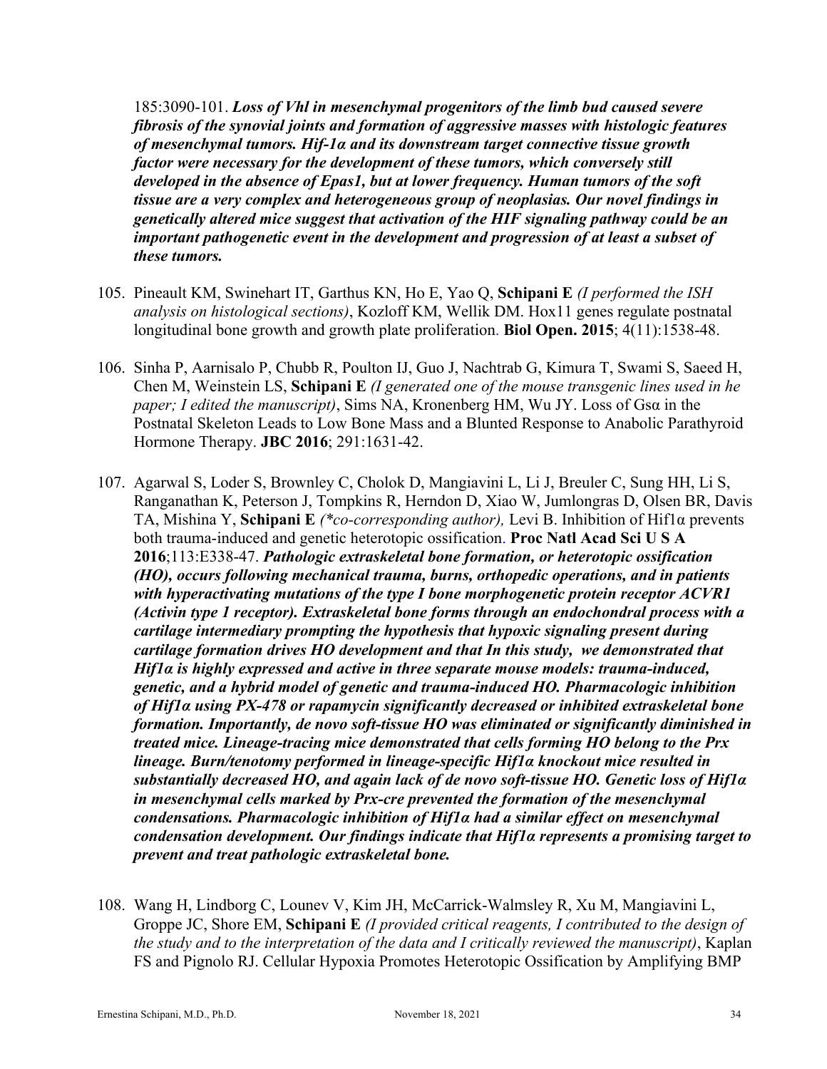185:3090-101. ***Loss of Vhl in mesenchymal progenitors of the limb bud caused severe fibrosis of the synovial joints and formation of aggressive masses with histologic features of mesenchymal tumors. Hif-1α and its downstream target connective tissue growth factor were necessary for the development of these tumors, which conversely still developed in the absence of Epas1, but at lower frequency. Human tumors of the soft tissue are a very complex and heterogeneous group of neoplasias. Our novel findings in genetically altered mice suggest that activation of the HIF signaling pathway could be an important pathogenetic event in the development and progression of at least a subset of these tumors.***

105. Pineault KM, Swinehart IT, Garthus KN, Ho E, Yao Q, **Schipani E** *(I performed the ISH analysis on histological sections)*, Kozloff KM, Wellik DM. Hox11 genes regulate postnatal longitudinal bone growth and growth plate proliferation. **Biol Open. 2015**; 4(11):1538-48.

106. Sinha P, Aarnisalo P, Chubb R, Poulton IJ, Guo J, Nachtrab G, Kimura T, Swami S, Saeed H, Chen M, Weinstein LS, **Schipani E** *(I generated one of the mouse transgenic lines used in he paper; I edited the manuscript)*, Sims NA, Kronenberg HM, Wu JY. Loss of Gsα in the Postnatal Skeleton Leads to Low Bone Mass and a Blunted Response to Anabolic Parathyroid Hormone Therapy. **JBC 2016**; 291:1631-42.

107. Agarwal S, Loder S, Brownley C, Cholok D, Mangiavini L, Li J, Breuler C, Sung HH, Li S, Ranganathan K, Peterson J, Tompkins R, Herndon D, Xiao W, Jumlongras D, Olsen BR, Davis TA, Mishina Y, **Schipani E** *(\*co-corresponding author),* Levi B. Inhibition of Hif1α prevents both trauma-induced and genetic heterotopic ossification. **Proc Natl Acad Sci U S A 2016**;113:E338-47. ***Pathologic extraskeletal bone formation, or heterotopic ossification (HO), occurs following mechanical trauma, burns, orthopedic operations, and in patients with hyperactivating mutations of the type I bone morphogenetic protein receptor ACVR1 (Activin type 1 receptor). Extraskeletal bone forms through an endochondral process with a cartilage intermediary prompting the hypothesis that hypoxic signaling present during cartilage formation drives HO development and that In this study, we demonstrated that Hif1α is highly expressed and active in three separate mouse models: trauma-induced, genetic, and a hybrid model of genetic and trauma-induced HO. Pharmacologic inhibition of Hif1α using PX-478 or rapamycin significantly decreased or inhibited extraskeletal bone formation. Importantly, de novo soft-tissue HO was eliminated or significantly diminished in treated mice. Lineage-tracing mice demonstrated that cells forming HO belong to the Prx lineage. Burn/tenotomy performed in lineage-specific Hif1α knockout mice resulted in substantially decreased HO, and again lack of de novo soft-tissue HO. Genetic loss of Hif1α in mesenchymal cells marked by Prx-cre prevented the formation of the mesenchymal condensations. Pharmacologic inhibition of Hif1α had a similar effect on mesenchymal condensation development. Our findings indicate that Hif1α represents a promising target to prevent and treat pathologic extraskeletal bone.***

108. Wang H, Lindborg C, Lounev V, Kim JH, McCarrick-Walmsley R, Xu M, Mangiavini L, Groppe JC, Shore EM, **Schipani E** *(I provided critical reagents, I contributed to the design of the study and to the interpretation of the data and I critically reviewed the manuscript)*, Kaplan FS and Pignolo RJ. Cellular Hypoxia Promotes Heterotopic Ossification by Amplifying BMP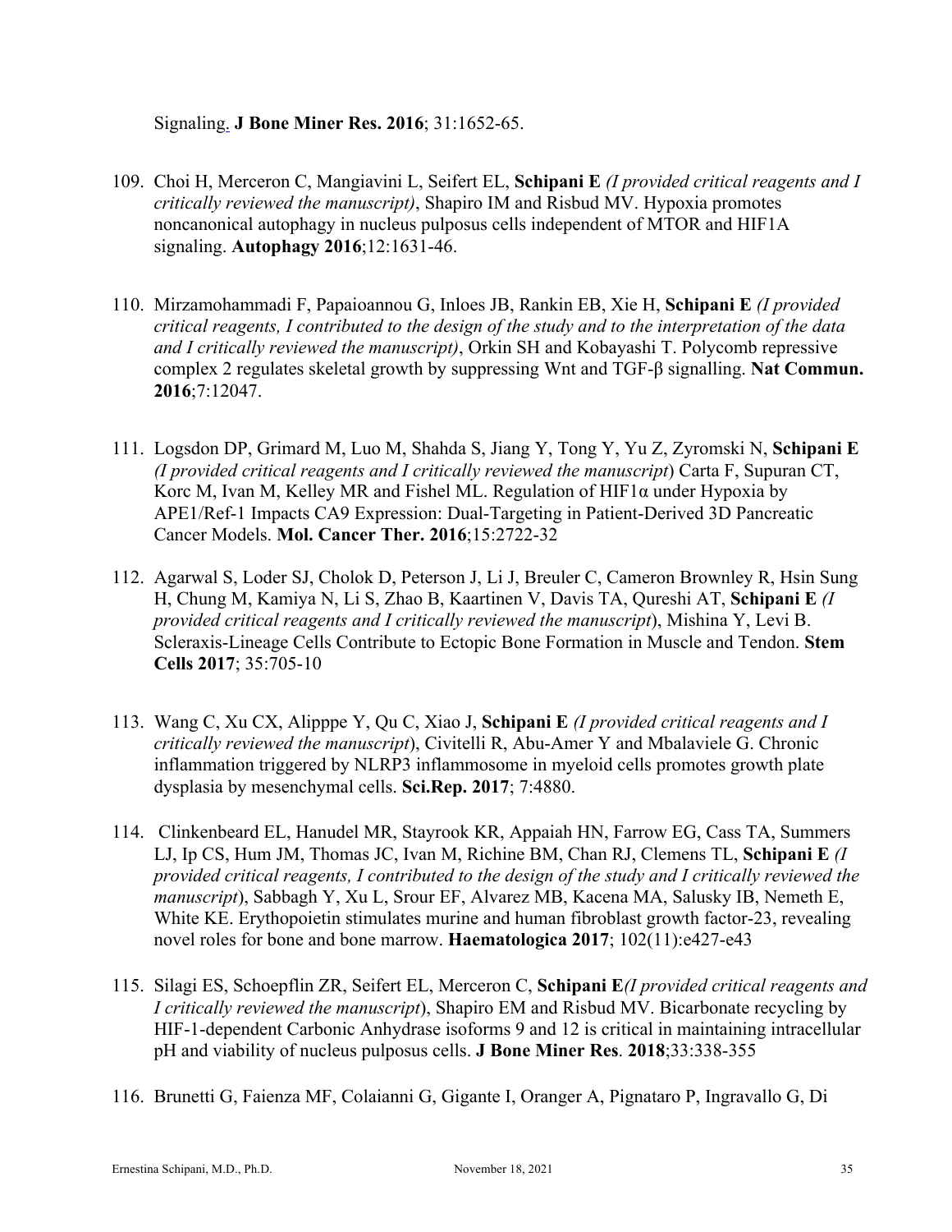Signaling. **J Bone Miner Res. 2016**; 31:1652-65.

109. Choi H, Merceron C, Mangiavini L, Seifert EL, **Schipani E** *(I provided critical reagents and I critically reviewed the manuscript)*, Shapiro IM and Risbud MV. Hypoxia promotes noncanonical autophagy in nucleus pulposus cells independent of MTOR and HIF1A signaling. **Autophagy 2016**;12:1631-46.

110. Mirzamohammadi F, Papaioannou G, Inloes JB, Rankin EB, Xie H, **Schipani E** *(I provided critical reagents, I contributed to the design of the study and to the interpretation of the data and I critically reviewed the manuscript)*, Orkin SH and Kobayashi T. Polycomb repressive complex 2 regulates skeletal growth by suppressing Wnt and TGF-β signalling. **Nat Commun. 2016**;7:12047.

111. Logsdon DP, Grimard M, Luo M, Shahda S, Jiang Y, Tong Y, Yu Z, Zyromski N, **Schipani E** *(I provided critical reagents and I critically reviewed the manuscript*) Carta F, Supuran CT, Korc M, Ivan M, Kelley MR and Fishel ML. Regulation of HIF1α under Hypoxia by APE1/Ref-1 Impacts CA9 Expression: Dual-Targeting in Patient-Derived 3D Pancreatic Cancer Models. **Mol. Cancer Ther. 2016**;15:2722-32

112. Agarwal S, Loder SJ, Cholok D, Peterson J, Li J, Breuler C, Cameron Brownley R, Hsin Sung H, Chung M, Kamiya N, Li S, Zhao B, Kaartinen V, Davis TA, Qureshi AT, **Schipani E** *(I provided critical reagents and I critically reviewed the manuscript*), Mishina Y, Levi B. Scleraxis-Lineage Cells Contribute to Ectopic Bone Formation in Muscle and Tendon. **Stem Cells 2017**; 35:705-10

113. Wang C, Xu CX, Alipppe Y, Qu C, Xiao J, **Schipani E** *(I provided critical reagents and I critically reviewed the manuscript*), Civitelli R, Abu-Amer Y and Mbalaviele G. Chronic inflammation triggered by NLRP3 inflammosome in myeloid cells promotes growth plate dysplasia by mesenchymal cells. **Sci.Rep. 2017**; 7:4880.

114. Clinkenbeard EL, Hanudel MR, Stayrook KR, Appaiah HN, Farrow EG, Cass TA, Summers LJ, Ip CS, Hum JM, Thomas JC, Ivan M, Richine BM, Chan RJ, Clemens TL, **Schipani E** *(I provided critical reagents, I contributed to the design of the study and I critically reviewed the manuscript*), Sabbagh Y, Xu L, Srour EF, Alvarez MB, Kacena MA, Salusky IB, Nemeth E, White KE. Erythopoietin stimulates murine and human fibroblast growth factor-23, revealing novel roles for bone and bone marrow. **Haematologica 2017**; 102(11):e427-e43

115. Silagi ES, Schoepflin ZR, Seifert EL, Merceron C, **Schipani E***(I provided critical reagents and I critically reviewed the manuscript*), Shapiro EM and Risbud MV. Bicarbonate recycling by HIF-1-dependent Carbonic Anhydrase isoforms 9 and 12 is critical in maintaining intracellular pH and viability of nucleus pulposus cells. **J Bone Miner Res**. **2018**;33:338-355

116. Brunetti G, Faienza MF, Colaianni G, Gigante I, Oranger A, Pignataro P, Ingravallo G, Di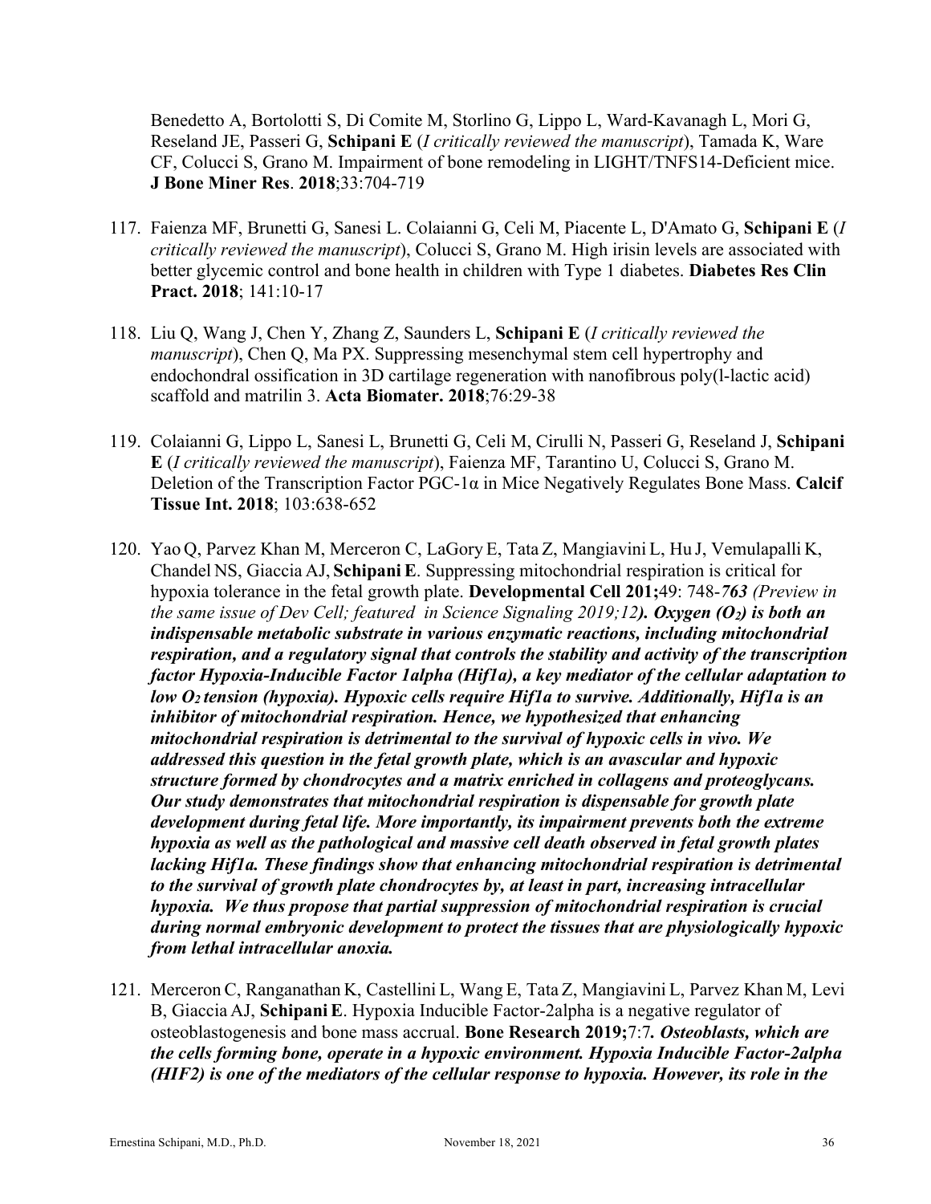Benedetto A, Bortolotti S, Di Comite M, Storlino G, Lippo L, Ward-Kavanagh L, Mori G, Reseland JE, Passeri G, **Schipani E** (*I critically reviewed the manuscript*), Tamada K, Ware CF, Colucci S, Grano M. Impairment of bone remodeling in LIGHT/TNFS14-Deficient mice. **J Bone Miner Res**. **2018**;33:704-719

117. Faienza MF, Brunetti G, Sanesi L. Colaianni G, Celi M, Piacente L, D'Amato G, **Schipani E** (*I critically reviewed the manuscript*), Colucci S, Grano M. High irisin levels are associated with better glycemic control and bone health in children with Type 1 diabetes. **Diabetes Res Clin Pract. 2018**; 141:10-17

118. Liu Q, Wang J, Chen Y, Zhang Z, Saunders L, **Schipani E** (*I critically reviewed the manuscript*), Chen Q, Ma PX. Suppressing mesenchymal stem cell hypertrophy and endochondral ossification in 3D cartilage regeneration with nanofibrous poly(l-lactic acid) scaffold and matrilin 3. **Acta Biomater. 2018**;76:29-38

119. Colaianni G, Lippo L, Sanesi L, Brunetti G, Celi M, Cirulli N, Passeri G, Reseland J, **Schipani E** (*I critically reviewed the manuscript*), Faienza MF, Tarantino U, Colucci S, Grano M. Deletion of the Transcription Factor PGC-1α in Mice Negatively Regulates Bone Mass. **Calcif Tissue Int. 2018**; 103:638-652

120. Yao Q, Parvez Khan M, Merceron C, LaGory E, Tata Z, Mangiavini L, Hu J, Vemulapalli K, Chandel NS, Giaccia AJ, **Schipani E**. Suppressing mitochondrial respiration is critical for hypoxia tolerance in the fetal growth plate. **Developmental Cell 201;**49: 748-*763 (Preview in the same issue of Dev Cell; featured in Science Signaling 2019;12)****). Oxygen ($O_2$) is both an indispensable metabolic substrate in various enzymatic reactions, including mitochondrial respiration, and a regulatory signal that controls the stability and activity of the transcription factor Hypoxia-Inducible Factor 1alpha (Hif1a), a key mediator of the cellular adaptation to low $O_2$ tension (hypoxia). Hypoxic cells require Hif1a to survive. Additionally, Hif1a is an inhibitor of mitochondrial respiration. Hence, we hypothesized that enhancing mitochondrial respiration is detrimental to the survival of hypoxic cells in vivo. We addressed this question in the fetal growth plate, which is an avascular and hypoxic structure formed by chondrocytes and a matrix enriched in collagens and proteoglycans. Our study demonstrates that mitochondrial respiration is dispensable for growth plate development during fetal life. More importantly, its impairment prevents both the extreme hypoxia as well as the pathological and massive cell death observed in fetal growth plates lacking Hif1a. These findings show that enhancing mitochondrial respiration is detrimental to the survival of growth plate chondrocytes by, at least in part, increasing intracellular hypoxia. We thus propose that partial suppression of mitochondrial respiration is crucial during normal embryonic development to protect the tissues that are physiologically hypoxic from lethal intracellular anoxia.***

121. Merceron C, Ranganathan K, Castellini L, Wang E, Tata Z, Mangiavini L, Parvez Khan M, Levi B, Giaccia AJ, **Schipani E**. Hypoxia Inducible Factor-2alpha is a negative regulator of osteoblastogenesis and bone mass accrual. **Bone Research 2019;**7:7*.* ***Osteoblasts, which are the cells forming bone, operate in a hypoxic environment. Hypoxia Inducible Factor-2alpha (HIF2) is one of the mediators of the cellular response to hypoxia. However, its role in the***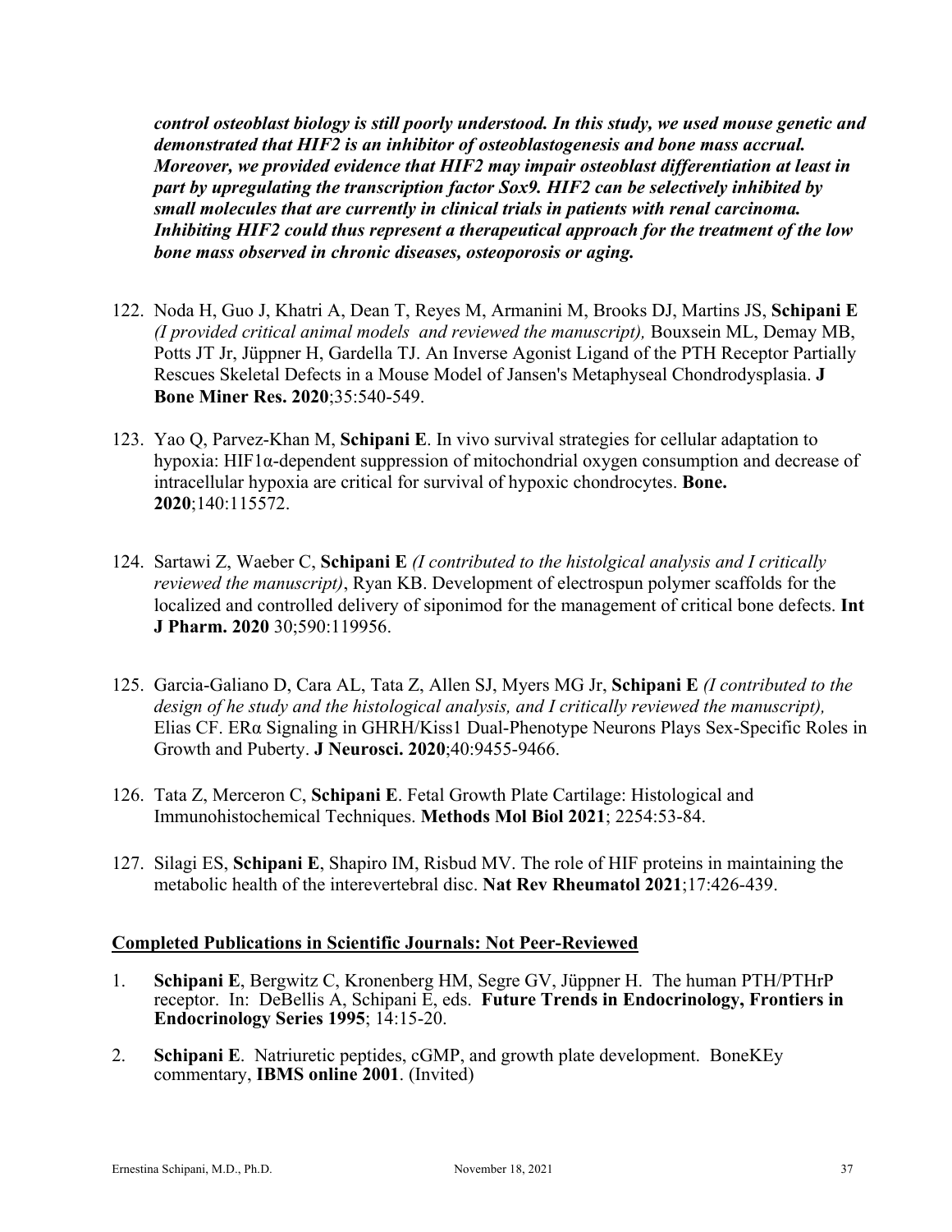***control osteoblast biology is still poorly understood. In this study, we used mouse genetic and demonstrated that HIF2 is an inhibitor of osteoblastogenesis and bone mass accrual. Moreover, we provided evidence that HIF2 may impair osteoblast differentiation at least in part by upregulating the transcription factor Sox9. HIF2 can be selectively inhibited by small molecules that are currently in clinical trials in patients with renal carcinoma. Inhibiting HIF2 could thus represent a therapeutical approach for the treatment of the low bone mass observed in chronic diseases, osteoporosis or aging.***

122. Noda H, Guo J, Khatri A, Dean T, Reyes M, Armanini M, Brooks DJ, Martins JS, **Schipani E** *(I provided critical animal models and reviewed the manuscript),* Bouxsein ML, Demay MB, Potts JT Jr, Jüppner H, Gardella TJ. An Inverse Agonist Ligand of the PTH Receptor Partially Rescues Skeletal Defects in a Mouse Model of Jansen's Metaphyseal Chondrodysplasia. **J Bone Miner Res. 2020**;35:540-549.

123. Yao Q, Parvez-Khan M, **Schipani E**. In vivo survival strategies for cellular adaptation to hypoxia: HIF1α-dependent suppression of mitochondrial oxygen consumption and decrease of intracellular hypoxia are critical for survival of hypoxic chondrocytes. **Bone. 2020**;140:115572.

124. Sartawi Z, Waeber C, **Schipani E** *(I contributed to the histolgical analysis and I critically reviewed the manuscript)*, Ryan KB. Development of electrospun polymer scaffolds for the localized and controlled delivery of siponimod for the management of critical bone defects. **Int J Pharm. 2020** 30;590:119956.

125. Garcia-Galiano D, Cara AL, Tata Z, Allen SJ, Myers MG Jr, **Schipani E** *(I contributed to the design of he study and the histological analysis, and I critically reviewed the manuscript),* Elias CF. ERα Signaling in GHRH/Kiss1 Dual-Phenotype Neurons Plays Sex-Specific Roles in Growth and Puberty. **J Neurosci. 2020**;40:9455-9466.

126. Tata Z, Merceron C, **Schipani E**. Fetal Growth Plate Cartilage: Histological and Immunohistochemical Techniques. **Methods Mol Biol 2021**; 2254:53-84.

127. Silagi ES, **Schipani E**, Shapiro IM, Risbud MV. The role of HIF proteins in maintaining the metabolic health of the interevertebral disc. **Nat Rev Rheumatol 2021**;17:426-439.

**<u>Completed Publications in Scientific Journals: Not Peer-Reviewed</u>**

1. **Schipani E**, Bergwitz C, Kronenberg HM, Segre GV, Jüppner H. The human PTH/PTHrP receptor. In: DeBellis A, Schipani E, eds. **Future Trends in Endocrinology, Frontiers in Endocrinology Series 1995**; 14:15-20.

2. **Schipani E**. Natriuretic peptides, cGMP, and growth plate development. BoneKEy commentary, **IBMS online 2001**. (Invited)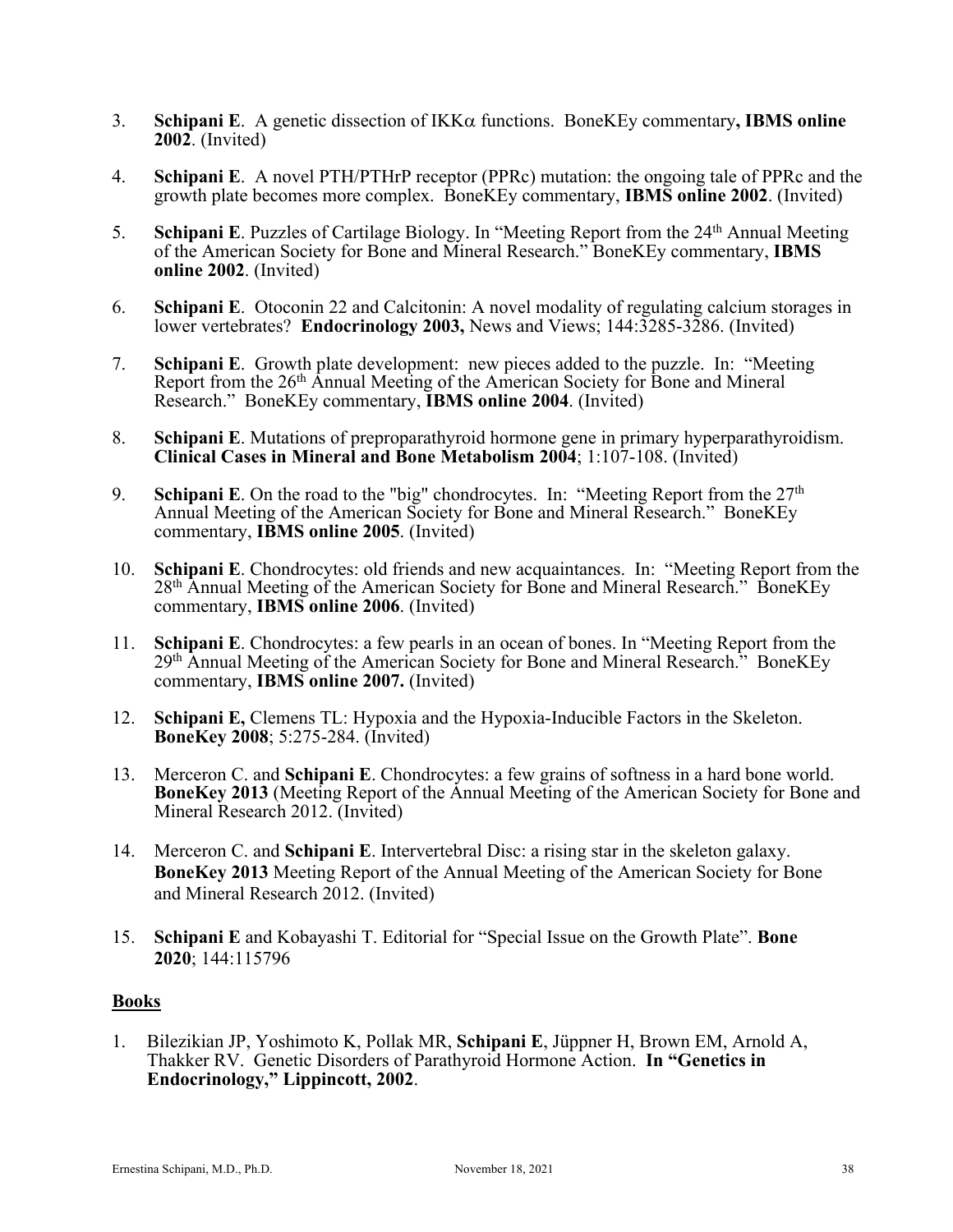3. **Schipani E**. A genetic dissection of IKKα functions. BoneKEy commentary**, IBMS online 2002**. (Invited)

4. **Schipani E**. A novel PTH/PTHrP receptor (PPRc) mutation: the ongoing tale of PPRc and the growth plate becomes more complex. BoneKEy commentary, **IBMS online 2002**. (Invited)

5. **Schipani E**. Puzzles of Cartilage Biology. In "Meeting Report from the 24th Annual Meeting of the American Society for Bone and Mineral Research." BoneKEy commentary, **IBMS online 2002**. (Invited)

6. **Schipani E**. Otoconin 22 and Calcitonin: A novel modality of regulating calcium storages in lower vertebrates? **Endocrinology 2003,** News and Views; 144:3285-3286. (Invited)

7. **Schipani E**. Growth plate development: new pieces added to the puzzle. In: "Meeting Report from the 26th Annual Meeting of the American Society for Bone and Mineral Research." BoneKEy commentary, **IBMS online 2004**. (Invited)

8. **Schipani E**. Mutations of preproparathyroid hormone gene in primary hyperparathyroidism. **Clinical Cases in Mineral and Bone Metabolism 2004**; 1:107-108. (Invited)

9. **Schipani E**. On the road to the "big" chondrocytes. In: "Meeting Report from the 27th Annual Meeting of the American Society for Bone and Mineral Research." BoneKEy commentary, **IBMS online 2005**. (Invited)

10. **Schipani E**. Chondrocytes: old friends and new acquaintances. In: "Meeting Report from the 28th Annual Meeting of the American Society for Bone and Mineral Research." BoneKEy commentary, **IBMS online 2006**. (Invited)

11. **Schipani E**. Chondrocytes: a few pearls in an ocean of bones. In "Meeting Report from the 29th Annual Meeting of the American Society for Bone and Mineral Research." BoneKEy commentary, **IBMS online 2007.** (Invited)

12. **Schipani E,** Clemens TL: Hypoxia and the Hypoxia-Inducible Factors in the Skeleton. **BoneKey 2008**; 5:275-284. (Invited)

13. Merceron C. and **Schipani E**. Chondrocytes: a few grains of softness in a hard bone world. **BoneKey 2013** (Meeting Report of the Annual Meeting of the American Society for Bone and Mineral Research 2012. (Invited)

14. Merceron C. and **Schipani E**. Intervertebral Disc: a rising star in the skeleton galaxy. **BoneKey 2013** Meeting Report of the Annual Meeting of the American Society for Bone and Mineral Research 2012. (Invited)

15. **Schipani E** and Kobayashi T. Editorial for "Special Issue on the Growth Plate". **Bone 2020**; 144:115796

## Books

1. Bilezikian JP, Yoshimoto K, Pollak MR, **Schipani E**, Jüppner H, Brown EM, Arnold A, Thakker RV. Genetic Disorders of Parathyroid Hormone Action. **In "Genetics in Endocrinology," Lippincott, 2002**.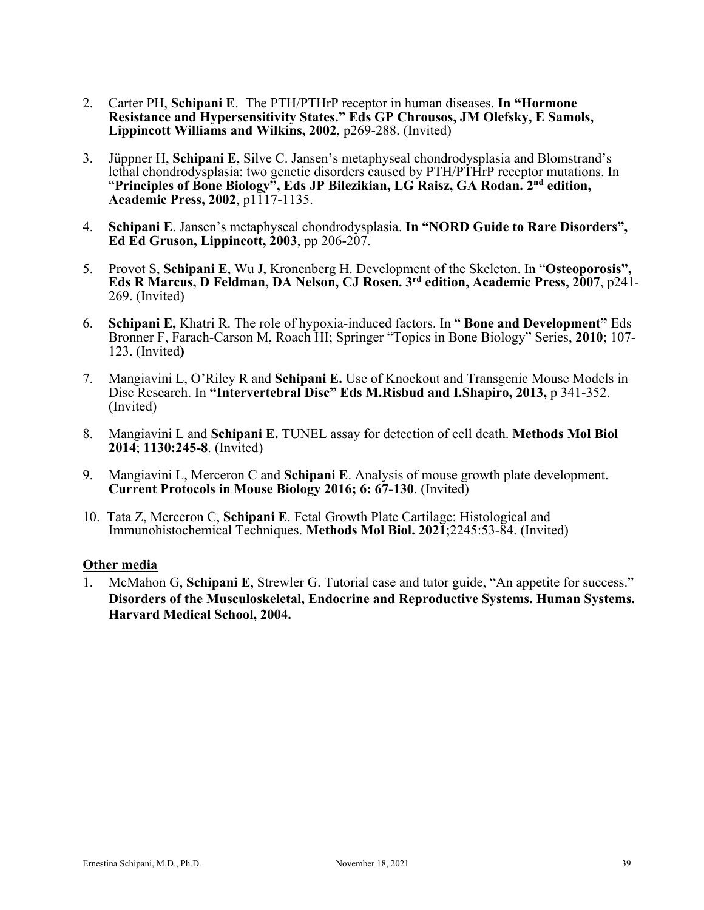2. Carter PH, **Schipani E**. The PTH/PTHrP receptor in human diseases. **In "Hormone Resistance and Hypersensitivity States." Eds GP Chrousos, JM Olefsky, E Samols, Lippincott Williams and Wilkins, 2002**, p269-288. (Invited)

3. Jüppner H, **Schipani E**, Silve C. Jansen's metaphyseal chondrodysplasia and Blomstrand's lethal chondrodysplasia: two genetic disorders caused by PTH/PTHrP receptor mutations. In "**Principles of Bone Biology", Eds JP Bilezikian, LG Raisz, GA Rodan. 2nd edition, Academic Press, 2002**, p1117-1135.

4. **Schipani E**. Jansen's metaphyseal chondrodysplasia. **In "NORD Guide to Rare Disorders", Ed Ed Gruson, Lippincott, 2003**, pp 206-207.

5. Provot S, **Schipani E**, Wu J, Kronenberg H. Development of the Skeleton. In "**Osteoporosis", Eds R Marcus, D Feldman, DA Nelson, CJ Rosen. 3rd edition, Academic Press, 2007**, p241-269. (Invited)

6. **Schipani E,** Khatri R. The role of hypoxia-induced factors. In " **Bone and Development"** Eds Bronner F, Farach-Carson M, Roach HI; Springer "Topics in Bone Biology" Series, **2010**; 107-123. (Invited**)**

7. Mangiavini L, O'Riley R and **Schipani E.** Use of Knockout and Transgenic Mouse Models in Disc Research. In **"Intervertebral Disc" Eds M.Risbud and I.Shapiro, 2013,** p 341-352. (Invited)

8. Mangiavini L and **Schipani E.** TUNEL assay for detection of cell death. **Methods Mol Biol 2014**; **1130:245-8**. (Invited)

9. Mangiavini L, Merceron C and **Schipani E**. Analysis of mouse growth plate development. **Current Protocols in Mouse Biology 2016; 6: 67-130**. (Invited)

10. Tata Z, Merceron C, **Schipani E**. Fetal Growth Plate Cartilage: Histological and Immunohistochemical Techniques. **Methods Mol Biol. 2021**;2245:53-84. (Invited)

## Other media

1. McMahon G, **Schipani E**, Strewler G. Tutorial case and tutor guide, "An appetite for success." **Disorders of the Musculoskeletal, Endocrine and Reproductive Systems. Human Systems. Harvard Medical School, 2004.**